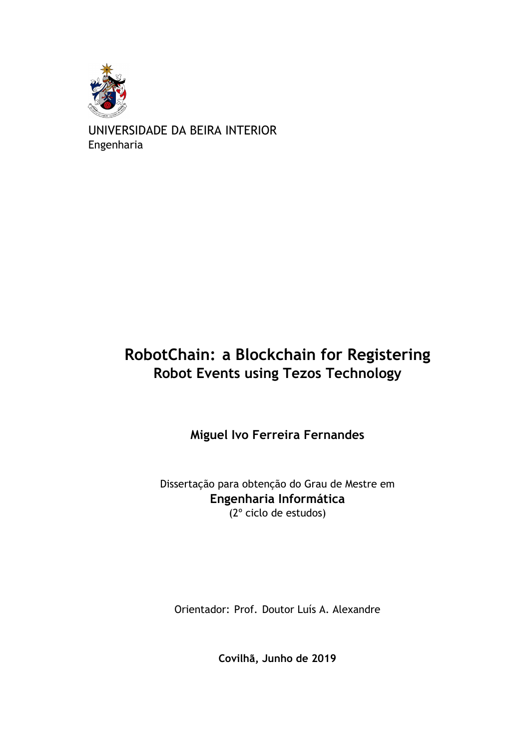UNIVERSIDADE DA BEIRA INTERIOR
Engenharia

# RobotChain: a Blockchain for Registering Robot Events using Tezos Technology

**Miguel Ivo Ferreira Fernandes**

Dissertação para obtenção do Grau de Mestre em
**Engenharia Informática**
(2º ciclo de estudos)

Orientador: Prof. Doutor Luís A. Alexandre

**Covilhã, Junho de 2019**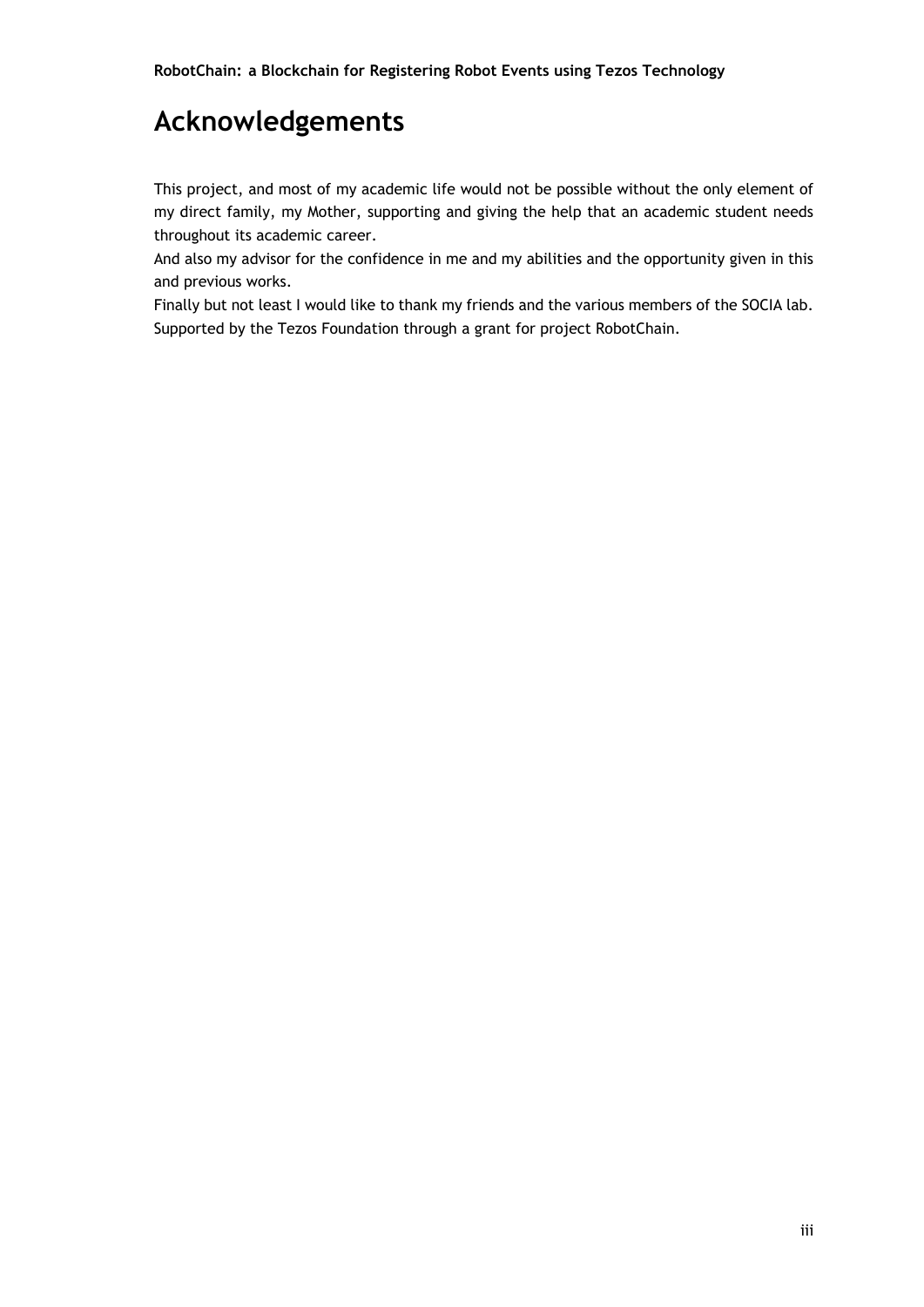# Acknowledgements

This project, and most of my academic life would not be possible without the only element of my direct family, my Mother, supporting and giving the help that an academic student needs throughout its academic career.

And also my advisor for the confidence in me and my abilities and the opportunity given in this and previous works.

Finally but not least I would like to thank my friends and the various members of the SOCIA lab.

Supported by the Tezos Foundation through a grant for project RobotChain.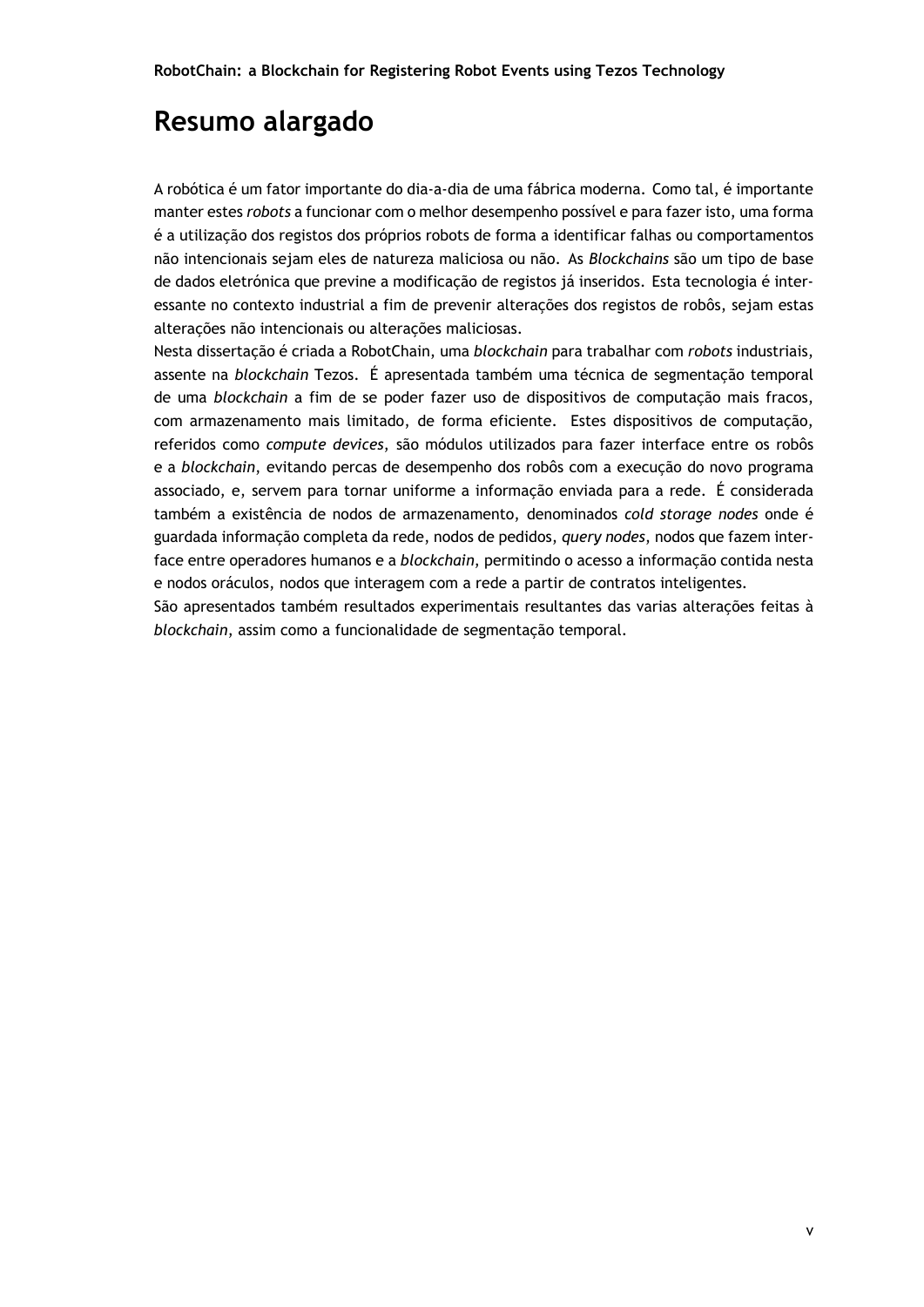# Resumo alargado

A robótica é um fator importante do dia-a-dia de uma fábrica moderna. Como tal, é importante manter estes *robots* a funcionar com o melhor desempenho possível e para fazer isto, uma forma é a utilização dos registos dos próprios robots de forma a identificar falhas ou comportamentos não intencionais sejam eles de natureza maliciosa ou não. As *Blockchains* são um tipo de base de dados eletrónica que previne a modificação de registos já inseridos. Esta tecnologia é interessante no contexto industrial a fim de prevenir alterações dos registos de robôs, sejam estas alterações não intencionais ou alterações maliciosas.
Nesta dissertação é criada a RobotChain, uma *blockchain* para trabalhar com *robots* industriais, assente na *blockchain* Tezos. É apresentada também uma técnica de segmentação temporal de uma *blockchain* a fim de se poder fazer uso de dispositivos de computação mais fracos, com armazenamento mais limitado, de forma eficiente. Estes dispositivos de computação, referidos como *compute devices*, são módulos utilizados para fazer interface entre os robôs e a *blockchain*, evitando percas de desempenho dos robôs com a execução do novo programa associado, e, servem para tornar uniforme a informação enviada para a rede. É considerada também a existência de nodos de armazenamento, denominados *cold storage nodes* onde é guardada informação completa da rede, nodos de pedidos, *query nodes*, nodos que fazem interface entre operadores humanos e a *blockchain*, permitindo o acesso a informação contida nesta e nodos oráculos, nodos que interagem com a rede a partir de contratos inteligentes.
São apresentados também resultados experimentais resultantes das varias alterações feitas à *blockchain*, assim como a funcionalidade de segmentação temporal.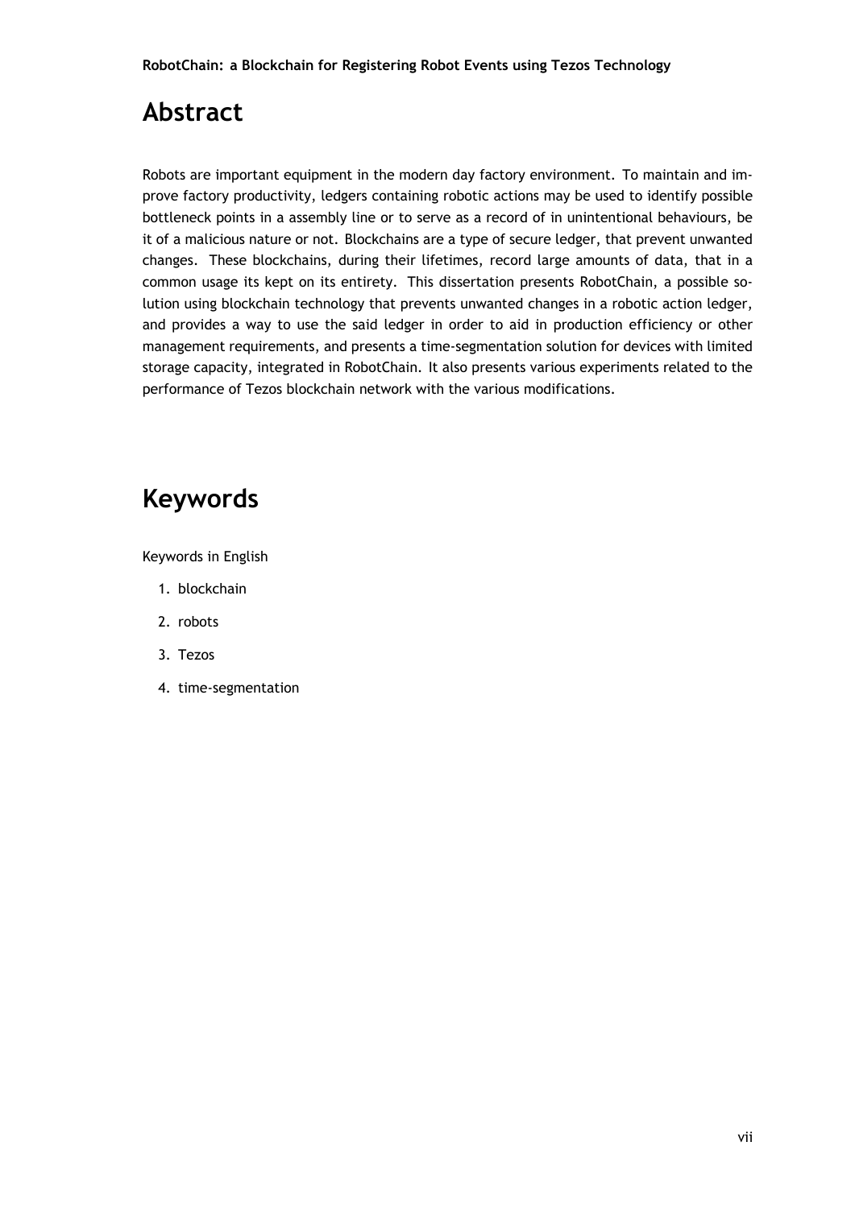# Abstract

Robots are important equipment in the modern day factory environment. To maintain and improve factory productivity, ledgers containing robotic actions may be used to identify possible bottleneck points in a assembly line or to serve as a record of in unintentional behaviours, be it of a malicious nature or not. Blockchains are a type of secure ledger, that prevent unwanted changes. These blockchains, during their lifetimes, record large amounts of data, that in a common usage its kept on its entirety. This dissertation presents RobotChain, a possible solution using blockchain technology that prevents unwanted changes in a robotic action ledger, and provides a way to use the said ledger in order to aid in production efficiency or other management requirements, and presents a time-segmentation solution for devices with limited storage capacity, integrated in RobotChain. It also presents various experiments related to the performance of Tezos blockchain network with the various modifications.

# Keywords

Keywords in English

1. blockchain
2. robots
3. Tezos
4. time-segmentation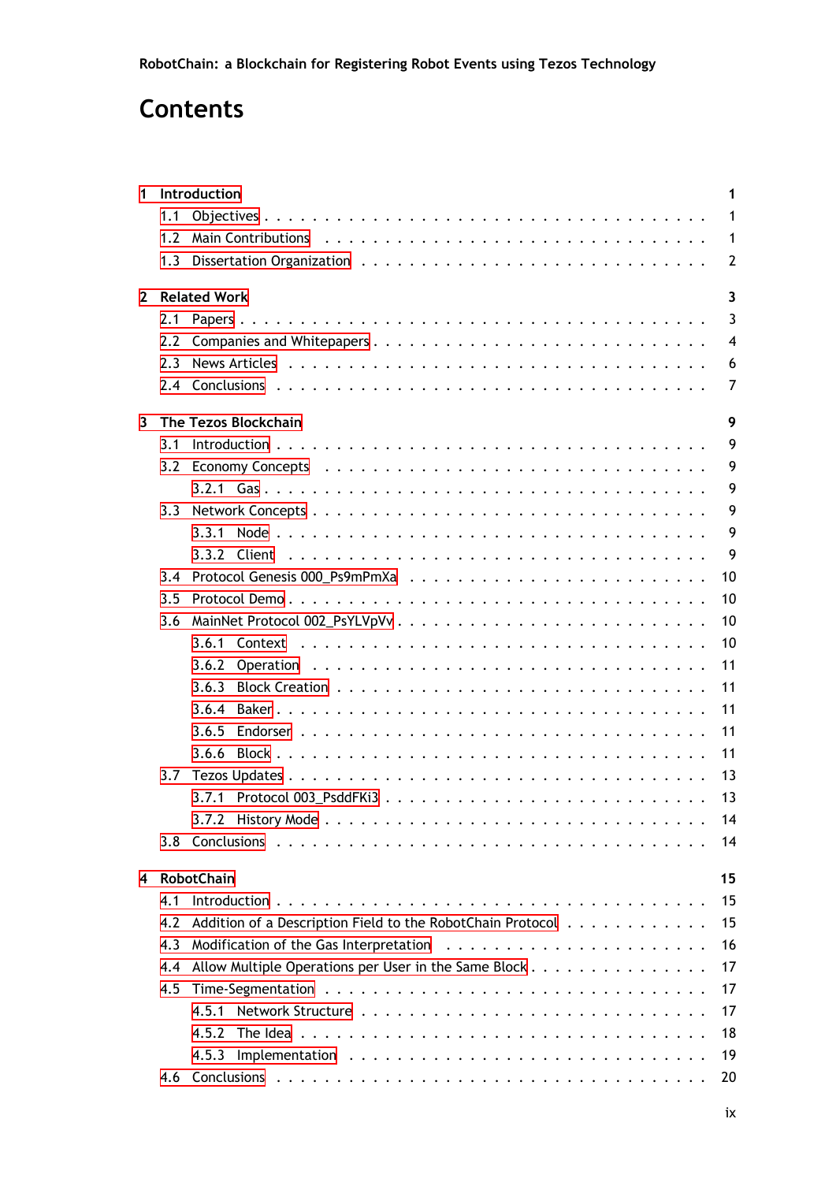# Contents

**1 Introduction** 1

- 1.1 Objectives 1
- 1.2 Main Contributions 1
- 1.3 Dissertation Organization 2

**2 Related Work** 3

- 2.1 Papers 3
- 2.2 Companies and Whitepapers 4
- 2.3 News Articles 6
- 2.4 Conclusions 7

**3 The Tezos Blockchain** 9

- 3.1 Introduction 9
- 3.2 Economy Concepts 9
  - 3.2.1 Gas 9
- 3.3 Network Concepts 9
  - 3.3.1 Node 9
  - 3.3.2 Client 9
- 3.4 Protocol Genesis 000_Ps9mPmXa 10
- 3.5 Protocol Demo 10
- 3.6 MainNet Protocol 002_PsYLVpVv 10
  - 3.6.1 Context 10
  - 3.6.2 Operation 11
  - 3.6.3 Block Creation 11
  - 3.6.4 Baker 11
  - 3.6.5 Endorser 11
  - 3.6.6 Block 11
- 3.7 Tezos Updates 13
  - 3.7.1 Protocol 003_PsddFKi3 13
  - 3.7.2 History Mode 14
- 3.8 Conclusions 14

**4 RobotChain** 15

- 4.1 Introduction 15
- 4.2 Addition of a Description Field to the RobotChain Protocol 15
- 4.3 Modification of the Gas Interpretation 16
- 4.4 Allow Multiple Operations per User in the Same Block 17
- 4.5 Time-Segmentation 17
  - 4.5.1 Network Structure 17
  - 4.5.2 The Idea 18
  - 4.5.3 Implementation 19
- 4.6 Conclusions 20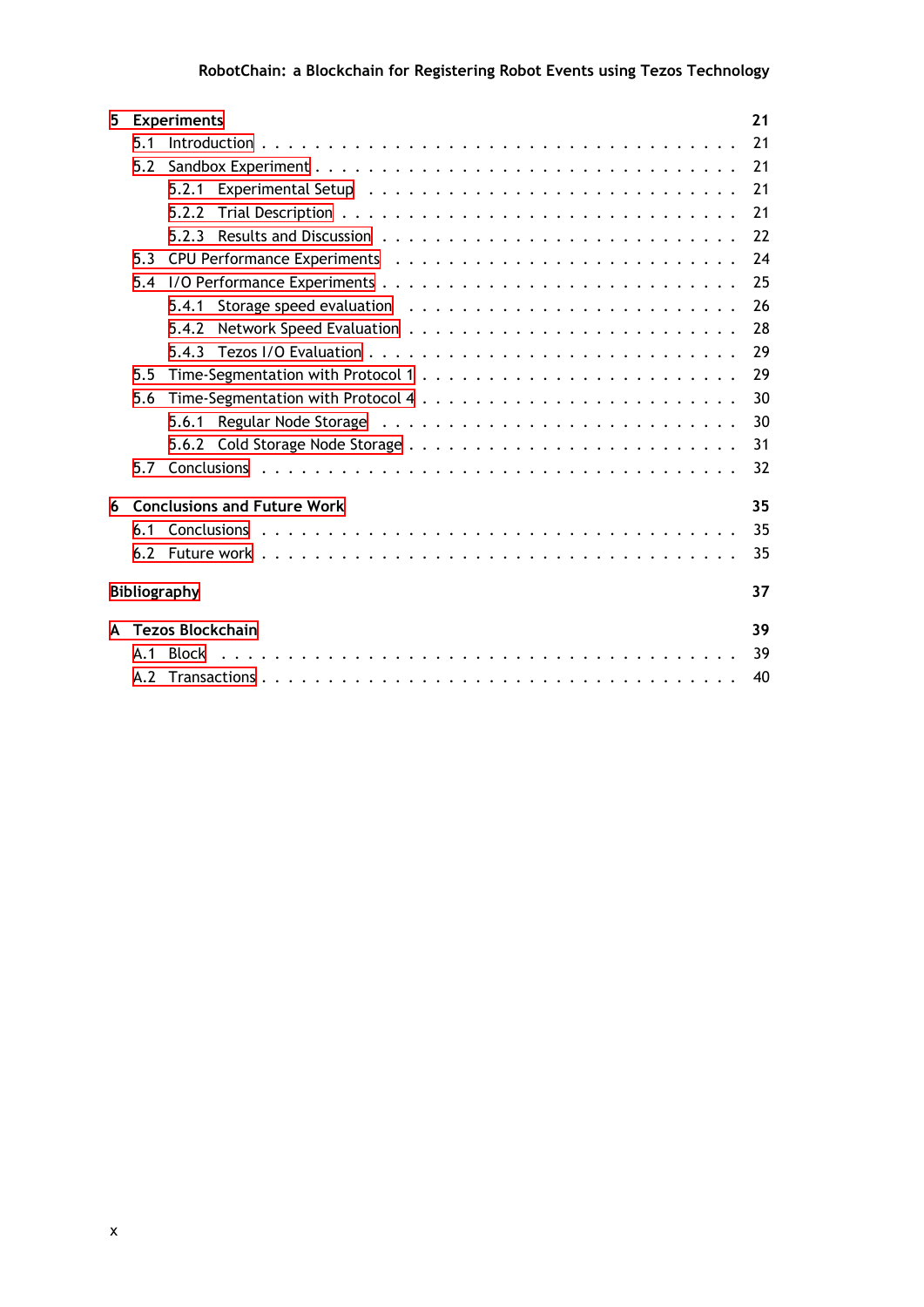**5 Experiments** 21

- 5.1 Introduction . . . 21
- 5.2 Sandbox Experiment . . . 21
  - 5.2.1 Experimental Setup . . . 21
  - 5.2.2 Trial Description . . . 21
  - 5.2.3 Results and Discussion . . . 22
- 5.3 CPU Performance Experiments . . . 24
- 5.4 I/O Performance Experiments . . . 25
  - 5.4.1 Storage speed evaluation . . . 26
  - 5.4.2 Network Speed Evaluation . . . 28
  - 5.4.3 Tezos I/O Evaluation . . . 29
- 5.5 Time-Segmentation with Protocol 1 . . . 29
- 5.6 Time-Segmentation with Protocol 4 . . . 30
  - 5.6.1 Regular Node Storage . . . 30
  - 5.6.2 Cold Storage Node Storage . . . 31
- 5.7 Conclusions . . . 32

**6 Conclusions and Future Work** 35

- 6.1 Conclusions . . . 35
- 6.2 Future work . . . 35

**Bibliography** 37

**A Tezos Blockchain** 39

- A.1 Block . . . 39
- A.2 Transactions . . . 40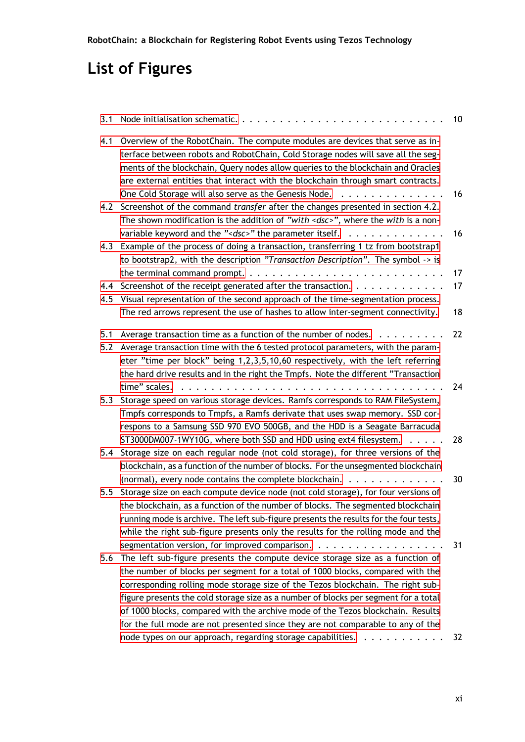# List of Figures

3.1 Node initialisation schematic. . . . . . . . . . . . . . . . . . . . . . . . . . . 10

4.1 Overview of the RobotChain. The compute modules are devices that serve as interface between robots and RobotChain, Cold Storage nodes will save all the segments of the blockchain, Query nodes allow queries to the blockchain and Oracles are external entities that interact with the blockchain through smart contracts. One Cold Storage will also serve as the Genesis Node. . . . . . . . . . . . . . . 16

4.2 Screenshot of the command *transfer* after the changes presented in section 4.2. The shown modification is the addition of *"with <dsc>"*, where the *with* is a non-variable keyword and the *"<dsc>"* the parameter itself. . . . . . . . . . . . . . 16

4.3 Example of the process of doing a transaction, transferring 1 tz from bootstrap1 to bootstrap2, with the description *"Transaction Description"*. The symbol -> is the terminal command prompt. . . . . . . . . . . . . . . . . . . . . . . . . . 17

4.4 Screenshot of the receipt generated after the transaction. . . . . . . . . . . . . 17

4.5 Visual representation of the second approach of the time-segmentation process. The red arrows represent the use of hashes to allow inter-segment connectivity. 18

5.1 Average transaction time as a function of the number of nodes. . . . . . . . . . 22

5.2 Average transaction time with the 6 tested protocol parameters, with the parameter "time per block" being 1,2,3,5,10,60 respectively, with the left referring the hard drive results and in the right the Tmpfs. Note the different "Transaction time" scales. . . . . . . . . . . . . . . . . . . . . . . . . . . . . . . . . . 24

5.3 Storage speed on various storage devices. Ramfs corresponds to RAM FileSystem, Tmpfs corresponds to Tmpfs, a Ramfs derivate that uses swap memory. SSD correspons to a Samsung SSD 970 EVO 500GB, and the HDD is a Seagate Barracuda ST3000DM007-1WY10G, where both SSD and HDD using ext4 filesystem. . . . . 28

5.4 Storage size on each regular node (not cold storage), for three versions of the blockchain, as a function of the number of blocks. For the unsegmented blockchain (normal), every node contains the complete blockchain. . . . . . . . . . . . . 30

5.5 Storage size on each compute device node (not cold storage), for four versions of the blockchain, as a function of the number of blocks. The segmented blockchain running mode is archive. The left sub-figure presents the results for the four tests, while the right sub-figure presents only the results for the rolling mode and the segmentation version, for improved comparison. . . . . . . . . . . . . . . . . 31

5.6 The left sub-figure presents the compute device storage size as a function of the number of blocks per segment for a total of 1000 blocks, compared with the corresponding rolling mode storage size of the Tezos blockchain. The right sub-figure presents the cold storage size as a number of blocks per segment for a total of 1000 blocks, compared with the archive mode of the Tezos blockchain. Results for the full mode are not presented since they are not comparable to any of the node types on our approach, regarding storage capabilities. . . . . . . . . . . 32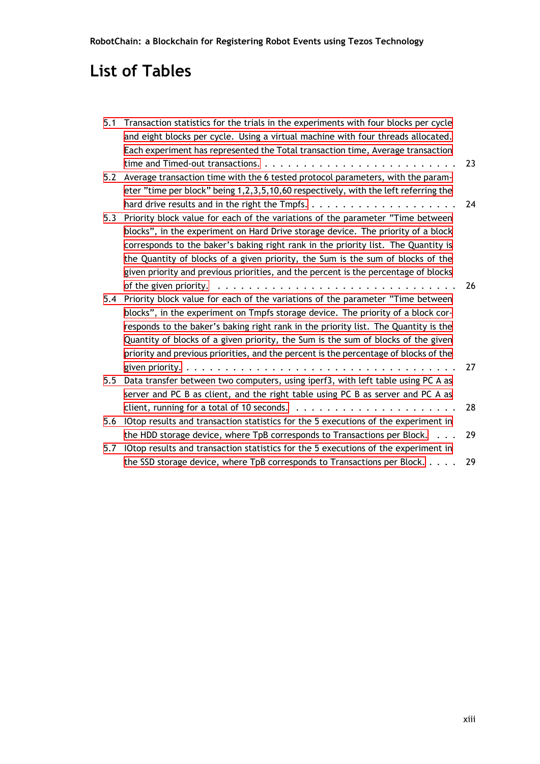# List of Tables

5.1 Transaction statistics for the trials in the experiments with four blocks per cycle and eight blocks per cycle. Using a virtual machine with four threads allocated. Each experiment has represented the Total transaction time, Average transaction time and Timed-out transactions. . . . . . . . . . . . . . . . . . . . . . . . . . 23

5.2 Average transaction time with the 6 tested protocol parameters, with the parameter "time per block" being 1,2,3,5,10,60 respectively, with the left referring the hard drive results and in the right the Tmpfs. . . . . . . . . . . . . . . . . . . . . 24

5.3 Priority block value for each of the variations of the parameter "Time between blocks", in the experiment on Hard Drive storage device. The priority of a block corresponds to the baker's baking right rank in the priority list. The Quantity is the Quantity of blocks of a given priority, the Sum is the sum of blocks of the given priority and previous priorities, and the percent is the percentage of blocks of the given priority. . . . . . . . . . . . . . . . . . . . . . . . . . . . . . . 26

5.4 Priority block value for each of the variations of the parameter "Time between blocks", in the experiment on Tmpfs storage device. The priority of a block corresponds to the baker's baking right rank in the priority list. The Quantity is the Quantity of blocks of a given priority, the Sum is the sum of blocks of the given priority and previous priorities, and the percent is the percentage of blocks of the given priority. . . . . . . . . . . . . . . . . . . . . . . . . . . . . . . . . . 27

5.5 Data transfer between two computers, using iperf3, with left table using PC A as server and PC B as client, and the right table using PC B as server and PC A as client, running for a total of 10 seconds. . . . . . . . . . . . . . . . . . . . . . 28

5.6 IOtop results and transaction statistics for the 5 executions of the experiment in the HDD storage device, where TpB corresponds to Transactions per Block. . . . 29

5.7 IOtop results and transaction statistics for the 5 executions of the experiment in the SSD storage device, where TpB corresponds to Transactions per Block. . . . . 29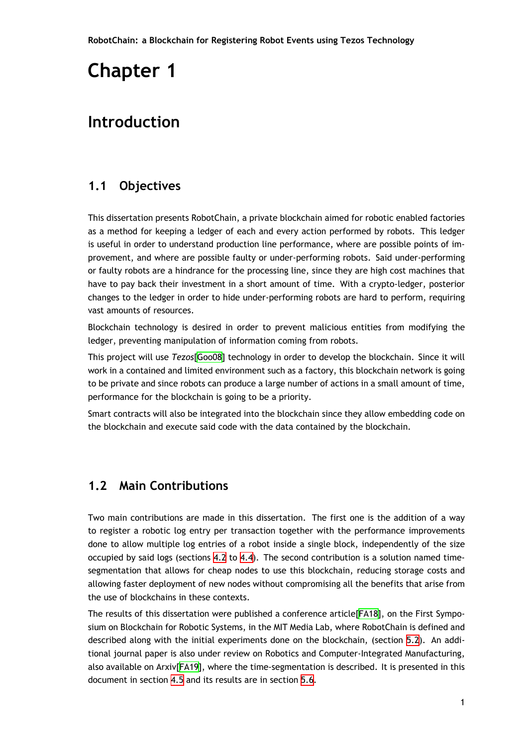# Chapter 1

# Introduction

## 1.1 Objectives

This dissertation presents RobotChain, a private blockchain aimed for robotic enabled factories as a method for keeping a ledger of each and every action performed by robots. This ledger is useful in order to understand production line performance, where are possible points of improvement, and where are possible faulty or under-performing robots. Said under-performing or faulty robots are a hindrance for the processing line, since they are high cost machines that have to pay back their investment in a short amount of time. With a crypto-ledger, posterior changes to the ledger in order to hide under-performing robots are hard to perform, requiring vast amounts of resources.

Blockchain technology is desired in order to prevent malicious entities from modifying the ledger, preventing manipulation of information coming from robots.

This project will use *Tezos*[Goo08] technology in order to develop the blockchain. Since it will work in a contained and limited environment such as a factory, this blockchain network is going to be private and since robots can produce a large number of actions in a small amount of time, performance for the blockchain is going to be a priority.

Smart contracts will also be integrated into the blockchain since they allow embedding code on the blockchain and execute said code with the data contained by the blockchain.

## 1.2 Main Contributions

Two main contributions are made in this dissertation. The first one is the addition of a way to register a robotic log entry per transaction together with the performance improvements done to allow multiple log entries of a robot inside a single block, independently of the size occupied by said logs (sections 4.2 to 4.4). The second contribution is a solution named time-segmentation that allows for cheap nodes to use this blockchain, reducing storage costs and allowing faster deployment of new nodes without compromising all the benefits that arise from the use of blockchains in these contexts.

The results of this dissertation were published a conference article[FA18], on the First Symposium on Blockchain for Robotic Systems, in the MIT Media Lab, where RobotChain is defined and described along with the initial experiments done on the blockchain, (section 5.2). An additional journal paper is also under review on Robotics and Computer-Integrated Manufacturing, also available on Arxiv[FA19], where the time-segmentation is described. It is presented in this document in section 4.5 and its results are in section 5.6.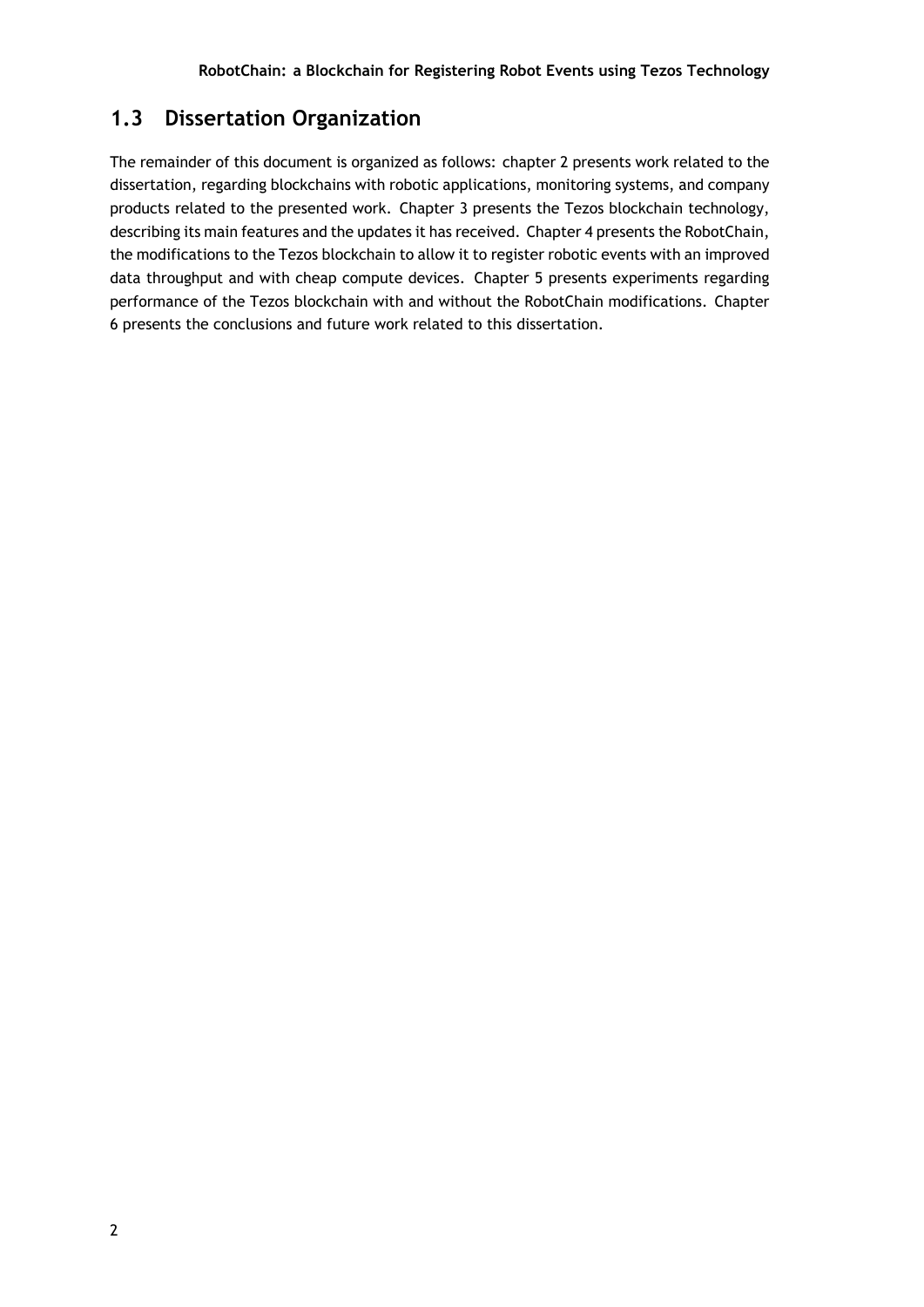## 1.3 Dissertation Organization

The remainder of this document is organized as follows: chapter 2 presents work related to the dissertation, regarding blockchains with robotic applications, monitoring systems, and company products related to the presented work. Chapter 3 presents the Tezos blockchain technology, describing its main features and the updates it has received. Chapter 4 presents the RobotChain, the modifications to the Tezos blockchain to allow it to register robotic events with an improved data throughput and with cheap compute devices. Chapter 5 presents experiments regarding performance of the Tezos blockchain with and without the RobotChain modifications. Chapter 6 presents the conclusions and future work related to this dissertation.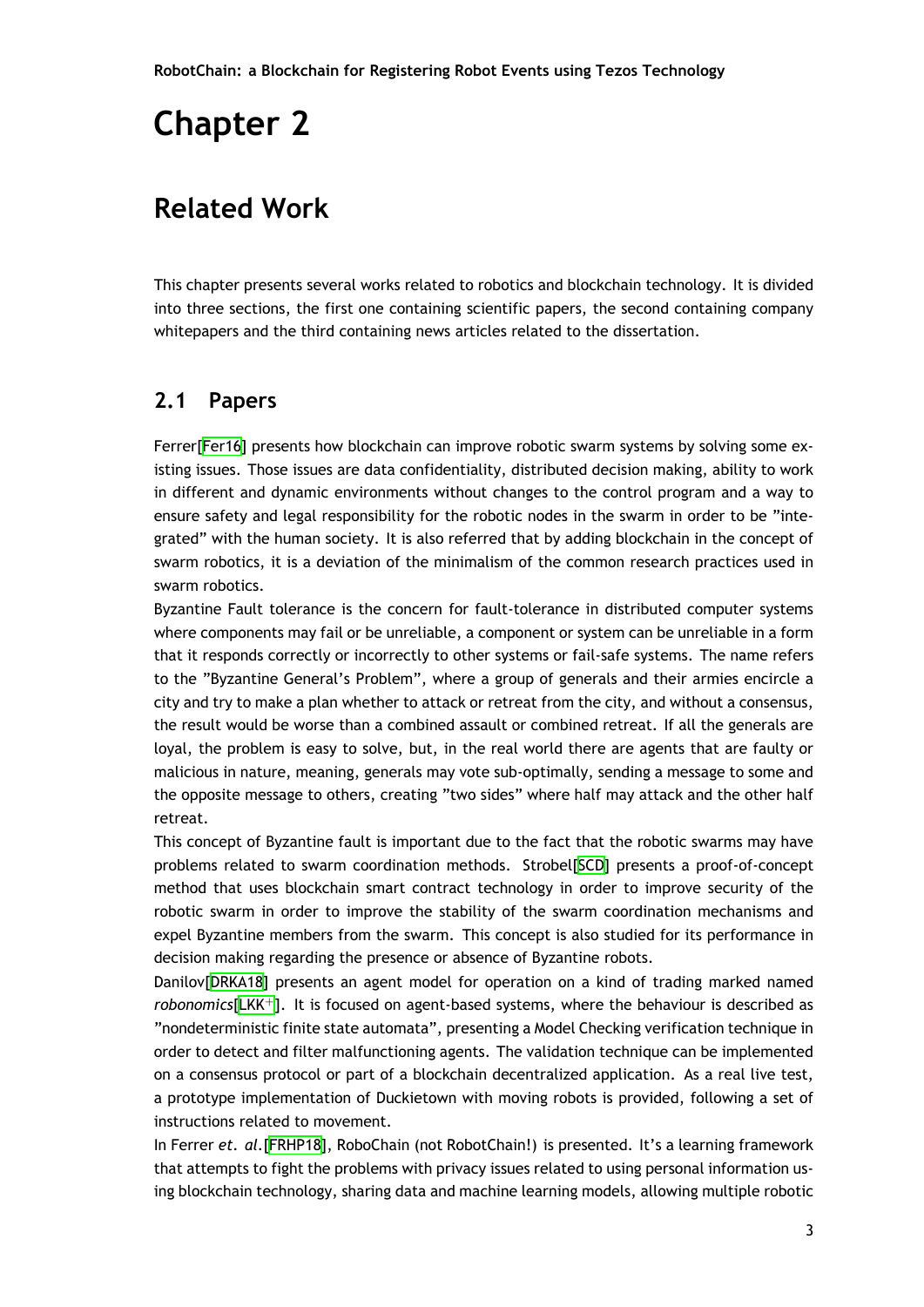# Chapter 2

# Related Work

This chapter presents several works related to robotics and blockchain technology. It is divided into three sections, the first one containing scientific papers, the second containing company whitepapers and the third containing news articles related to the dissertation.

## 2.1 Papers

Ferrer[Fer16] presents how blockchain can improve robotic swarm systems by solving some existing issues. Those issues are data confidentiality, distributed decision making, ability to work in different and dynamic environments without changes to the control program and a way to ensure safety and legal responsibility for the robotic nodes in the swarm in order to be "integrated" with the human society. It is also referred that by adding blockchain in the concept of swarm robotics, it is a deviation of the minimalism of the common research practices used in swarm robotics.

Byzantine Fault tolerance is the concern for fault-tolerance in distributed computer systems where components may fail or be unreliable, a component or system can be unreliable in a form that it responds correctly or incorrectly to other systems or fail-safe systems. The name refers to the "Byzantine General's Problem", where a group of generals and their armies encircle a city and try to make a plan whether to attack or retreat from the city, and without a consensus, the result would be worse than a combined assault or combined retreat. If all the generals are loyal, the problem is easy to solve, but, in the real world there are agents that are faulty or malicious in nature, meaning, generals may vote sub-optimally, sending a message to some and the opposite message to others, creating "two sides" where half may attack and the other half retreat.

This concept of Byzantine fault is important due to the fact that the robotic swarms may have problems related to swarm coordination methods. Strobel[SCD] presents a proof-of-concept method that uses blockchain smart contract technology in order to improve security of the robotic swarm in order to improve the stability of the swarm coordination mechanisms and expel Byzantine members from the swarm. This concept is also studied for its performance in decision making regarding the presence or absence of Byzantine robots.

Danilov[DRKA18] presents an agent model for operation on a kind of trading marked named *robonomics*[LKK+]. It is focused on agent-based systems, where the behaviour is described as "nondeterministic finite state automata", presenting a Model Checking verification technique in order to detect and filter malfunctioning agents. The validation technique can be implemented on a consensus protocol or part of a blockchain decentralized application. As a real live test, a prototype implementation of Duckietown with moving robots is provided, following a set of instructions related to movement.

In Ferrer *et. al.*[FRHP18], RoboChain (not RobotChain!) is presented. It's a learning framework that attempts to fight the problems with privacy issues related to using personal information using blockchain technology, sharing data and machine learning models, allowing multiple robotic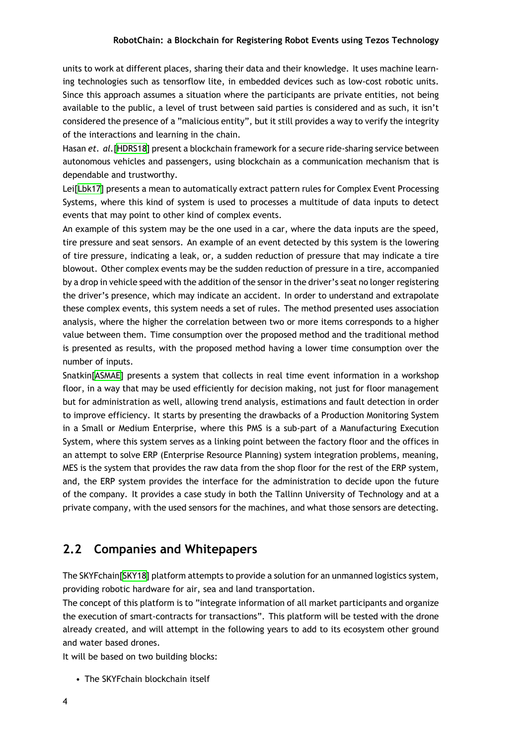units to work at different places, sharing their data and their knowledge. It uses machine learning technologies such as tensorflow lite, in embedded devices such as low-cost robotic units. Since this approach assumes a situation where the participants are private entities, not being available to the public, a level of trust between said parties is considered and as such, it isn't considered the presence of a "malicious entity", but it still provides a way to verify the integrity of the interactions and learning in the chain.

Hasan *et. al.*[HDRS18] present a blockchain framework for a secure ride-sharing service between autonomous vehicles and passengers, using blockchain as a communication mechanism that is dependable and trustworthy.

Lei[Lbk17] presents a mean to automatically extract pattern rules for Complex Event Processing Systems, where this kind of system is used to processes a multitude of data inputs to detect events that may point to other kind of complex events.

An example of this system may be the one used in a car, where the data inputs are the speed, tire pressure and seat sensors. An example of an event detected by this system is the lowering of tire pressure, indicating a leak, or, a sudden reduction of pressure that may indicate a tire blowout. Other complex events may be the sudden reduction of pressure in a tire, accompanied by a drop in vehicle speed with the addition of the sensor in the driver's seat no longer registering the driver's presence, which may indicate an accident. In order to understand and extrapolate these complex events, this system needs a set of rules. The method presented uses association analysis, where the higher the correlation between two or more items corresponds to a higher value between them. Time consumption over the proposed method and the traditional method is presented as results, with the proposed method having a lower time consumption over the number of inputs.

Snatkin[ASMAE] presents a system that collects in real time event information in a workshop floor, in a way that may be used efficiently for decision making, not just for floor management but for administration as well, allowing trend analysis, estimations and fault detection in order to improve efficiency. It starts by presenting the drawbacks of a Production Monitoring System in a Small or Medium Enterprise, where this PMS is a sub-part of a Manufacturing Execution System, where this system serves as a linking point between the factory floor and the offices in an attempt to solve ERP (Enterprise Resource Planning) system integration problems, meaning, MES is the system that provides the raw data from the shop floor for the rest of the ERP system, and, the ERP system provides the interface for the administration to decide upon the future of the company. It provides a case study in both the Tallinn University of Technology and at a private company, with the used sensors for the machines, and what those sensors are detecting.

## 2.2 Companies and Whitepapers

The SKYFchain[SKY18] platform attempts to provide a solution for an unmanned logistics system, providing robotic hardware for air, sea and land transportation.

The concept of this platform is to "integrate information of all market participants and organize the execution of smart-contracts for transactions". This platform will be tested with the drone already created, and will attempt in the following years to add to its ecosystem other ground and water based drones.

It will be based on two building blocks:

- The SKYFchain blockchain itself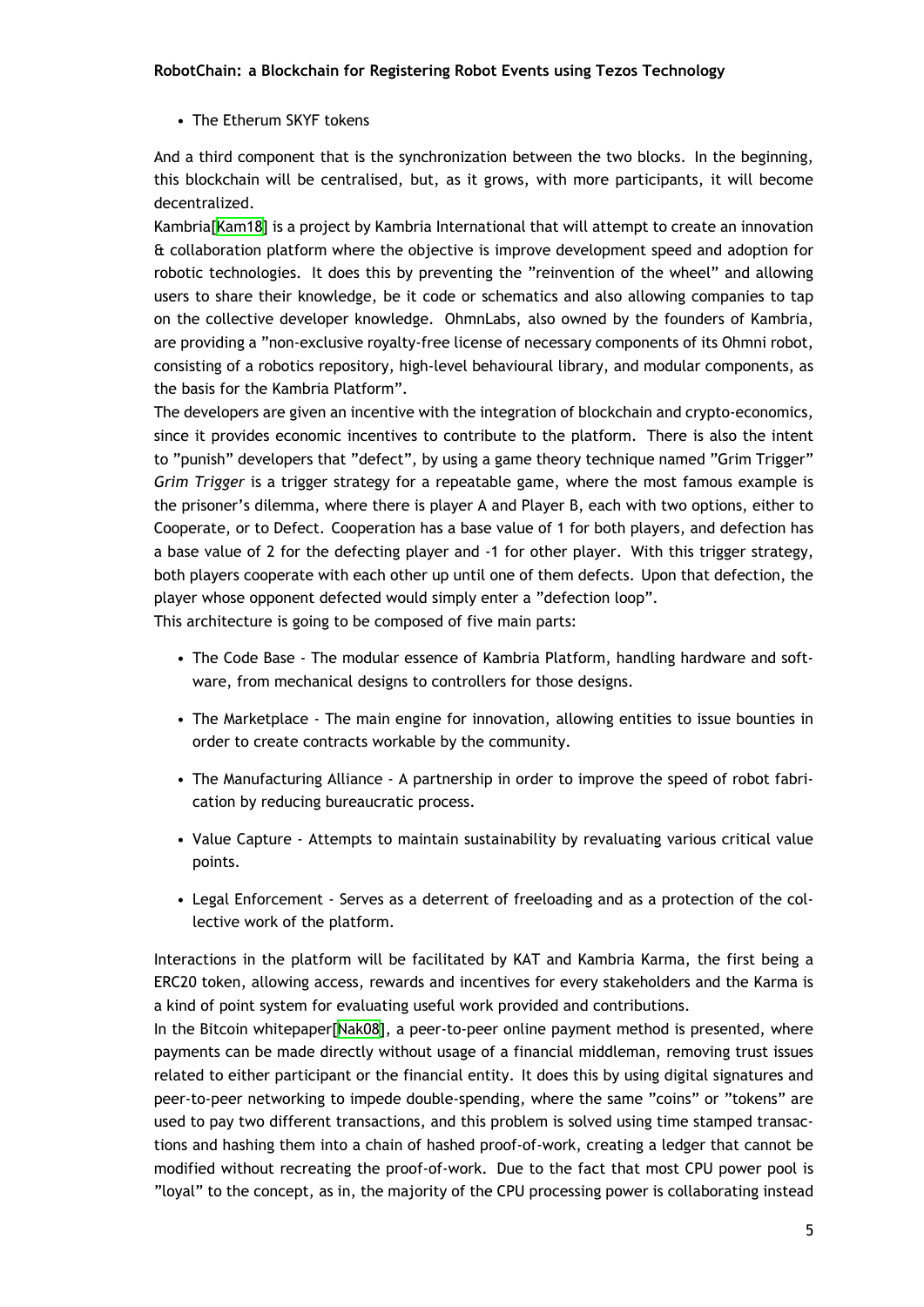- The Etherum SKYF tokens

And a third component that is the synchronization between the two blocks. In the beginning, this blockchain will be centralised, but, as it grows, with more participants, it will become decentralized.

Kambria[Kam18] is a project by Kambria International that will attempt to create an innovation & collaboration platform where the objective is improve development speed and adoption for robotic technologies. It does this by preventing the "reinvention of the wheel" and allowing users to share their knowledge, be it code or schematics and also allowing companies to tap on the collective developer knowledge. OhmnLabs, also owned by the founders of Kambria, are providing a "non-exclusive royalty-free license of necessary components of its Ohmni robot, consisting of a robotics repository, high-level behavioural library, and modular components, as the basis for the Kambria Platform".

The developers are given an incentive with the integration of blockchain and crypto-economics, since it provides economic incentives to contribute to the platform. There is also the intent to "punish" developers that "defect", by using a game theory technique named "Grim Trigger" *Grim Trigger* is a trigger strategy for a repeatable game, where the most famous example is the prisoner's dilemma, where there is player A and Player B, each with two options, either to Cooperate, or to Defect. Cooperation has a base value of 1 for both players, and defection has a base value of 2 for the defecting player and -1 for other player. With this trigger strategy, both players cooperate with each other up until one of them defects. Upon that defection, the player whose opponent defected would simply enter a "defection loop".

This architecture is going to be composed of five main parts:

- The Code Base - The modular essence of Kambria Platform, handling hardware and software, from mechanical designs to controllers for those designs.
- The Marketplace - The main engine for innovation, allowing entities to issue bounties in order to create contracts workable by the community.
- The Manufacturing Alliance - A partnership in order to improve the speed of robot fabrication by reducing bureaucratic process.
- Value Capture - Attempts to maintain sustainability by revaluating various critical value points.
- Legal Enforcement - Serves as a deterrent of freeloading and as a protection of the collective work of the platform.

Interactions in the platform will be facilitated by KAT and Kambria Karma, the first being a ERC20 token, allowing access, rewards and incentives for every stakeholders and the Karma is a kind of point system for evaluating useful work provided and contributions.

In the Bitcoin whitepaper[Nak08], a peer-to-peer online payment method is presented, where payments can be made directly without usage of a financial middleman, removing trust issues related to either participant or the financial entity. It does this by using digital signatures and peer-to-peer networking to impede double-spending, where the same "coins" or "tokens" are used to pay two different transactions, and this problem is solved using time stamped transactions and hashing them into a chain of hashed proof-of-work, creating a ledger that cannot be modified without recreating the proof-of-work. Due to the fact that most CPU power pool is "loyal" to the concept, as in, the majority of the CPU processing power is collaborating instead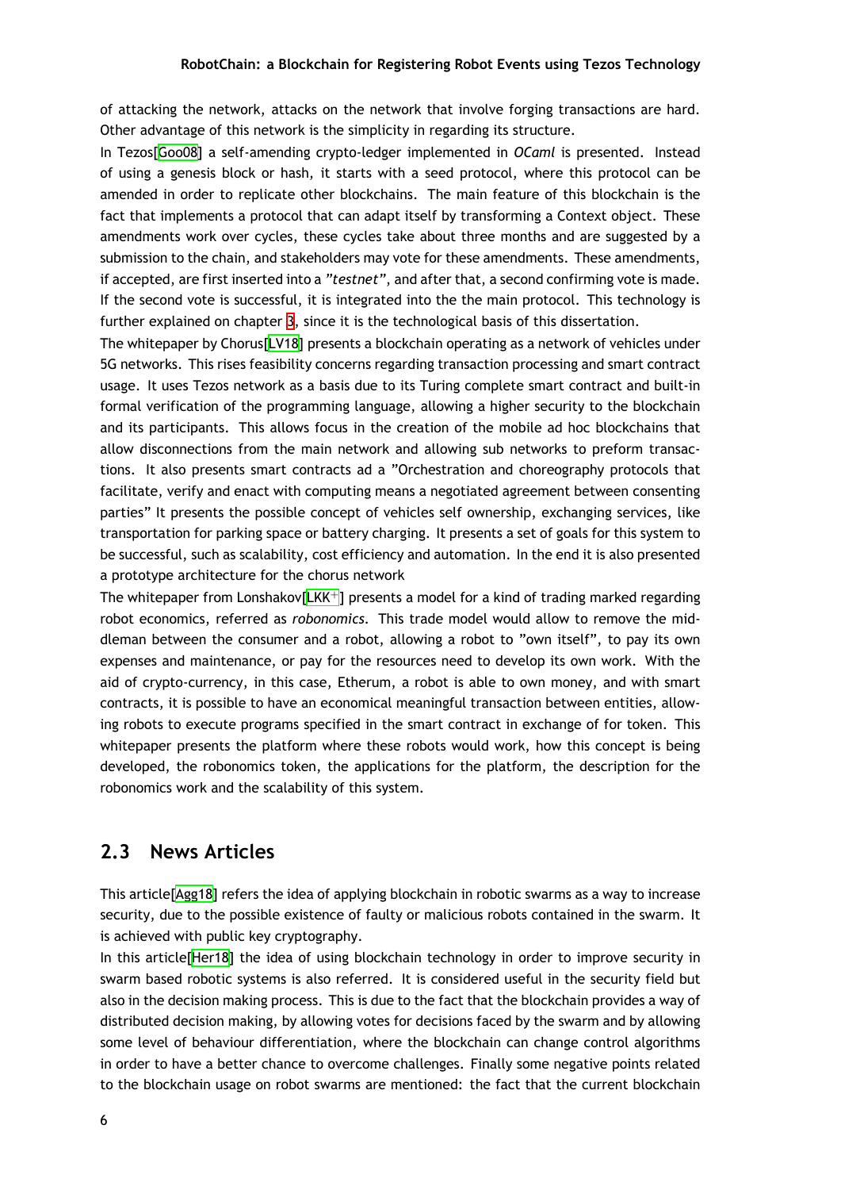of attacking the network, attacks on the network that involve forging transactions are hard. Other advantage of this network is the simplicity in regarding its structure.

In Tezos[Goo08] a self-amending crypto-ledger implemented in *OCaml* is presented. Instead of using a genesis block or hash, it starts with a seed protocol, where this protocol can be amended in order to replicate other blockchains. The main feature of this blockchain is the fact that implements a protocol that can adapt itself by transforming a Context object. These amendments work over cycles, these cycles take about three months and are suggested by a submission to the chain, and stakeholders may vote for these amendments. These amendments, if accepted, are first inserted into a *"testnet"*, and after that, a second confirming vote is made. If the second vote is successful, it is integrated into the the main protocol. This technology is further explained on chapter 3, since it is the technological basis of this dissertation.

The whitepaper by Chorus[LV18] presents a blockchain operating as a network of vehicles under 5G networks. This rises feasibility concerns regarding transaction processing and smart contract usage. It uses Tezos network as a basis due to its Turing complete smart contract and built-in formal verification of the programming language, allowing a higher security to the blockchain and its participants. This allows focus in the creation of the mobile ad hoc blockchains that allow disconnections from the main network and allowing sub networks to preform transactions. It also presents smart contracts ad a "Orchestration and choreography protocols that facilitate, verify and enact with computing means a negotiated agreement between consenting parties" It presents the possible concept of vehicles self ownership, exchanging services, like transportation for parking space or battery charging. It presents a set of goals for this system to be successful, such as scalability, cost efficiency and automation. In the end it is also presented a prototype architecture for the chorus network

The whitepaper from Lonshakov[LKK+] presents a model for a kind of trading marked regarding robot economics, referred as *robonomics*. This trade model would allow to remove the middleman between the consumer and a robot, allowing a robot to "own itself", to pay its own expenses and maintenance, or pay for the resources need to develop its own work. With the aid of crypto-currency, in this case, Etherum, a robot is able to own money, and with smart contracts, it is possible to have an economical meaningful transaction between entities, allowing robots to execute programs specified in the smart contract in exchange of for token. This whitepaper presents the platform where these robots would work, how this concept is being developed, the robonomics token, the applications for the platform, the description for the robonomics work and the scalability of this system.

## 2.3 News Articles

This article[Agg18] refers the idea of applying blockchain in robotic swarms as a way to increase security, due to the possible existence of faulty or malicious robots contained in the swarm. It is achieved with public key cryptography.

In this article[Her18] the idea of using blockchain technology in order to improve security in swarm based robotic systems is also referred. It is considered useful in the security field but also in the decision making process. This is due to the fact that the blockchain provides a way of distributed decision making, by allowing votes for decisions faced by the swarm and by allowing some level of behaviour differentiation, where the blockchain can change control algorithms in order to have a better chance to overcome challenges. Finally some negative points related to the blockchain usage on robot swarms are mentioned: the fact that the current blockchain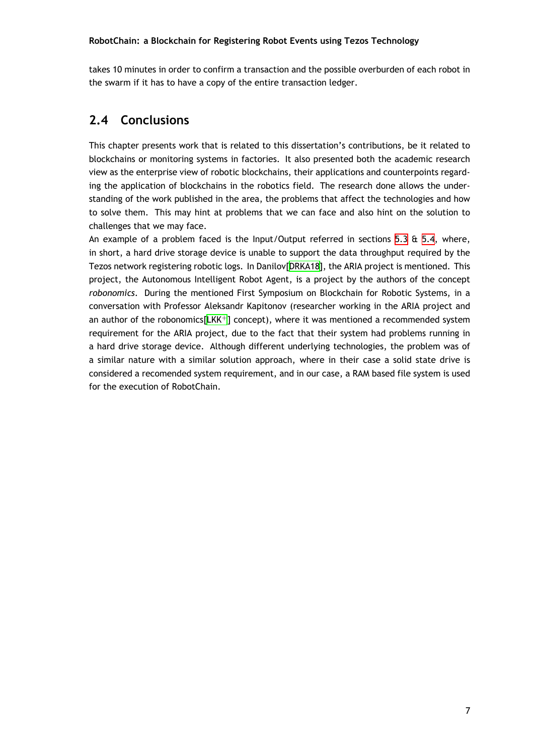takes 10 minutes in order to confirm a transaction and the possible overburden of each robot in the swarm if it has to have a copy of the entire transaction ledger.

## 2.4 Conclusions

This chapter presents work that is related to this dissertation's contributions, be it related to blockchains or monitoring systems in factories. It also presented both the academic research view as the enterprise view of robotic blockchains, their applications and counterpoints regarding the application of blockchains in the robotics field. The research done allows the understanding of the work published in the area, the problems that affect the technologies and how to solve them. This may hint at problems that we can face and also hint on the solution to challenges that we may face.

An example of a problem faced is the Input/Output referred in sections 5.3 & 5.4, where, in short, a hard drive storage device is unable to support the data throughput required by the Tezos network registering robotic logs. In Danilov[DRKA18], the ARIA project is mentioned. This project, the Autonomous Intelligent Robot Agent, is a project by the authors of the concept *robonomics*. During the mentioned First Symposium on Blockchain for Robotic Systems, in a conversation with Professor Aleksandr Kapitonov (researcher working in the ARIA project and an author of the robonomics[LKK+] concept), where it was mentioned a recommended system requirement for the ARIA project, due to the fact that their system had problems running in a hard drive storage device. Although different underlying technologies, the problem was of a similar nature with a similar solution approach, where in their case a solid state drive is considered a recomended system requirement, and in our case, a RAM based file system is used for the execution of RobotChain.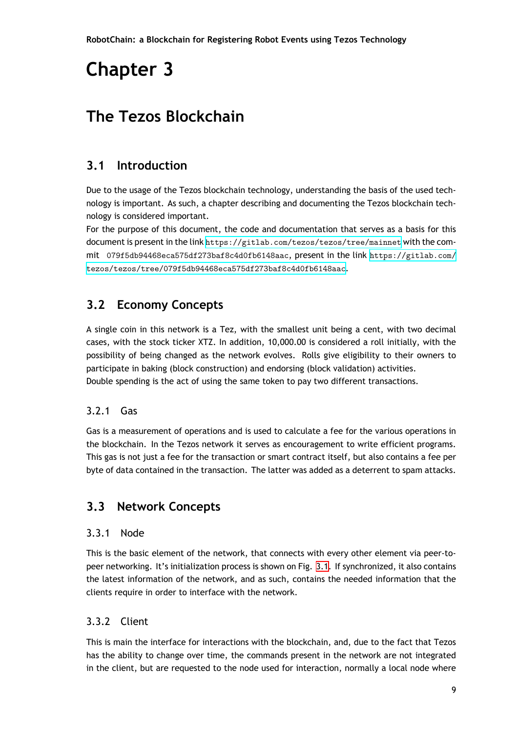# Chapter 3

# The Tezos Blockchain

## 3.1 Introduction

Due to the usage of the Tezos blockchain technology, understanding the basis of the used technology is important. As such, a chapter describing and documenting the Tezos blockchain technology is considered important.

For the purpose of this document, the code and documentation that serves as a basis for this document is present in the link https://gitlab.com/tezos/tezos/tree/mainnet with the commit 079f5db94468eca575df273baf8c4d0fb6148aac, present in the link https://gitlab.com/tezos/tezos/tree/079f5db94468eca575df273baf8c4d0fb6148aac.

## 3.2 Economy Concepts

A single coin in this network is a Tez, with the smallest unit being a cent, with two decimal cases, with the stock ticker XTZ. In addition, 10,000.00 is considered a roll initially, with the possibility of being changed as the network evolves. Rolls give eligibility to their owners to participate in baking (block construction) and endorsing (block validation) activities.

Double spending is the act of using the same token to pay two different transactions.

### 3.2.1 Gas

Gas is a measurement of operations and is used to calculate a fee for the various operations in the blockchain. In the Tezos network it serves as encouragement to write efficient programs. This gas is not just a fee for the transaction or smart contract itself, but also contains a fee per byte of data contained in the transaction. The latter was added as a deterrent to spam attacks.

## 3.3 Network Concepts

### 3.3.1 Node

This is the basic element of the network, that connects with every other element via peer-to-peer networking. It's initialization process is shown on Fig. 3.1. If synchronized, it also contains the latest information of the network, and as such, contains the needed information that the clients require in order to interface with the network.

### 3.3.2 Client

This is main the interface for interactions with the blockchain, and, due to the fact that Tezos has the ability to change over time, the commands present in the network are not integrated in the client, but are requested to the node used for interaction, normally a local node where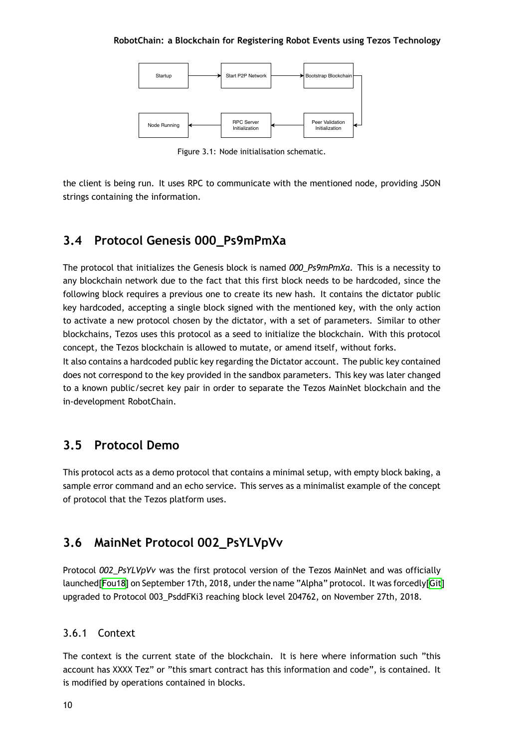Figure 3.1: Node initialisation schematic.

the client is being run. It uses RPC to communicate with the mentioned node, providing JSON strings containing the information.

## 3.4 Protocol Genesis 000_Ps9mPmXa

The protocol that initializes the Genesis block is named *000_Ps9mPmXa*. This is a necessity to any blockchain network due to the fact that this first block needs to be hardcoded, since the following block requires a previous one to create its new hash. It contains the dictator public key hardcoded, accepting a single block signed with the mentioned key, with the only action to activate a new protocol chosen by the dictator, with a set of parameters. Similar to other blockchains, Tezos uses this protocol as a seed to initialize the blockchain. With this protocol concept, the Tezos blockchain is allowed to mutate, or amend itself, without forks.

It also contains a hardcoded public key regarding the Dictator account. The public key contained does not correspond to the key provided in the sandbox parameters. This key was later changed to a known public/secret key pair in order to separate the Tezos MainNet blockchain and the in-development RobotChain.

## 3.5 Protocol Demo

This protocol acts as a demo protocol that contains a minimal setup, with empty block baking, a sample error command and an echo service. This serves as a minimalist example of the concept of protocol that the Tezos platform uses.

## 3.6 MainNet Protocol 002_PsYLVpVv

Protocol *002_PsYLVpVv* was the first protocol version of the Tezos MainNet and was officially launched[Fou18] on September 17th, 2018, under the name "Alpha" protocol. It was forcedly[Git] upgraded to Protocol 003_PsddFKi3 reaching block level 204762, on November 27th, 2018.

### 3.6.1 Context

The context is the current state of the blockchain. It is here where information such "this account has XXXX Tez" or "this smart contract has this information and code", is contained. It is modified by operations contained in blocks.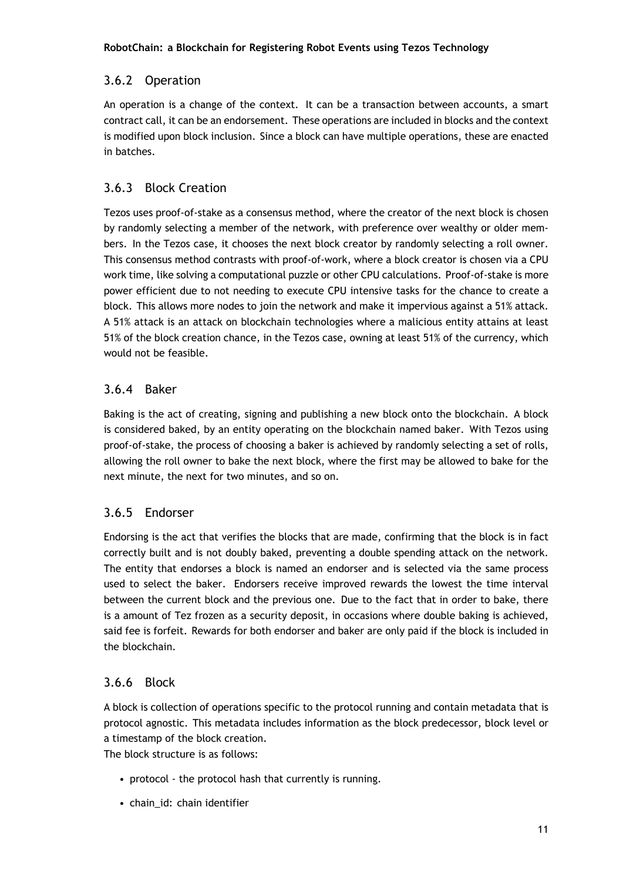### 3.6.2 Operation

An operation is a change of the context. It can be a transaction between accounts, a smart contract call, it can be an endorsement. These operations are included in blocks and the context is modified upon block inclusion. Since a block can have multiple operations, these are enacted in batches.

### 3.6.3 Block Creation

Tezos uses proof-of-stake as a consensus method, where the creator of the next block is chosen by randomly selecting a member of the network, with preference over wealthy or older members. In the Tezos case, it chooses the next block creator by randomly selecting a roll owner. This consensus method contrasts with proof-of-work, where a block creator is chosen via a CPU work time, like solving a computational puzzle or other CPU calculations. Proof-of-stake is more power efficient due to not needing to execute CPU intensive tasks for the chance to create a block. This allows more nodes to join the network and make it impervious against a 51% attack. A 51% attack is an attack on blockchain technologies where a malicious entity attains at least 51% of the block creation chance, in the Tezos case, owning at least 51% of the currency, which would not be feasible.

### 3.6.4 Baker

Baking is the act of creating, signing and publishing a new block onto the blockchain. A block is considered baked, by an entity operating on the blockchain named baker. With Tezos using proof-of-stake, the process of choosing a baker is achieved by randomly selecting a set of rolls, allowing the roll owner to bake the next block, where the first may be allowed to bake for the next minute, the next for two minutes, and so on.

### 3.6.5 Endorser

Endorsing is the act that verifies the blocks that are made, confirming that the block is in fact correctly built and is not doubly baked, preventing a double spending attack on the network. The entity that endorses a block is named an endorser and is selected via the same process used to select the baker. Endorsers receive improved rewards the lowest the time interval between the current block and the previous one. Due to the fact that in order to bake, there is a amount of Tez frozen as a security deposit, in occasions where double baking is achieved, said fee is forfeit. Rewards for both endorser and baker are only paid if the block is included in the blockchain.

### 3.6.6 Block

A block is collection of operations specific to the protocol running and contain metadata that is protocol agnostic. This metadata includes information as the block predecessor, block level or a timestamp of the block creation.
The block structure is as follows:

- protocol - the protocol hash that currently is running.
- chain_id: chain identifier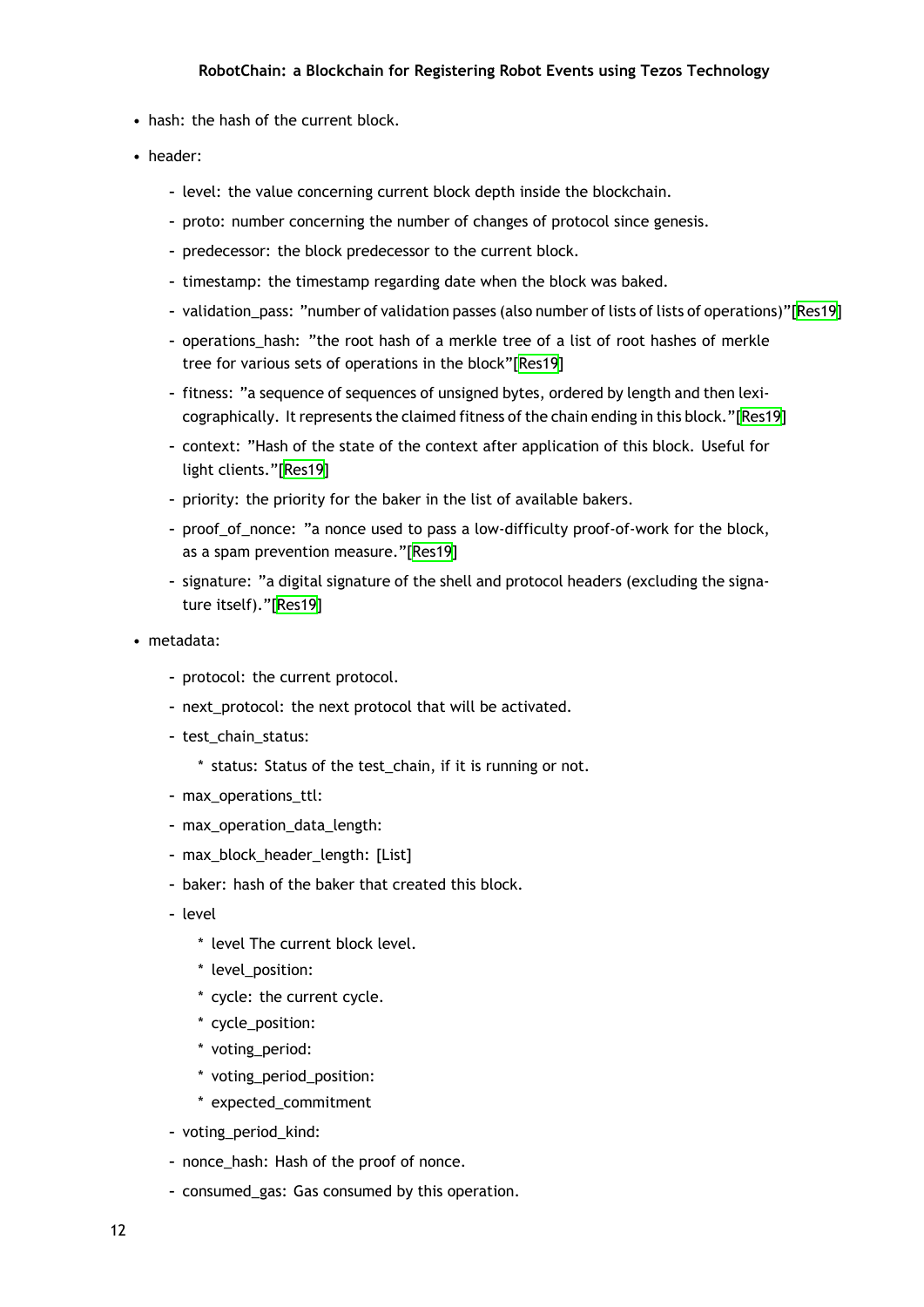- hash: the hash of the current block.
- header:
  - level: the value concerning current block depth inside the blockchain.
  - proto: number concerning the number of changes of protocol since genesis.
  - predecessor: the block predecessor to the current block.
  - timestamp: the timestamp regarding date when the block was baked.
  - validation_pass: "number of validation passes (also number of lists of lists of operations)"[Res19]
  - operations_hash: "the root hash of a merkle tree of a list of root hashes of merkle tree for various sets of operations in the block"[Res19]
  - fitness: "a sequence of sequences of unsigned bytes, ordered by length and then lexicographically. It represents the claimed fitness of the chain ending in this block."[Res19]
  - context: "Hash of the state of the context after application of this block. Useful for light clients."[Res19]
  - priority: the priority for the baker in the list of available bakers.
  - proof_of_nonce: "a nonce used to pass a low-difficulty proof-of-work for the block, as a spam prevention measure."[Res19]
  - signature: "a digital signature of the shell and protocol headers (excluding the signature itself)."[Res19]
- metadata:
  - protocol: the current protocol.
  - next_protocol: the next protocol that will be activated.
  - test_chain_status:
    * status: Status of the test_chain, if it is running or not.
  - max_operations_ttl:
  - max_operation_data_length:
  - max_block_header_length: [List]
  - baker: hash of the baker that created this block.
  - level
    * level The current block level.
    * level_position:
    * cycle: the current cycle.
    * cycle_position:
    * voting_period:
    * voting_period_position:
    * expected_commitment
  - voting_period_kind:
  - nonce_hash: Hash of the proof of nonce.
  - consumed_gas: Gas consumed by this operation.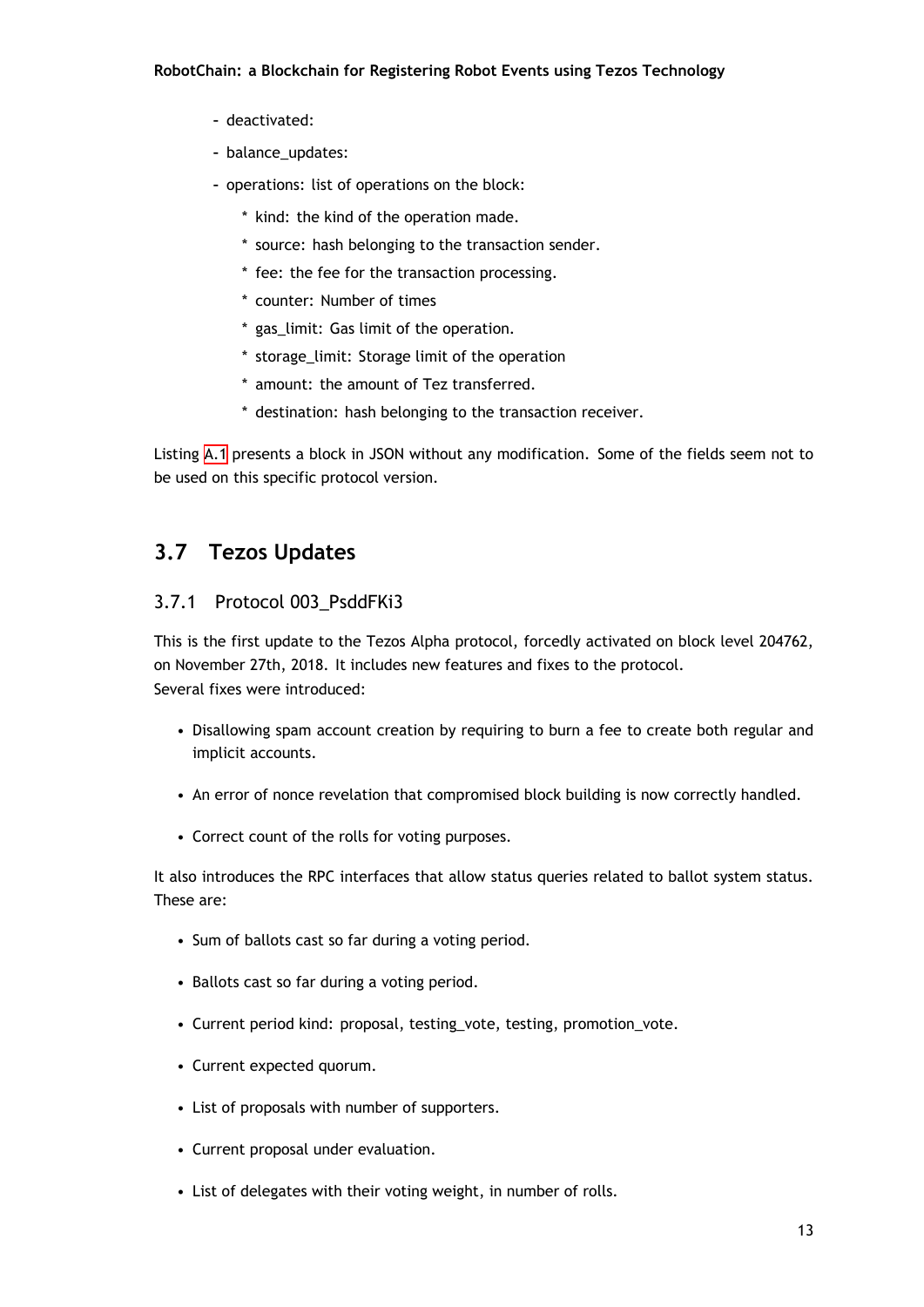- deactivated:
- balance_updates:
- operations: list of operations on the block:
  * kind: the kind of the operation made.
  * source: hash belonging to the transaction sender.
  * fee: the fee for the transaction processing.
  * counter: Number of times
  * gas_limit: Gas limit of the operation.
  * storage_limit: Storage limit of the operation
  * amount: the amount of Tez transferred.
  * destination: hash belonging to the transaction receiver.

Listing A.1 presents a block in JSON without any modification. Some of the fields seem not to be used on this specific protocol version.

## 3.7 Tezos Updates

### 3.7.1 Protocol 003_PsddFKi3

This is the first update to the Tezos Alpha protocol, forcedly activated on block level 204762, on November 27th, 2018. It includes new features and fixes to the protocol.
Several fixes were introduced:

- Disallowing spam account creation by requiring to burn a fee to create both regular and implicit accounts.
- An error of nonce revelation that compromised block building is now correctly handled.
- Correct count of the rolls for voting purposes.

It also introduces the RPC interfaces that allow status queries related to ballot system status. These are:

- Sum of ballots cast so far during a voting period.
- Ballots cast so far during a voting period.
- Current period kind: proposal, testing_vote, testing, promotion_vote.
- Current expected quorum.
- List of proposals with number of supporters.
- Current proposal under evaluation.
- List of delegates with their voting weight, in number of rolls.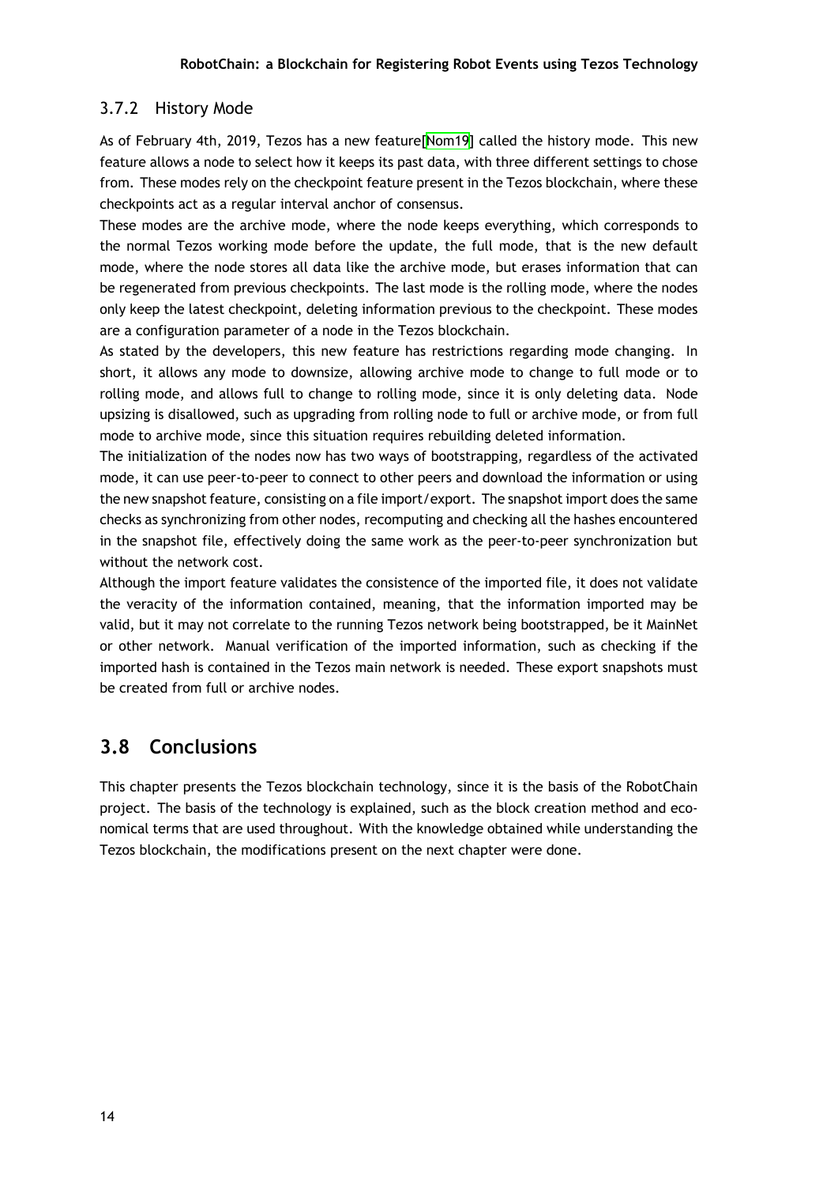### 3.7.2 History Mode

As of February 4th, 2019, Tezos has a new feature[Nom19] called the history mode. This new feature allows a node to select how it keeps its past data, with three different settings to chose from. These modes rely on the checkpoint feature present in the Tezos blockchain, where these checkpoints act as a regular interval anchor of consensus.

These modes are the archive mode, where the node keeps everything, which corresponds to the normal Tezos working mode before the update, the full mode, that is the new default mode, where the node stores all data like the archive mode, but erases information that can be regenerated from previous checkpoints. The last mode is the rolling mode, where the nodes only keep the latest checkpoint, deleting information previous to the checkpoint. These modes are a configuration parameter of a node in the Tezos blockchain.

As stated by the developers, this new feature has restrictions regarding mode changing. In short, it allows any mode to downsize, allowing archive mode to change to full mode or to rolling mode, and allows full to change to rolling mode, since it is only deleting data. Node upsizing is disallowed, such as upgrading from rolling node to full or archive mode, or from full mode to archive mode, since this situation requires rebuilding deleted information.

The initialization of the nodes now has two ways of bootstrapping, regardless of the activated mode, it can use peer-to-peer to connect to other peers and download the information or using the new snapshot feature, consisting on a file import/export. The snapshot import does the same checks as synchronizing from other nodes, recomputing and checking all the hashes encountered in the snapshot file, effectively doing the same work as the peer-to-peer synchronization but without the network cost.

Although the import feature validates the consistence of the imported file, it does not validate the veracity of the information contained, meaning, that the information imported may be valid, but it may not correlate to the running Tezos network being bootstrapped, be it MainNet or other network. Manual verification of the imported information, such as checking if the imported hash is contained in the Tezos main network is needed. These export snapshots must be created from full or archive nodes.

## 3.8 Conclusions

This chapter presents the Tezos blockchain technology, since it is the basis of the RobotChain project. The basis of the technology is explained, such as the block creation method and economical terms that are used throughout. With the knowledge obtained while understanding the Tezos blockchain, the modifications present on the next chapter were done.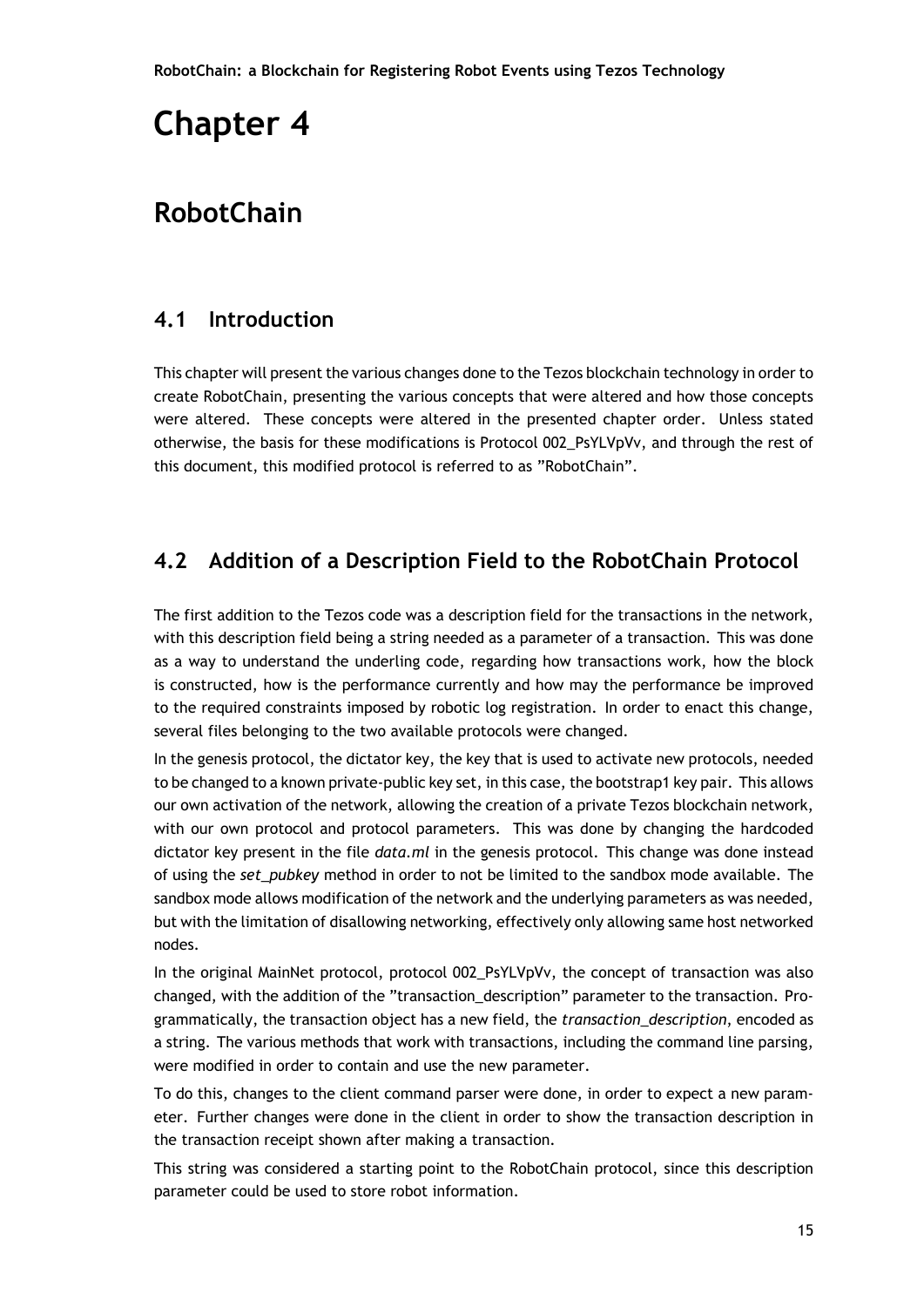# Chapter 4

# RobotChain

## 4.1 Introduction

This chapter will present the various changes done to the Tezos blockchain technology in order to create RobotChain, presenting the various concepts that were altered and how those concepts were altered. These concepts were altered in the presented chapter order. Unless stated otherwise, the basis for these modifications is Protocol 002_PsYLVpVv, and through the rest of this document, this modified protocol is referred to as "RobotChain".

## 4.2 Addition of a Description Field to the RobotChain Protocol

The first addition to the Tezos code was a description field for the transactions in the network, with this description field being a string needed as a parameter of a transaction. This was done as a way to understand the underling code, regarding how transactions work, how the block is constructed, how is the performance currently and how may the performance be improved to the required constraints imposed by robotic log registration. In order to enact this change, several files belonging to the two available protocols were changed.

In the genesis protocol, the dictator key, the key that is used to activate new protocols, needed to be changed to a known private-public key set, in this case, the bootstrap1 key pair. This allows our own activation of the network, allowing the creation of a private Tezos blockchain network, with our own protocol and protocol parameters. This was done by changing the hardcoded dictator key present in the file *data.ml* in the genesis protocol. This change was done instead of using the *set_pubkey* method in order to not be limited to the sandbox mode available. The sandbox mode allows modification of the network and the underlying parameters as was needed, but with the limitation of disallowing networking, effectively only allowing same host networked nodes.

In the original MainNet protocol, protocol 002_PsYLVpVv, the concept of transaction was also changed, with the addition of the "transaction_description" parameter to the transaction. Programmatically, the transaction object has a new field, the *transaction_description*, encoded as a string. The various methods that work with transactions, including the command line parsing, were modified in order to contain and use the new parameter.

To do this, changes to the client command parser were done, in order to expect a new parameter. Further changes were done in the client in order to show the transaction description in the transaction receipt shown after making a transaction.

This string was considered a starting point to the RobotChain protocol, since this description parameter could be used to store robot information.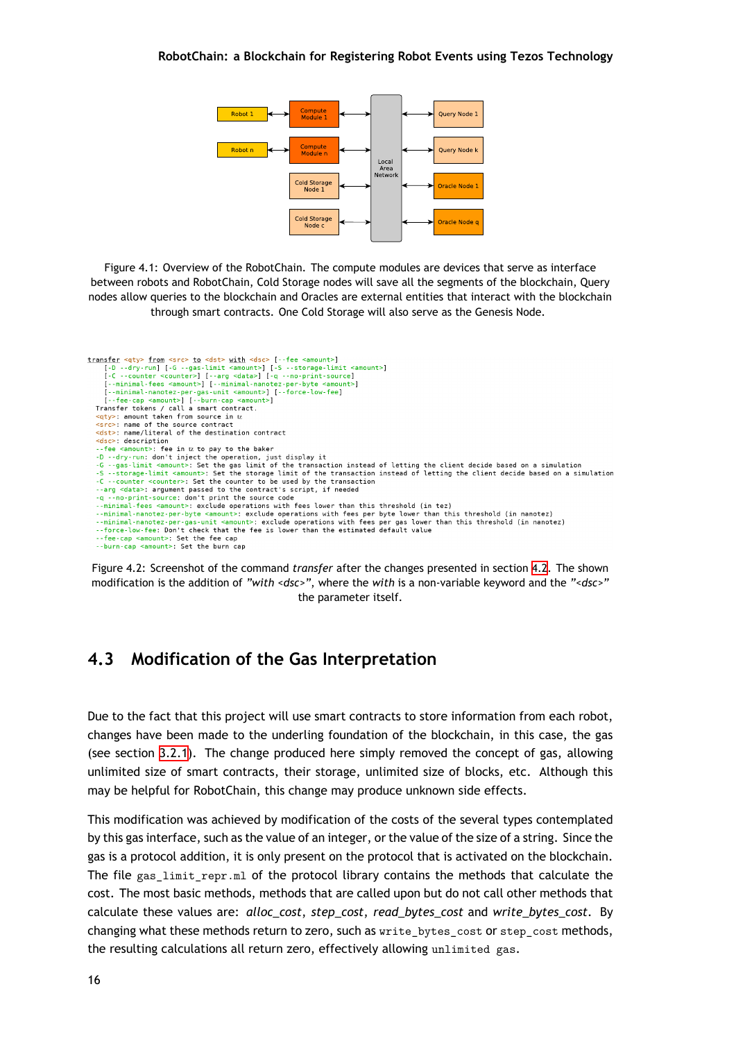Figure 4.1: Overview of the RobotChain. The compute modules are devices that serve as interface between robots and RobotChain, Cold Storage nodes will save all the segments of the blockchain, Query nodes allow queries to the blockchain and Oracles are external entities that interact with the blockchain through smart contracts. One Cold Storage will also serve as the Genesis Node.

```
transfer <qty> from <src> to <dst> with <dsc> [--fee <amount>]
    [-D --dry-run] [-G --gas-limit <amount>] [-S --storage-limit <amount>]
    [-C --counter <counter>] [--arg <data>] [-q --no-print-source]
    [--minimal-fees <amount>] [--minimal-nanotez-per-byte <amount>]
    [--minimal-nanotez-per-gas-unit <amount>] [--force-low-fee]
    [--fee-cap <amount>] [--burn-cap <amount>]
  Transfer tokens / call a smart contract.
  <qty>: amount taken from source in ꜩ
  <src>: name of the source contract
  <dst>: name/literal of the destination contract
  <dsc>: description
  --fee <amount>: fee in ꜩ to pay to the baker
  -D --dry-run: don't inject the operation, just display it
  -G --gas-limit <amount>: Set the gas limit of the transaction instead of letting the client decide based on a simulation
  -S --storage-limit <amount>: Set the storage limit of the transaction instead of letting the client decide based on a simulation
  -C --counter <counter>: Set the counter to be used by the transaction
  --arg <data>: argument passed to the contract's script, if needed
  -q --no-print-source: don't print the source code
  --minimal-fees <amount>: exclude operations with fees lower than this threshold (in tez)
  --minimal-nanotez-per-byte <amount>: exclude operations with fees per byte lower than this threshold (in nanotez)
  --minimal-nanotez-per-gas-unit <amount>: exclude operations with fees per gas lower than this threshold (in nanotez)
  --force-low-fee: Don't check that the fee is lower than the estimated default value
  --fee-cap <amount>: Set the fee cap
  --burn-cap <amount>: Set the burn cap
```

Figure 4.2: Screenshot of the command *transfer* after the changes presented in section 4.2. The shown modification is the addition of *"with <dsc>"*, where the *with* is a non-variable keyword and the *"<dsc>"* the parameter itself.

## 4.3 Modification of the Gas Interpretation

Due to the fact that this project will use smart contracts to store information from each robot, changes have been made to the underling foundation of the blockchain, in this case, the gas (see section 3.2.1). The change produced here simply removed the concept of gas, allowing unlimited size of smart contracts, their storage, unlimited size of blocks, etc. Although this may be helpful for RobotChain, this change may produce unknown side effects.

This modification was achieved by modification of the costs of the several types contemplated by this gas interface, such as the value of an integer, or the value of the size of a string. Since the gas is a protocol addition, it is only present on the protocol that is activated on the blockchain. The file `gas_limit_repr.ml` of the protocol library contains the methods that calculate the cost. The most basic methods, methods that are called upon but do not call other methods that calculate these values are: *alloc_cost*, *step_cost*, *read_bytes_cost* and *write_bytes_cost*. By changing what these methods return to zero, such as `write_bytes_cost` or `step_cost` methods, the resulting calculations all return zero, effectively allowing `unlimited gas`.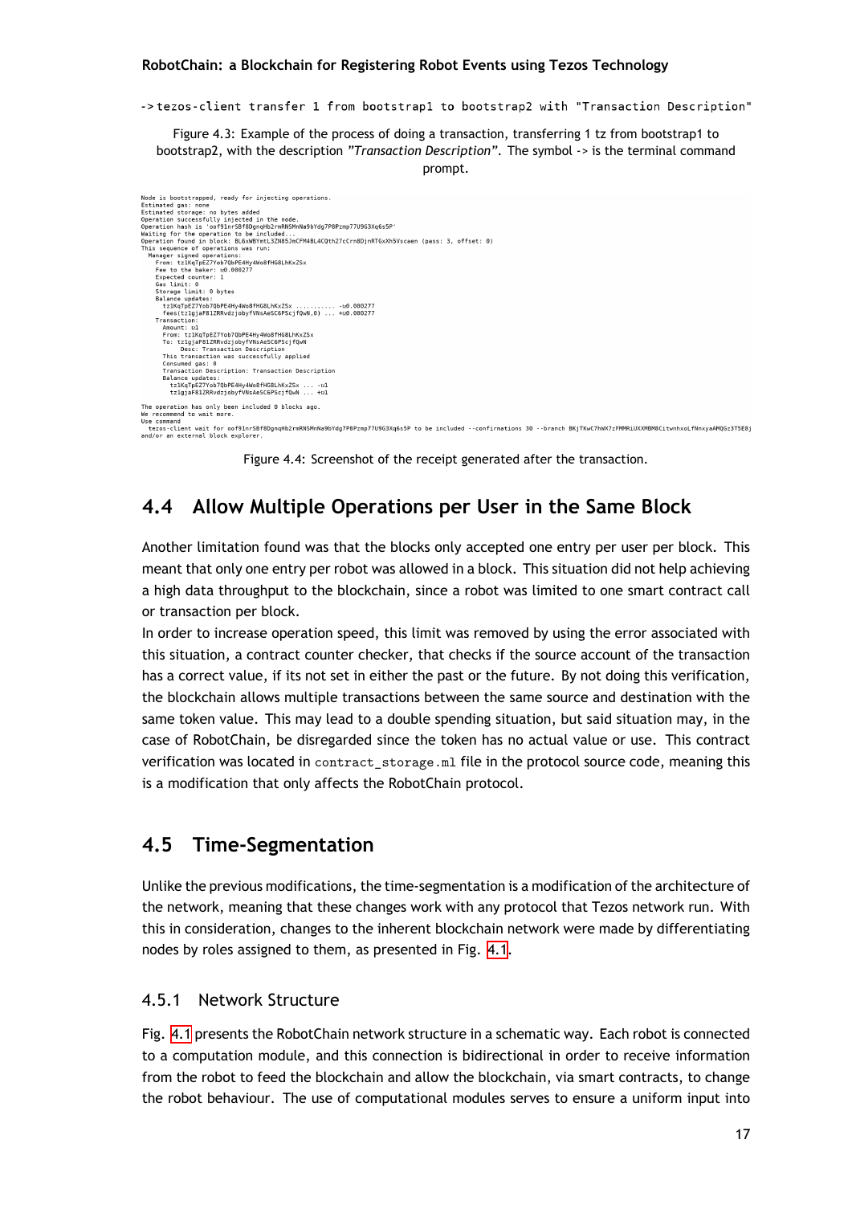```
-> tezos-client transfer 1 from bootstrap1 to bootstrap2 with "Transaction Description"
```

Figure 4.3: Example of the process of doing a transaction, transferring 1 tz from bootstrap1 to bootstrap2, with the description *"Transaction Description"*. The symbol -> is the terminal command prompt.

```
Node is bootstrapped, ready for injecting operations.
Estimated gas: none
Estimated storage: no bytes added
Operation successfully injected in the node.
Operation hash is 'oof91nrSBf8DgnqHb2rmRNSMnNa9bYdg7P8Pzmp77U9G3Xq6s5P'
Waiting for the operation to be included...
Operation found in block: BL6xWBYmtL3ZN85JmCFM4BL4CQth27cCrn8DjnRTGxXh5Vscaen (pass: 3, offset: 0)
This sequence of operations was run:
  Manager signed operations:
    From: tz1KqTpEZ7Yob7QbPE4Hy4Wo8fHG8LhKxZSx
    Fee to the baker: ꜩ0.000277
    Expected counter: 1
    Gas limit: 0
    Storage limit: 0 bytes
    Balance updates:
      tz1KqTpEZ7Yob7QbPE4Hy4Wo8fHG8LhKxZSx ........... -ꜩ0.000277
      fees(tz1gjaF81ZRRvdzjobyfVNsAeSC6PScjfQwN,0) ... +ꜩ0.000277
    Transaction:
      Amount: ꜩ1
      From: tz1KqTpEZ7Yob7QbPE4Hy4Wo8fHG8LhKxZSx
      To: tz1gjaF81ZRRvdzjobyfVNsAeSC6PScjfQwN
          Desc: Transaction Description
      This transaction was successfully applied
      Consumed gas: 0
      Transaction Description: Transaction Description
      Balance updates:
        tz1KqTpEZ7Yob7QbPE4Hy4Wo8fHG8LhKxZSx ... -ꜩ1
        tz1gjaF81ZRRvdzjobyfVNsAeSC6PScjfQwN ... +ꜩ1

The operation has only been included 0 blocks ago.
We recommend to wait more.
Use command
  tezos-client wait for oof91nrSBf8DgnqHb2rmRNSMnNa9bYdg7P8Pzmp77U9G3Xq6s5P to be included --confirmations 30 --branch BKjTKwC7hWX7zFMMRiUXXMBM8CitwnhxoLfNnxyaAMQGz3T5E8j
and/or an external block explorer.
```

Figure 4.4: Screenshot of the receipt generated after the transaction.

## 4.4 Allow Multiple Operations per User in the Same Block

Another limitation found was that the blocks only accepted one entry per user per block. This meant that only one entry per robot was allowed in a block. This situation did not help achieving a high data throughput to the blockchain, since a robot was limited to one smart contract call or transaction per block.

In order to increase operation speed, this limit was removed by using the error associated with this situation, a contract counter checker, that checks if the source account of the transaction has a correct value, if its not set in either the past or the future. By not doing this verification, the blockchain allows multiple transactions between the same source and destination with the same token value. This may lead to a double spending situation, but said situation may, in the case of RobotChain, be disregarded since the token has no actual value or use. This contract verification was located in `contract_storage.ml` file in the protocol source code, meaning this is a modification that only affects the RobotChain protocol.

## 4.5 Time-Segmentation

Unlike the previous modifications, the time-segmentation is a modification of the architecture of the network, meaning that these changes work with any protocol that Tezos network run. With this in consideration, changes to the inherent blockchain network were made by differentiating nodes by roles assigned to them, as presented in Fig. 4.1.

### 4.5.1 Network Structure

Fig. 4.1 presents the RobotChain network structure in a schematic way. Each robot is connected to a computation module, and this connection is bidirectional in order to receive information from the robot to feed the blockchain and allow the blockchain, via smart contracts, to change the robot behaviour. The use of computational modules serves to ensure a uniform input into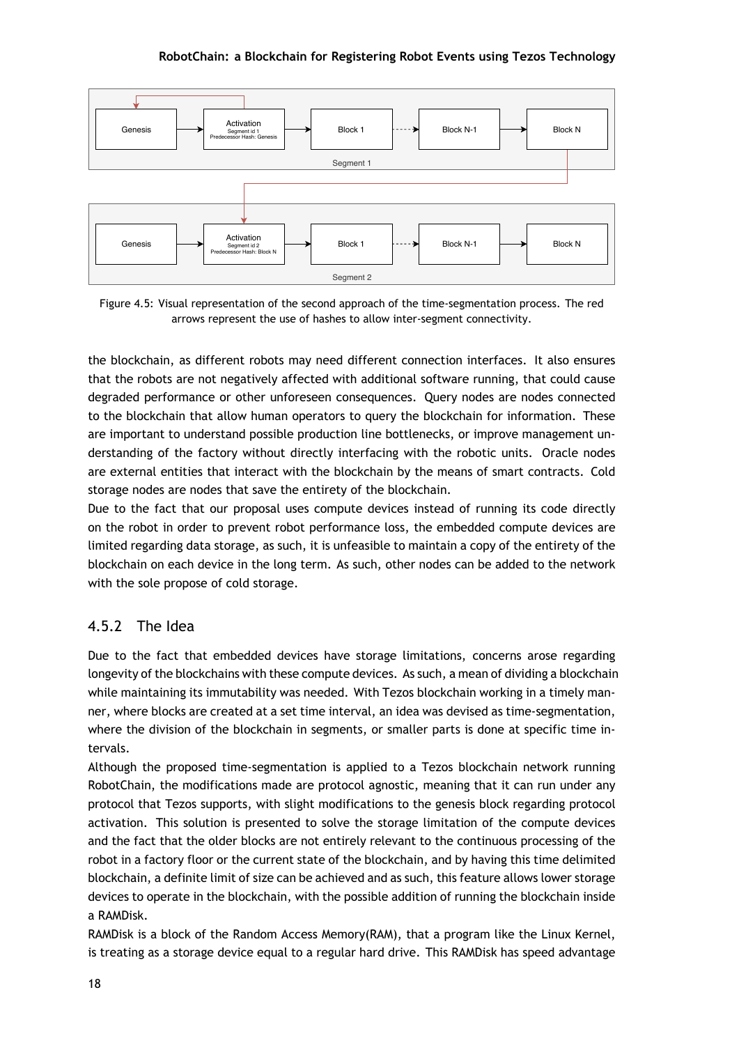Figure 4.5: Visual representation of the second approach of the time-segmentation process. The red arrows represent the use of hashes to allow inter-segment connectivity.

the blockchain, as different robots may need different connection interfaces. It also ensures that the robots are not negatively affected with additional software running, that could cause degraded performance or other unforeseen consequences. Query nodes are nodes connected to the blockchain that allow human operators to query the blockchain for information. These are important to understand possible production line bottlenecks, or improve management understanding of the factory without directly interfacing with the robotic units. Oracle nodes are external entities that interact with the blockchain by the means of smart contracts. Cold storage nodes are nodes that save the entirety of the blockchain.

Due to the fact that our proposal uses compute devices instead of running its code directly on the robot in order to prevent robot performance loss, the embedded compute devices are limited regarding data storage, as such, it is unfeasible to maintain a copy of the entirety of the blockchain on each device in the long term. As such, other nodes can be added to the network with the sole propose of cold storage.

### 4.5.2 The Idea

Due to the fact that embedded devices have storage limitations, concerns arose regarding longevity of the blockchains with these compute devices. As such, a mean of dividing a blockchain while maintaining its immutability was needed. With Tezos blockchain working in a timely manner, where blocks are created at a set time interval, an idea was devised as time-segmentation, where the division of the blockchain in segments, or smaller parts is done at specific time intervals.

Although the proposed time-segmentation is applied to a Tezos blockchain network running RobotChain, the modifications made are protocol agnostic, meaning that it can run under any protocol that Tezos supports, with slight modifications to the genesis block regarding protocol activation. This solution is presented to solve the storage limitation of the compute devices and the fact that the older blocks are not entirely relevant to the continuous processing of the robot in a factory floor or the current state of the blockchain, and by having this time delimited blockchain, a definite limit of size can be achieved and as such, this feature allows lower storage devices to operate in the blockchain, with the possible addition of running the blockchain inside a RAMDisk.

RAMDisk is a block of the Random Access Memory(RAM), that a program like the Linux Kernel, is treating as a storage device equal to a regular hard drive. This RAMDisk has speed advantage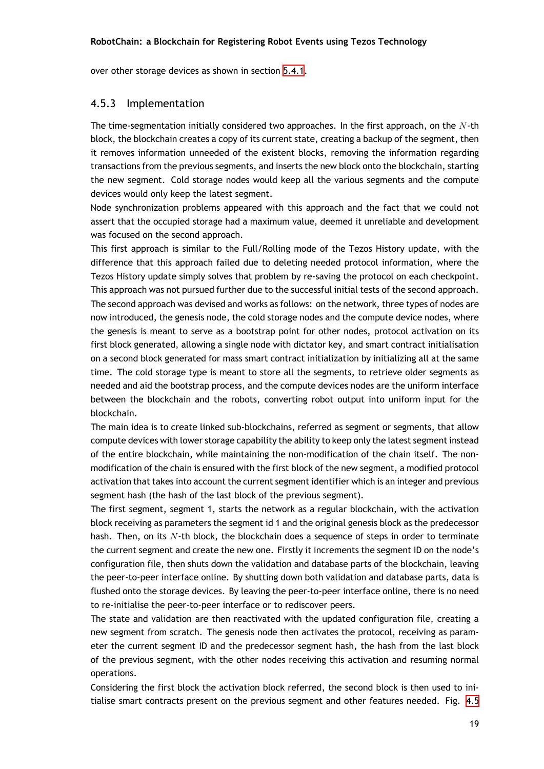over other storage devices as shown in section 5.4.1.

### 4.5.3 Implementation

The time-segmentation initially considered two approaches. In the first approach, on the $N$-th block, the blockchain creates a copy of its current state, creating a backup of the segment, then it removes information unneeded of the existent blocks, removing the information regarding transactions from the previous segments, and inserts the new block onto the blockchain, starting the new segment. Cold storage nodes would keep all the various segments and the compute devices would only keep the latest segment.

Node synchronization problems appeared with this approach and the fact that we could not assert that the occupied storage had a maximum value, deemed it unreliable and development was focused on the second approach.

This first approach is similar to the Full/Rolling mode of the Tezos History update, with the difference that this approach failed due to deleting needed protocol information, where the Tezos History update simply solves that problem by re-saving the protocol on each checkpoint. This approach was not pursued further due to the successful initial tests of the second approach.

The second approach was devised and works as follows: on the network, three types of nodes are now introduced, the genesis node, the cold storage nodes and the compute device nodes, where the genesis is meant to serve as a bootstrap point for other nodes, protocol activation on its first block generated, allowing a single node with dictator key, and smart contract initialisation on a second block generated for mass smart contract initialization by initializing all at the same time. The cold storage type is meant to store all the segments, to retrieve older segments as needed and aid the bootstrap process, and the compute devices nodes are the uniform interface between the blockchain and the robots, converting robot output into uniform input for the blockchain.

The main idea is to create linked sub-blockchains, referred as segment or segments, that allow compute devices with lower storage capability the ability to keep only the latest segment instead of the entire blockchain, while maintaining the non-modification of the chain itself. The non-modification of the chain is ensured with the first block of the new segment, a modified protocol activation that takes into account the current segment identifier which is an integer and previous segment hash (the hash of the last block of the previous segment).

The first segment, segment 1, starts the network as a regular blockchain, with the activation block receiving as parameters the segment id 1 and the original genesis block as the predecessor hash. Then, on its $N$-th block, the blockchain does a sequence of steps in order to terminate the current segment and create the new one. Firstly it increments the segment ID on the node's configuration file, then shuts down the validation and database parts of the blockchain, leaving the peer-to-peer interface online. By shutting down both validation and database parts, data is flushed onto the storage devices. By leaving the peer-to-peer interface online, there is no need to re-initialise the peer-to-peer interface or to rediscover peers.

The state and validation are then reactivated with the updated configuration file, creating a new segment from scratch. The genesis node then activates the protocol, receiving as parameter the current segment ID and the predecessor segment hash, the hash from the last block of the previous segment, with the other nodes receiving this activation and resuming normal operations.

Considering the first block the activation block referred, the second block is then used to initialise smart contracts present on the previous segment and other features needed. Fig. 4.5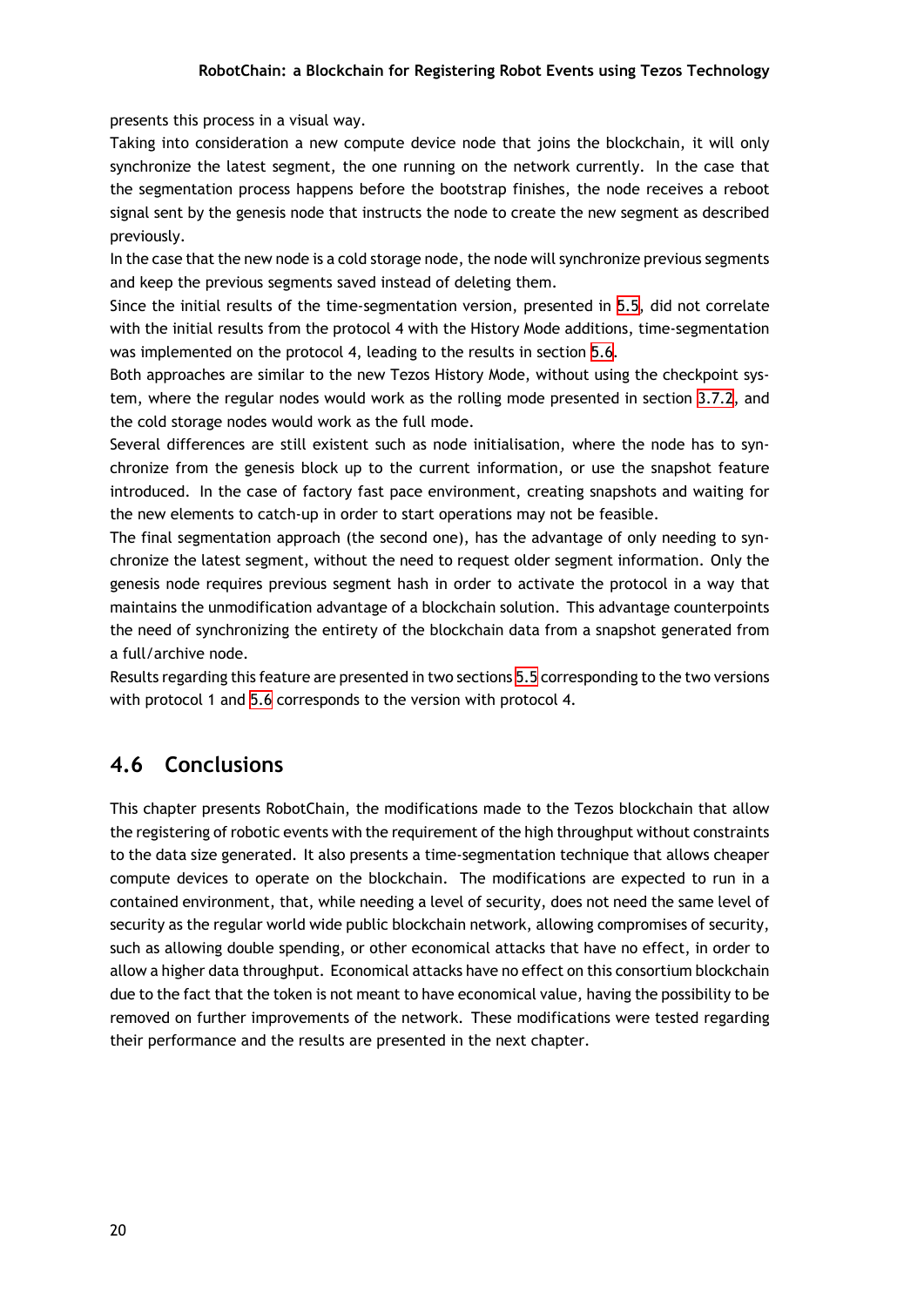presents this process in a visual way.

Taking into consideration a new compute device node that joins the blockchain, it will only synchronize the latest segment, the one running on the network currently. In the case that the segmentation process happens before the bootstrap finishes, the node receives a reboot signal sent by the genesis node that instructs the node to create the new segment as described previously.

In the case that the new node is a cold storage node, the node will synchronize previous segments and keep the previous segments saved instead of deleting them.

Since the initial results of the time-segmentation version, presented in 5.5, did not correlate with the initial results from the protocol 4 with the History Mode additions, time-segmentation was implemented on the protocol 4, leading to the results in section 5.6.

Both approaches are similar to the new Tezos History Mode, without using the checkpoint system, where the regular nodes would work as the rolling mode presented in section 3.7.2, and the cold storage nodes would work as the full mode.

Several differences are still existent such as node initialisation, where the node has to synchronize from the genesis block up to the current information, or use the snapshot feature introduced. In the case of factory fast pace environment, creating snapshots and waiting for the new elements to catch-up in order to start operations may not be feasible.

The final segmentation approach (the second one), has the advantage of only needing to synchronize the latest segment, without the need to request older segment information. Only the genesis node requires previous segment hash in order to activate the protocol in a way that maintains the unmodification advantage of a blockchain solution. This advantage counterpoints the need of synchronizing the entirety of the blockchain data from a snapshot generated from a full/archive node.

Results regarding this feature are presented in two sections 5.5 corresponding to the two versions with protocol 1 and 5.6 corresponds to the version with protocol 4.

## 4.6 Conclusions

This chapter presents RobotChain, the modifications made to the Tezos blockchain that allow the registering of robotic events with the requirement of the high throughput without constraints to the data size generated. It also presents a time-segmentation technique that allows cheaper compute devices to operate on the blockchain. The modifications are expected to run in a contained environment, that, while needing a level of security, does not need the same level of security as the regular world wide public blockchain network, allowing compromises of security, such as allowing double spending, or other economical attacks that have no effect, in order to allow a higher data throughput. Economical attacks have no effect on this consortium blockchain due to the fact that the token is not meant to have economical value, having the possibility to be removed on further improvements of the network. These modifications were tested regarding their performance and the results are presented in the next chapter.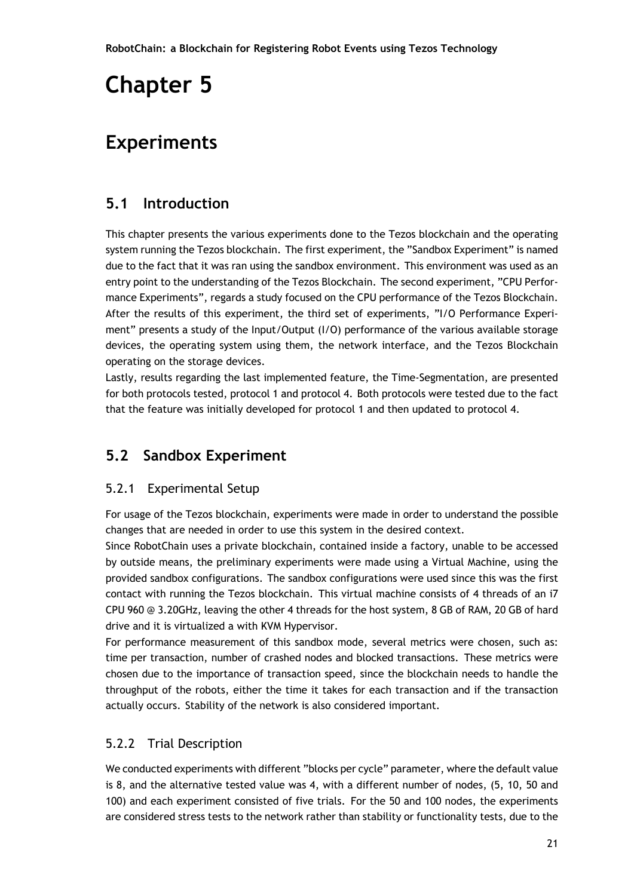# Chapter 5

# Experiments

## 5.1 Introduction

This chapter presents the various experiments done to the Tezos blockchain and the operating system running the Tezos blockchain. The first experiment, the "Sandbox Experiment" is named due to the fact that it was ran using the sandbox environment. This environment was used as an entry point to the understanding of the Tezos Blockchain. The second experiment, "CPU Performance Experiments", regards a study focused on the CPU performance of the Tezos Blockchain. After the results of this experiment, the third set of experiments, "I/O Performance Experiment" presents a study of the Input/Output (I/O) performance of the various available storage devices, the operating system using them, the network interface, and the Tezos Blockchain operating on the storage devices.

Lastly, results regarding the last implemented feature, the Time-Segmentation, are presented for both protocols tested, protocol 1 and protocol 4. Both protocols were tested due to the fact that the feature was initially developed for protocol 1 and then updated to protocol 4.

## 5.2 Sandbox Experiment

### 5.2.1 Experimental Setup

For usage of the Tezos blockchain, experiments were made in order to understand the possible changes that are needed in order to use this system in the desired context.

Since RobotChain uses a private blockchain, contained inside a factory, unable to be accessed by outside means, the preliminary experiments were made using a Virtual Machine, using the provided sandbox configurations. The sandbox configurations were used since this was the first contact with running the Tezos blockchain. This virtual machine consists of 4 threads of an i7 CPU 960 @ 3.20GHz, leaving the other 4 threads for the host system, 8 GB of RAM, 20 GB of hard drive and it is virtualized a with KVM Hypervisor.

For performance measurement of this sandbox mode, several metrics were chosen, such as: time per transaction, number of crashed nodes and blocked transactions. These metrics were chosen due to the importance of transaction speed, since the blockchain needs to handle the throughput of the robots, either the time it takes for each transaction and if the transaction actually occurs. Stability of the network is also considered important.

### 5.2.2 Trial Description

We conducted experiments with different "blocks per cycle" parameter, where the default value is 8, and the alternative tested value was 4, with a different number of nodes, (5, 10, 50 and 100) and each experiment consisted of five trials. For the 50 and 100 nodes, the experiments are considered stress tests to the network rather than stability or functionality tests, due to the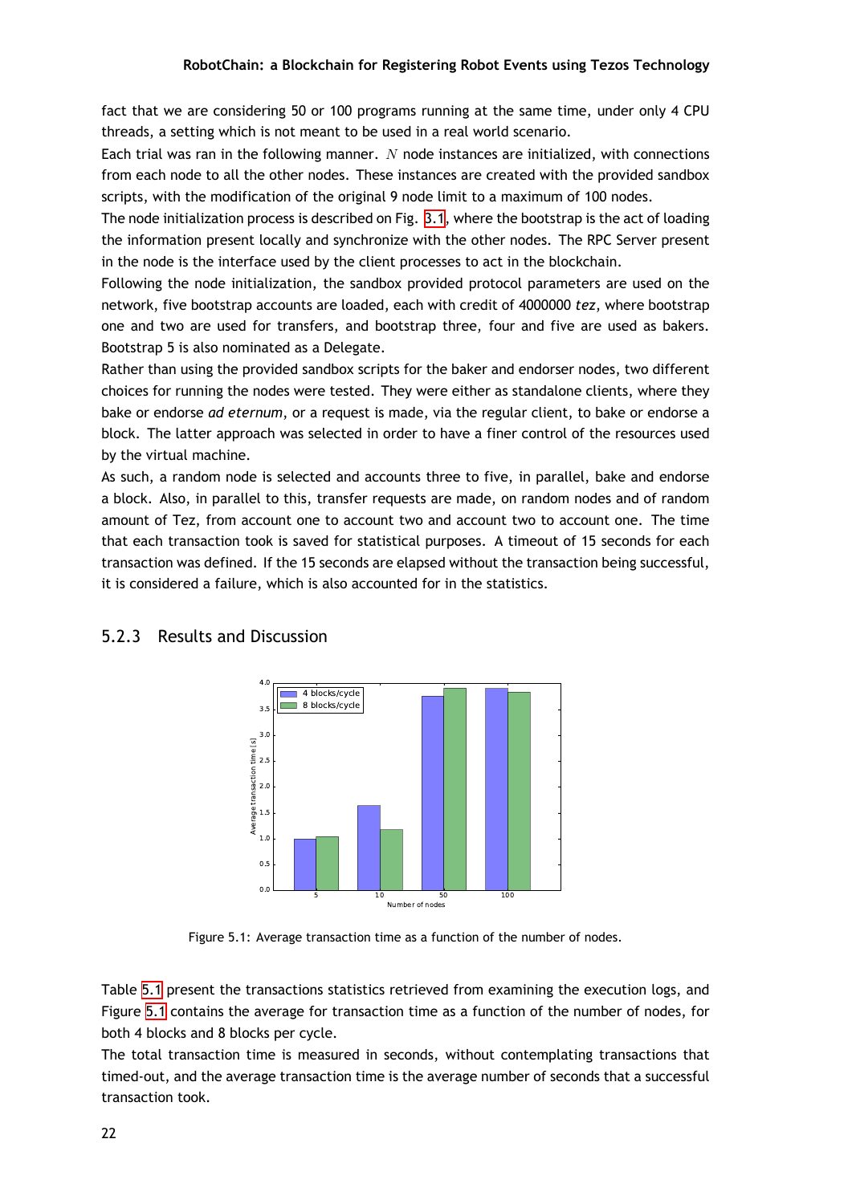fact that we are considering 50 or 100 programs running at the same time, under only 4 CPU threads, a setting which is not meant to be used in a real world scenario.

Each trial was ran in the following manner. $N$ node instances are initialized, with connections from each node to all the other nodes. These instances are created with the provided sandbox scripts, with the modification of the original 9 node limit to a maximum of 100 nodes.

The node initialization process is described on Fig. 3.1, where the bootstrap is the act of loading the information present locally and synchronize with the other nodes. The RPC Server present in the node is the interface used by the client processes to act in the blockchain.

Following the node initialization, the sandbox provided protocol parameters are used on the network, five bootstrap accounts are loaded, each with credit of 4000000 *tez*, where bootstrap one and two are used for transfers, and bootstrap three, four and five are used as bakers. Bootstrap 5 is also nominated as a Delegate.

Rather than using the provided sandbox scripts for the baker and endorser nodes, two different choices for running the nodes were tested. They were either as standalone clients, where they bake or endorse *ad eternum*, or a request is made, via the regular client, to bake or endorse a block. The latter approach was selected in order to have a finer control of the resources used by the virtual machine.

As such, a random node is selected and accounts three to five, in parallel, bake and endorse a block. Also, in parallel to this, transfer requests are made, on random nodes and of random amount of Tez, from account one to account two and account two to account one. The time that each transaction took is saved for statistical purposes. A timeout of 15 seconds for each transaction was defined. If the 15 seconds are elapsed without the transaction being successful, it is considered a failure, which is also accounted for in the statistics.

### 5.2.3 Results and Discussion

Figure 5.1: Average transaction time as a function of the number of nodes.

Table 5.1 present the transactions statistics retrieved from examining the execution logs, and Figure 5.1 contains the average for transaction time as a function of the number of nodes, for both 4 blocks and 8 blocks per cycle.

The total transaction time is measured in seconds, without contemplating transactions that timed-out, and the average transaction time is the average number of seconds that a successful transaction took.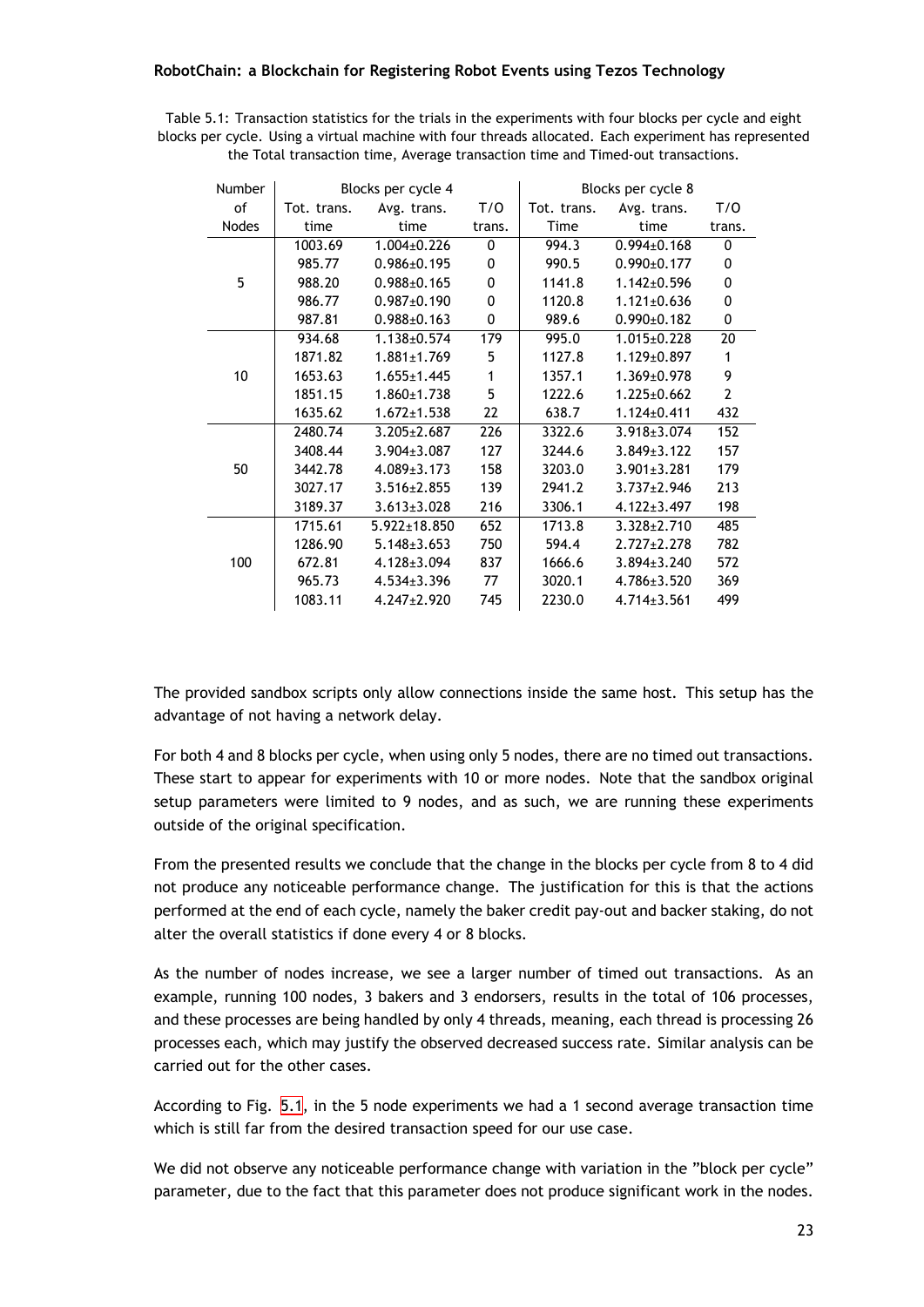Table 5.1: Transaction statistics for the trials in the experiments with four blocks per cycle and eight blocks per cycle. Using a virtual machine with four threads allocated. Each experiment has represented the Total transaction time, Average transaction time and Timed-out transactions.

| Number of Nodes | Blocks per cycle 4 | | | Blocks per cycle 8 | | |
|---|---|---|---|---|---|---|
| | Tot. trans. time | Avg. trans. time | T/O trans. | Tot. trans. Time | Avg. trans. time | T/O trans. |
| 5 | 1003.69 | 1.004±0.226 | 0 | 994.3 | 0.994±0.168 | 0 |
| | 985.77 | 0.986±0.195 | 0 | 990.5 | 0.990±0.177 | 0 |
| | 988.20 | 0.988±0.165 | 0 | 1141.8 | 1.142±0.596 | 0 |
| | 986.77 | 0.987±0.190 | 0 | 1120.8 | 1.121±0.636 | 0 |
| | 987.81 | 0.988±0.163 | 0 | 989.6 | 0.990±0.182 | 0 |
| 10 | 934.68 | 1.138±0.574 | 179 | 995.0 | 1.015±0.228 | 20 |
| | 1871.82 | 1.881±1.769 | 5 | 1127.8 | 1.129±0.897 | 1 |
| | 1653.63 | 1.655±1.445 | 1 | 1357.1 | 1.369±0.978 | 9 |
| | 1851.15 | 1.860±1.738 | 5 | 1222.6 | 1.225±0.662 | 2 |
| | 1635.62 | 1.672±1.538 | 22 | 638.7 | 1.124±0.411 | 432 |
| 50 | 2480.74 | 3.205±2.687 | 226 | 3322.6 | 3.918±3.074 | 152 |
| | 3408.44 | 3.904±3.087 | 127 | 3244.6 | 3.849±3.122 | 157 |
| | 3442.78 | 4.089±3.173 | 158 | 3203.0 | 3.901±3.281 | 179 |
| | 3027.17 | 3.516±2.855 | 139 | 2941.2 | 3.737±2.946 | 213 |
| | 3189.37 | 3.613±3.028 | 216 | 3306.1 | 4.122±3.497 | 198 |
| 100 | 1715.61 | 5.922±18.850 | 652 | 1713.8 | 3.328±2.710 | 485 |
| | 1286.90 | 5.148±3.653 | 750 | 594.4 | 2.727±2.278 | 782 |
| | 672.81 | 4.128±3.094 | 837 | 1666.6 | 3.894±3.240 | 572 |
| | 965.73 | 4.534±3.396 | 77 | 3020.1 | 4.786±3.520 | 369 |
| | 1083.11 | 4.247±2.920 | 745 | 2230.0 | 4.714±3.561 | 499 |

The provided sandbox scripts only allow connections inside the same host. This setup has the advantage of not having a network delay.

For both 4 and 8 blocks per cycle, when using only 5 nodes, there are no timed out transactions. These start to appear for experiments with 10 or more nodes. Note that the sandbox original setup parameters were limited to 9 nodes, and as such, we are running these experiments outside of the original specification.

From the presented results we conclude that the change in the blocks per cycle from 8 to 4 did not produce any noticeable performance change. The justification for this is that the actions performed at the end of each cycle, namely the baker credit pay-out and backer staking, do not alter the overall statistics if done every 4 or 8 blocks.

As the number of nodes increase, we see a larger number of timed out transactions. As an example, running 100 nodes, 3 bakers and 3 endorsers, results in the total of 106 processes, and these processes are being handled by only 4 threads, meaning, each thread is processing 26 processes each, which may justify the observed decreased success rate. Similar analysis can be carried out for the other cases.

According to Fig. 5.1, in the 5 node experiments we had a 1 second average transaction time which is still far from the desired transaction speed for our use case.

We did not observe any noticeable performance change with variation in the "block per cycle" parameter, due to the fact that this parameter does not produce significant work in the nodes.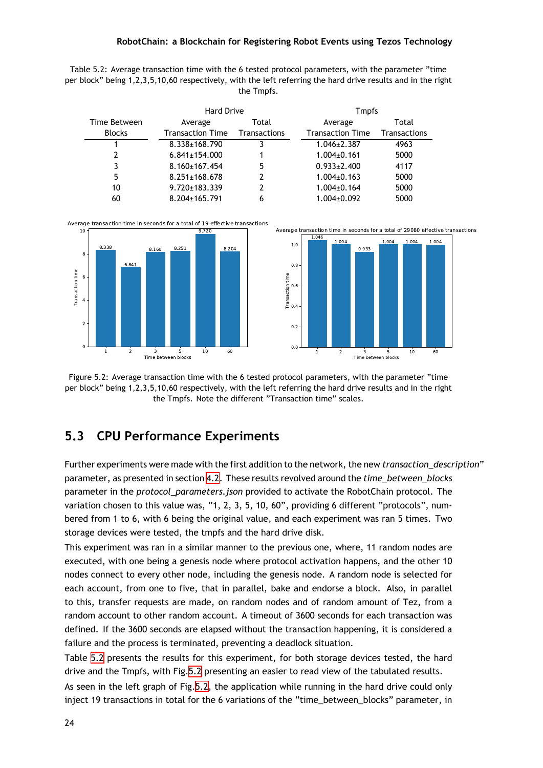Table 5.2: Average transaction time with the 6 tested protocol parameters, with the parameter "time per block" being 1,2,3,5,10,60 respectively, with the left referring the hard drive results and in the right the Tmpfs.

| Time Between Blocks | Hard Drive Average Transaction Time | Hard Drive Total Transactions | Tmpfs Average Transaction Time | Tmpfs Total Transactions |
|---|---|---|---|---|
| 1 | 8.338±168.790 | 3 | 1.046±2.387 | 4963 |
| 2 | 6.841±154.000 | 1 | 1.004±0.161 | 5000 |
| 3 | 8.160±167.454 | 5 | 0.933±2.400 | 4117 |
| 5 | 8.251±168.678 | 2 | 1.004±0.163 | 5000 |
| 10 | 9.720±183.339 | 2 | 1.004±0.164 | 5000 |
| 60 | 8.204±165.791 | 6 | 1.004±0.092 | 5000 |

Figure 5.2: Average transaction time with the 6 tested protocol parameters, with the parameter "time per block" being 1,2,3,5,10,60 respectively, with the left referring the hard drive results and in the right the Tmpfs. Note the different "Transaction time" scales.

## 5.3 CPU Performance Experiments

Further experiments were made with the first addition to the network, the new *transaction_description*" parameter, as presented in section 4.2. These results revolved around the *time_between_blocks* parameter in the *protocol_parameters.json* provided to activate the RobotChain protocol. The variation chosen to this value was, "1, 2, 3, 5, 10, 60", providing 6 different "protocols", numbered from 1 to 6, with 6 being the original value, and each experiment was ran 5 times. Two storage devices were tested, the tmpfs and the hard drive disk.

This experiment was ran in a similar manner to the previous one, where, 11 random nodes are executed, with one being a genesis node where protocol activation happens, and the other 10 nodes connect to every other node, including the genesis node. A random node is selected for each account, from one to five, that in parallel, bake and endorse a block. Also, in parallel to this, transfer requests are made, on random nodes and of random amount of Tez, from a random account to other random account. A timeout of 3600 seconds for each transaction was defined. If the 3600 seconds are elapsed without the transaction happening, it is considered a failure and the process is terminated, preventing a deadlock situation.

Table 5.2 presents the results for this experiment, for both storage devices tested, the hard drive and the Tmpfs, with Fig.5.2 presenting an easier to read view of the tabulated results.

As seen in the left graph of Fig.5.2, the application while running in the hard drive could only inject 19 transactions in total for the 6 variations of the "time_between_blocks" parameter, in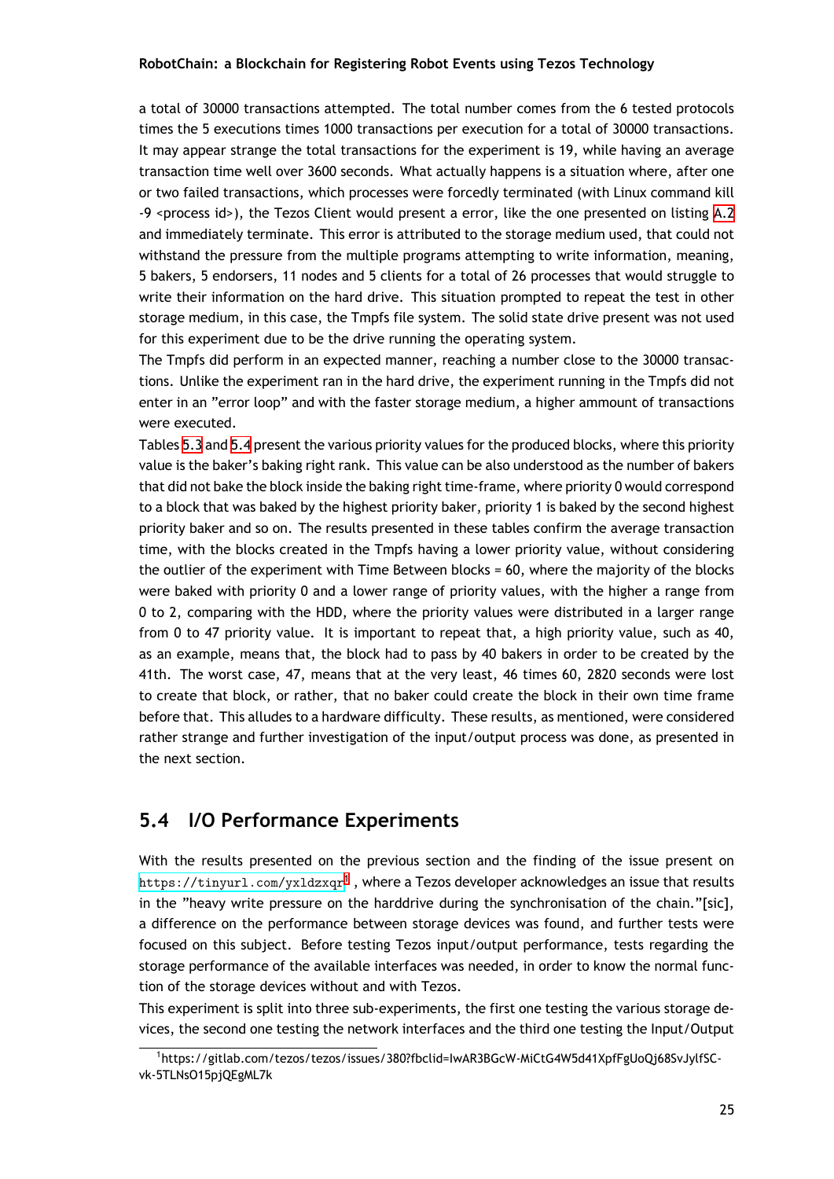a total of 30000 transactions attempted. The total number comes from the 6 tested protocols times the 5 executions times 1000 transactions per execution for a total of 30000 transactions. It may appear strange the total transactions for the experiment is 19, while having an average transaction time well over 3600 seconds. What actually happens is a situation where, after one or two failed transactions, which processes were forcedly terminated (with Linux command kill -9 <process id>), the Tezos Client would present a error, like the one presented on listing A.2 and immediately terminate. This error is attributed to the storage medium used, that could not withstand the pressure from the multiple programs attempting to write information, meaning, 5 bakers, 5 endorsers, 11 nodes and 5 clients for a total of 26 processes that would struggle to write their information on the hard drive. This situation prompted to repeat the test in other storage medium, in this case, the Tmpfs file system. The solid state drive present was not used for this experiment due to be the drive running the operating system.

The Tmpfs did perform in an expected manner, reaching a number close to the 30000 transactions. Unlike the experiment ran in the hard drive, the experiment running in the Tmpfs did not enter in an "error loop" and with the faster storage medium, a higher ammount of transactions were executed.

Tables 5.3 and 5.4 present the various priority values for the produced blocks, where this priority value is the baker's baking right rank. This value can be also understood as the number of bakers that did not bake the block inside the baking right time-frame, where priority 0 would correspond to a block that was baked by the highest priority baker, priority 1 is baked by the second highest priority baker and so on. The results presented in these tables confirm the average transaction time, with the blocks created in the Tmpfs having a lower priority value, without considering the outlier of the experiment with Time Between blocks = 60, where the majority of the blocks were baked with priority 0 and a lower range of priority values, with the higher a range from 0 to 2, comparing with the HDD, where the priority values were distributed in a larger range from 0 to 47 priority value. It is important to repeat that, a high priority value, such as 40, as an example, means that, the block had to pass by 40 bakers in order to be created by the 41th. The worst case, 47, means that at the very least, 46 times 60, 2820 seconds were lost to create that block, or rather, that no baker could create the block in their own time frame before that. This alludes to a hardware difficulty. These results, as mentioned, were considered rather strange and further investigation of the input/output process was done, as presented in the next section.

## 5.4 I/O Performance Experiments

With the results presented on the previous section and the finding of the issue present on https://tinyurl.com/yxldzxqr[1], where a Tezos developer acknowledges an issue that results in the "heavy write pressure on the harddrive during the synchronisation of the chain."[sic], a difference on the performance between storage devices was found, and further tests were focused on this subject. Before testing Tezos input/output performance, tests regarding the storage performance of the available interfaces was needed, in order to know the normal function of the storage devices without and with Tezos.

This experiment is split into three sub-experiments, the first one testing the various storage devices, the second one testing the network interfaces and the third one testing the Input/Output

[1] https://gitlab.com/tezos/tezos/issues/380?fbclid=IwAR3BGcW-MiCtG4W5d41XpfFgUoQj68SvJylfSC-vk-5TLNsO15pjQEgML7k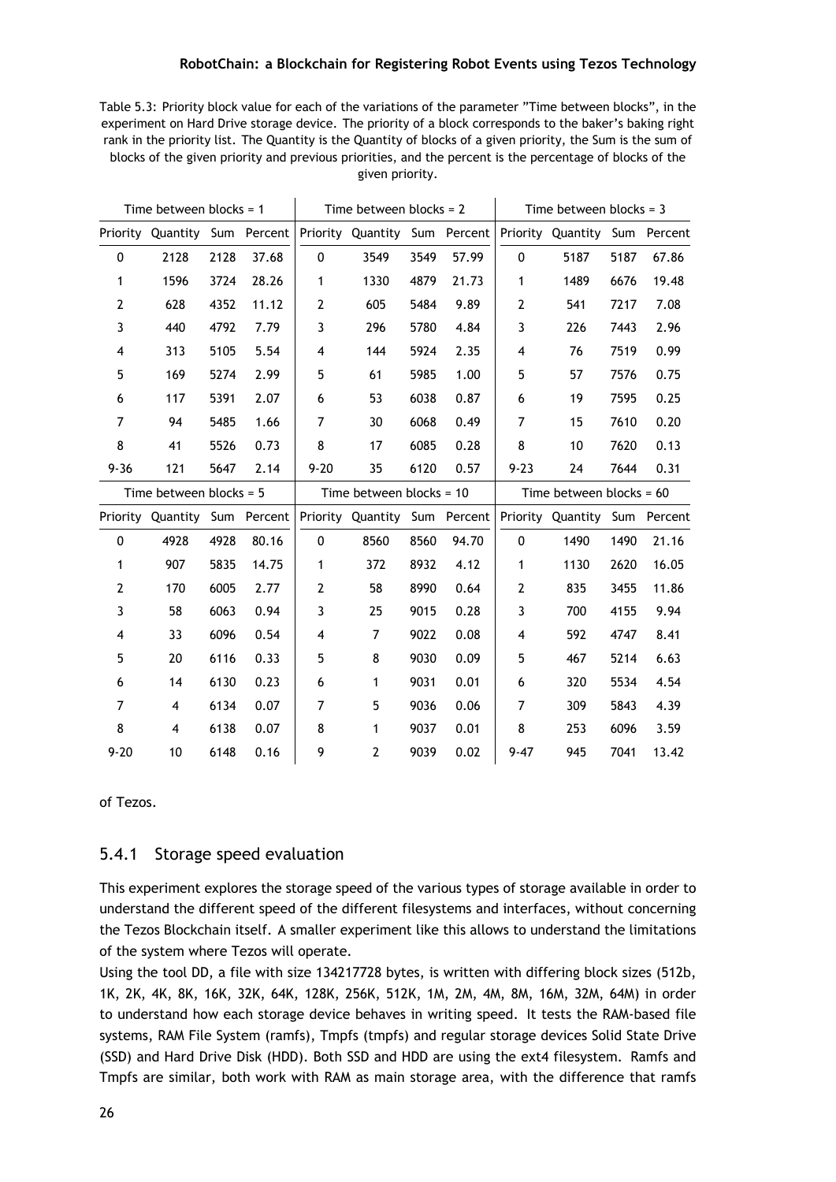Table 5.3: Priority block value for each of the variations of the parameter "Time between blocks", in the experiment on Hard Drive storage device. The priority of a block corresponds to the baker's baking right rank in the priority list. The Quantity is the Quantity of blocks of a given priority, the Sum is the sum of blocks of the given priority and previous priorities, and the percent is the percentage of blocks of the given priority.

| Time between blocks = 1 | | | | Time between blocks = 2 | | | | Time between blocks = 3 | | | |
|---|---|---|---|---|---|---|---|---|---|---|---|
| Priority | Quantity | Sum | Percent | Priority | Quantity | Sum | Percent | Priority | Quantity | Sum | Percent |
| 0 | 2128 | 2128 | 37.68 | 0 | 3549 | 3549 | 57.99 | 0 | 5187 | 5187 | 67.86 |
| 1 | 1596 | 3724 | 28.26 | 1 | 1330 | 4879 | 21.73 | 1 | 1489 | 6676 | 19.48 |
| 2 | 628 | 4352 | 11.12 | 2 | 605 | 5484 | 9.89 | 2 | 541 | 7217 | 7.08 |
| 3 | 440 | 4792 | 7.79 | 3 | 296 | 5780 | 4.84 | 3 | 226 | 7443 | 2.96 |
| 4 | 313 | 5105 | 5.54 | 4 | 144 | 5924 | 2.35 | 4 | 76 | 7519 | 0.99 |
| 5 | 169 | 5274 | 2.99 | 5 | 61 | 5985 | 1.00 | 5 | 57 | 7576 | 0.75 |
| 6 | 117 | 5391 | 2.07 | 6 | 53 | 6038 | 0.87 | 6 | 19 | 7595 | 0.25 |
| 7 | 94 | 5485 | 1.66 | 7 | 30 | 6068 | 0.49 | 7 | 15 | 7610 | 0.20 |
| 8 | 41 | 5526 | 0.73 | 8 | 17 | 6085 | 0.28 | 8 | 10 | 7620 | 0.13 |
| 9-36 | 121 | 5647 | 2.14 | 9-20 | 35 | 6120 | 0.57 | 9-23 | 24 | 7644 | 0.31 |
| Time between blocks = 5 | | | | Time between blocks = 10 | | | | Time between blocks = 60 | | | |
| Priority | Quantity | Sum | Percent | Priority | Quantity | Sum | Percent | Priority | Quantity | Sum | Percent |
| 0 | 4928 | 4928 | 80.16 | 0 | 8560 | 8560 | 94.70 | 0 | 1490 | 1490 | 21.16 |
| 1 | 907 | 5835 | 14.75 | 1 | 372 | 8932 | 4.12 | 1 | 1130 | 2620 | 16.05 |
| 2 | 170 | 6005 | 2.77 | 2 | 58 | 8990 | 0.64 | 2 | 835 | 3455 | 11.86 |
| 3 | 58 | 6063 | 0.94 | 3 | 25 | 9015 | 0.28 | 3 | 700 | 4155 | 9.94 |
| 4 | 33 | 6096 | 0.54 | 4 | 7 | 9022 | 0.08 | 4 | 592 | 4747 | 8.41 |
| 5 | 20 | 6116 | 0.33 | 5 | 8 | 9030 | 0.09 | 5 | 467 | 5214 | 6.63 |
| 6 | 14 | 6130 | 0.23 | 6 | 1 | 9031 | 0.01 | 6 | 320 | 5534 | 4.54 |
| 7 | 4 | 6134 | 0.07 | 7 | 5 | 9036 | 0.06 | 7 | 309 | 5843 | 4.39 |
| 8 | 4 | 6138 | 0.07 | 8 | 1 | 9037 | 0.01 | 8 | 253 | 6096 | 3.59 |
| 9-20 | 10 | 6148 | 0.16 | 9 | 2 | 9039 | 0.02 | 9-47 | 945 | 7041 | 13.42 |

of Tezos.

### 5.4.1 Storage speed evaluation

This experiment explores the storage speed of the various types of storage available in order to understand the different speed of the different filesystems and interfaces, without concerning the Tezos Blockchain itself. A smaller experiment like this allows to understand the limitations of the system where Tezos will operate.

Using the tool DD, a file with size 134217728 bytes, is written with differing block sizes (512b, 1K, 2K, 4K, 8K, 16K, 32K, 64K, 128K, 256K, 512K, 1M, 2M, 4M, 8M, 16M, 32M, 64M) in order to understand how each storage device behaves in writing speed. It tests the RAM-based file systems, RAM File System (ramfs), Tmpfs (tmpfs) and regular storage devices Solid State Drive (SSD) and Hard Drive Disk (HDD). Both SSD and HDD are using the ext4 filesystem. Ramfs and Tmpfs are similar, both work with RAM as main storage area, with the difference that ramfs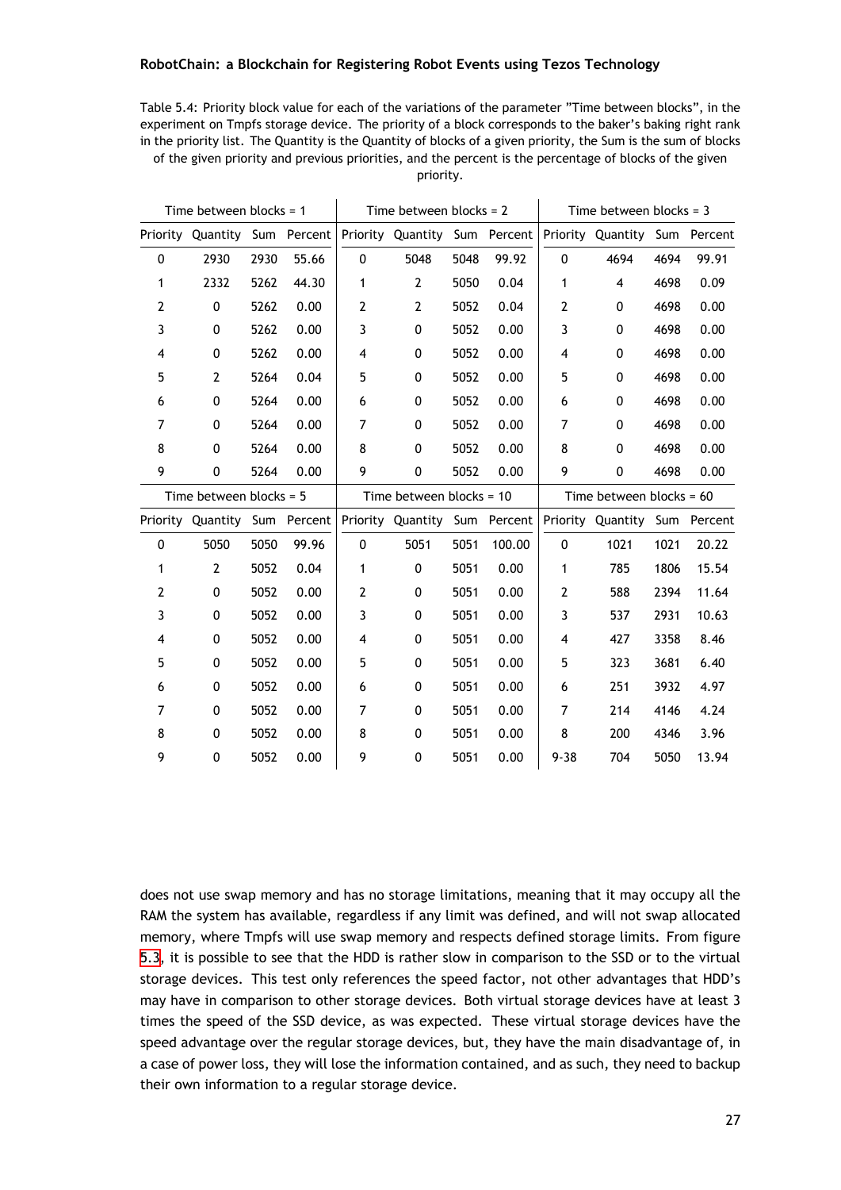Table 5.4: Priority block value for each of the variations of the parameter "Time between blocks", in the experiment on Tmpfs storage device. The priority of a block corresponds to the baker's baking right rank in the priority list. The Quantity is the Quantity of blocks of a given priority, the Sum is the sum of blocks of the given priority and previous priorities, and the percent is the percentage of blocks of the given priority.

| Time between blocks = 1 | | | | Time between blocks = 2 | | | | Time between blocks = 3 | | | |
|---|---|---|---|---|---|---|---|---|---|---|---|
| Priority | Quantity | Sum | Percent | Priority | Quantity | Sum | Percent | Priority | Quantity | Sum | Percent |
| 0 | 2930 | 2930 | 55.66 | 0 | 5048 | 5048 | 99.92 | 0 | 4694 | 4694 | 99.91 |
| 1 | 2332 | 5262 | 44.30 | 1 | 2 | 5050 | 0.04 | 1 | 4 | 4698 | 0.09 |
| 2 | 0 | 5262 | 0.00 | 2 | 2 | 5052 | 0.04 | 2 | 0 | 4698 | 0.00 |
| 3 | 0 | 5262 | 0.00 | 3 | 0 | 5052 | 0.00 | 3 | 0 | 4698 | 0.00 |
| 4 | 0 | 5262 | 0.00 | 4 | 0 | 5052 | 0.00 | 4 | 0 | 4698 | 0.00 |
| 5 | 2 | 5264 | 0.04 | 5 | 0 | 5052 | 0.00 | 5 | 0 | 4698 | 0.00 |
| 6 | 0 | 5264 | 0.00 | 6 | 0 | 5052 | 0.00 | 6 | 0 | 4698 | 0.00 |
| 7 | 0 | 5264 | 0.00 | 7 | 0 | 5052 | 0.00 | 7 | 0 | 4698 | 0.00 |
| 8 | 0 | 5264 | 0.00 | 8 | 0 | 5052 | 0.00 | 8 | 0 | 4698 | 0.00 |
| 9 | 0 | 5264 | 0.00 | 9 | 0 | 5052 | 0.00 | 9 | 0 | 4698 | 0.00 |
| **Time between blocks = 5** | | | | **Time between blocks = 10** | | | | **Time between blocks = 60** | | | |
| Priority | Quantity | Sum | Percent | Priority | Quantity | Sum | Percent | Priority | Quantity | Sum | Percent |
| 0 | 5050 | 5050 | 99.96 | 0 | 5051 | 5051 | 100.00 | 0 | 1021 | 1021 | 20.22 |
| 1 | 2 | 5052 | 0.04 | 1 | 0 | 5051 | 0.00 | 1 | 785 | 1806 | 15.54 |
| 2 | 0 | 5052 | 0.00 | 2 | 0 | 5051 | 0.00 | 2 | 588 | 2394 | 11.64 |
| 3 | 0 | 5052 | 0.00 | 3 | 0 | 5051 | 0.00 | 3 | 537 | 2931 | 10.63 |
| 4 | 0 | 5052 | 0.00 | 4 | 0 | 5051 | 0.00 | 4 | 427 | 3358 | 8.46 |
| 5 | 0 | 5052 | 0.00 | 5 | 0 | 5051 | 0.00 | 5 | 323 | 3681 | 6.40 |
| 6 | 0 | 5052 | 0.00 | 6 | 0 | 5051 | 0.00 | 6 | 251 | 3932 | 4.97 |
| 7 | 0 | 5052 | 0.00 | 7 | 0 | 5051 | 0.00 | 7 | 214 | 4146 | 4.24 |
| 8 | 0 | 5052 | 0.00 | 8 | 0 | 5051 | 0.00 | 8 | 200 | 4346 | 3.96 |
| 9 | 0 | 5052 | 0.00 | 9 | 0 | 5051 | 0.00 | 9-38 | 704 | 5050 | 13.94 |

does not use swap memory and has no storage limitations, meaning that it may occupy all the RAM the system has available, regardless if any limit was defined, and will not swap allocated memory, where Tmpfs will use swap memory and respects defined storage limits. From figure 5.3, it is possible to see that the HDD is rather slow in comparison to the SSD or to the virtual storage devices. This test only references the speed factor, not other advantages that HDD's may have in comparison to other storage devices. Both virtual storage devices have at least 3 times the speed of the SSD device, as was expected. These virtual storage devices have the speed advantage over the regular storage devices, but, they have the main disadvantage of, in a case of power loss, they will lose the information contained, and as such, they need to backup their own information to a regular storage device.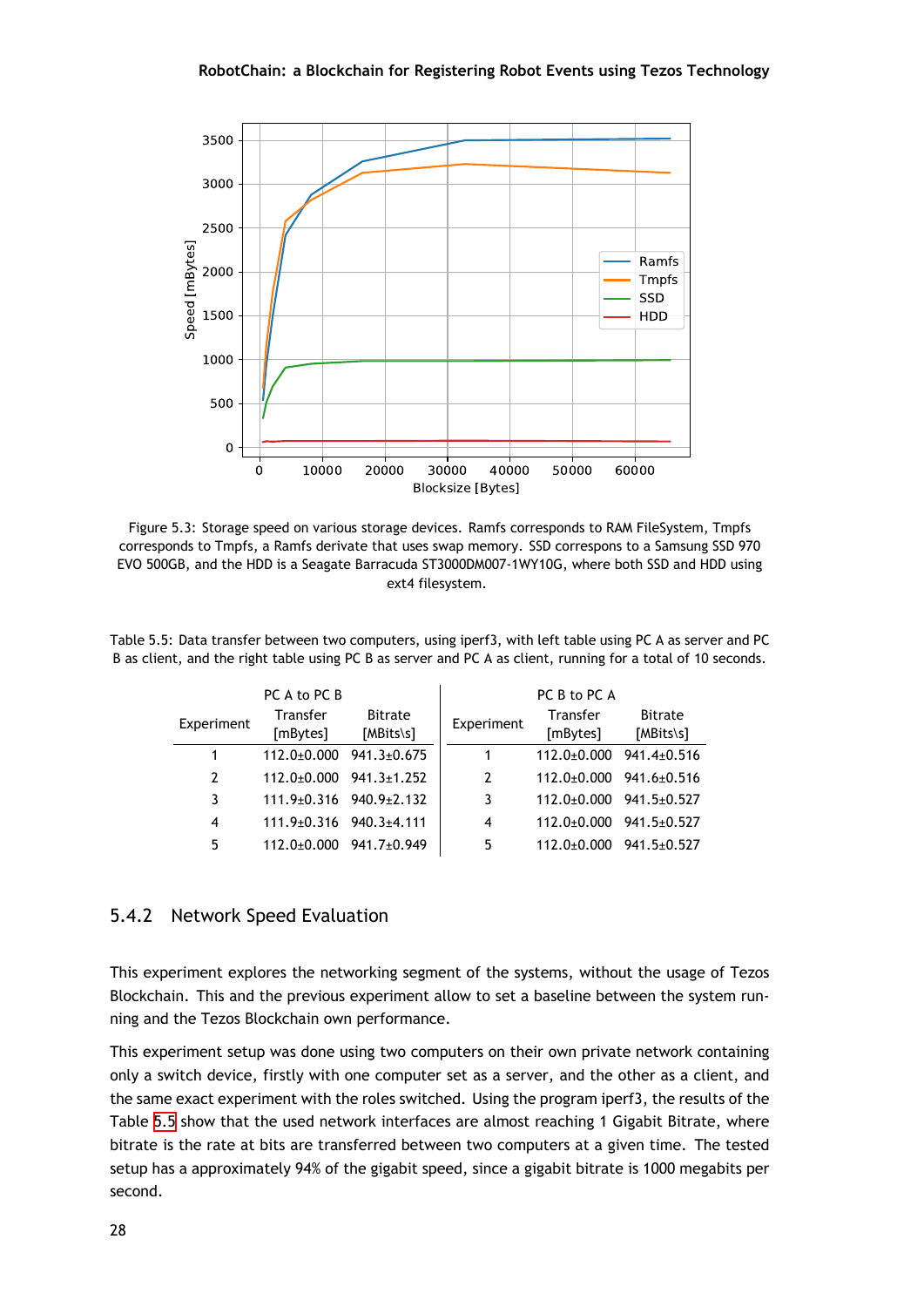Figure 5.3: Storage speed on various storage devices. Ramfs corresponds to RAM FileSystem, Tmpfs corresponds to Tmpfs, a Ramfs derivate that uses swap memory. SSD correspons to a Samsung SSD 970 EVO 500GB, and the HDD is a Seagate Barracuda ST3000DM007-1WY10G, where both SSD and HDD using ext4 filesystem.

Table 5.5: Data transfer between two computers, using iperf3, with left table using PC A as server and PC B as client, and the right table using PC B as server and PC A as client, running for a total of 10 seconds.

| Experiment | PC A to PC B | | Experiment | PC B to PC A | |
|---|---|---|---|---|---|
| | Transfer [mBytes] | Bitrate [MBits\s] | | Transfer [mBytes] | Bitrate [MBits\s] |
| 1 | 112.0±0.000 | 941.3±0.675 | 1 | 112.0±0.000 | 941.4±0.516 |
| 2 | 112.0±0.000 | 941.3±1.252 | 2 | 112.0±0.000 | 941.6±0.516 |
| 3 | 111.9±0.316 | 940.9±2.132 | 3 | 112.0±0.000 | 941.5±0.527 |
| 4 | 111.9±0.316 | 940.3±4.111 | 4 | 112.0±0.000 | 941.5±0.527 |
| 5 | 112.0±0.000 | 941.7±0.949 | 5 | 112.0±0.000 | 941.5±0.527 |

### 5.4.2 Network Speed Evaluation

This experiment explores the networking segment of the systems, without the usage of Tezos Blockchain. This and the previous experiment allow to set a baseline between the system running and the Tezos Blockchain own performance.

This experiment setup was done using two computers on their own private network containing only a switch device, firstly with one computer set as a server, and the other as a client, and the same exact experiment with the roles switched. Using the program iperf3, the results of the Table 5.5 show that the used network interfaces are almost reaching 1 Gigabit Bitrate, where bitrate is the rate at bits are transferred between two computers at a given time. The tested setup has a approximately 94% of the gigabit speed, since a gigabit bitrate is 1000 megabits per second.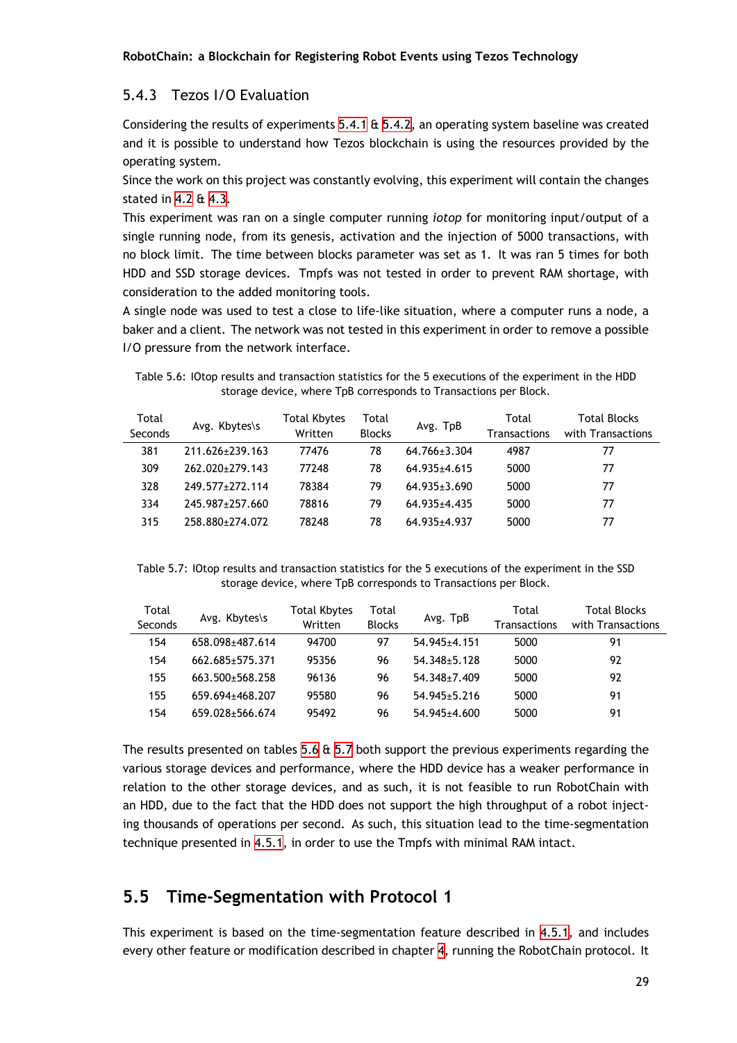### 5.4.3 Tezos I/O Evaluation

Considering the results of experiments 5.4.1 & 5.4.2, an operating system baseline was created and it is possible to understand how Tezos blockchain is using the resources provided by the operating system.

Since the work on this project was constantly evolving, this experiment will contain the changes stated in 4.2 & 4.3.

This experiment was ran on a single computer running *iotop* for monitoring input/output of a single running node, from its genesis, activation and the injection of 5000 transactions, with no block limit. The time between blocks parameter was set as 1. It was ran 5 times for both HDD and SSD storage devices. Tmpfs was not tested in order to prevent RAM shortage, with consideration to the added monitoring tools.

A single node was used to test a close to life-like situation, where a computer runs a node, a baker and a client. The network was not tested in this experiment in order to remove a possible I/O pressure from the network interface.

Table 5.6: IOtop results and transaction statistics for the 5 executions of the experiment in the HDD storage device, where TpB corresponds to Transactions per Block.

| Total Seconds | Avg. Kbytes\s | Total Kbytes Written | Total Blocks | Avg. TpB | Total Transactions | Total Blocks with Transactions |
|---|---|---|---|---|---|---|
| 381 | 211.626±239.163 | 77476 | 78 | 64.766±3.304 | 4987 | 77 |
| 309 | 262.020±279.143 | 77248 | 78 | 64.935±4.615 | 5000 | 77 |
| 328 | 249.577±272.114 | 78384 | 79 | 64.935±3.690 | 5000 | 77 |
| 334 | 245.987±257.660 | 78816 | 79 | 64.935±4.435 | 5000 | 77 |
| 315 | 258.880±274.072 | 78248 | 78 | 64.935±4.937 | 5000 | 77 |

Table 5.7: IOtop results and transaction statistics for the 5 executions of the experiment in the SSD storage device, where TpB corresponds to Transactions per Block.

| Total Seconds | Avg. Kbytes\s | Total Kbytes Written | Total Blocks | Avg. TpB | Total Transactions | Total Blocks with Transactions |
|---|---|---|---|---|---|---|
| 154 | 658.098±487.614 | 94700 | 97 | 54.945±4.151 | 5000 | 91 |
| 154 | 662.685±575.371 | 95356 | 96 | 54.348±5.128 | 5000 | 92 |
| 155 | 663.500±568.258 | 96136 | 96 | 54.348±7.409 | 5000 | 92 |
| 155 | 659.694±468.207 | 95580 | 96 | 54.945±5.216 | 5000 | 91 |
| 154 | 659.028±566.674 | 95492 | 96 | 54.945±4.600 | 5000 | 91 |

The results presented on tables 5.6 & 5.7 both support the previous experiments regarding the various storage devices and performance, where the HDD device has a weaker performance in relation to the other storage devices, and as such, it is not feasible to run RobotChain with an HDD, due to the fact that the HDD does not support the high throughput of a robot injecting thousands of operations per second. As such, this situation lead to the time-segmentation technique presented in 4.5.1, in order to use the Tmpfs with minimal RAM intact.

## 5.5 Time-Segmentation with Protocol 1

This experiment is based on the time-segmentation feature described in 4.5.1, and includes every other feature or modification described in chapter 4, running the RobotChain protocol. It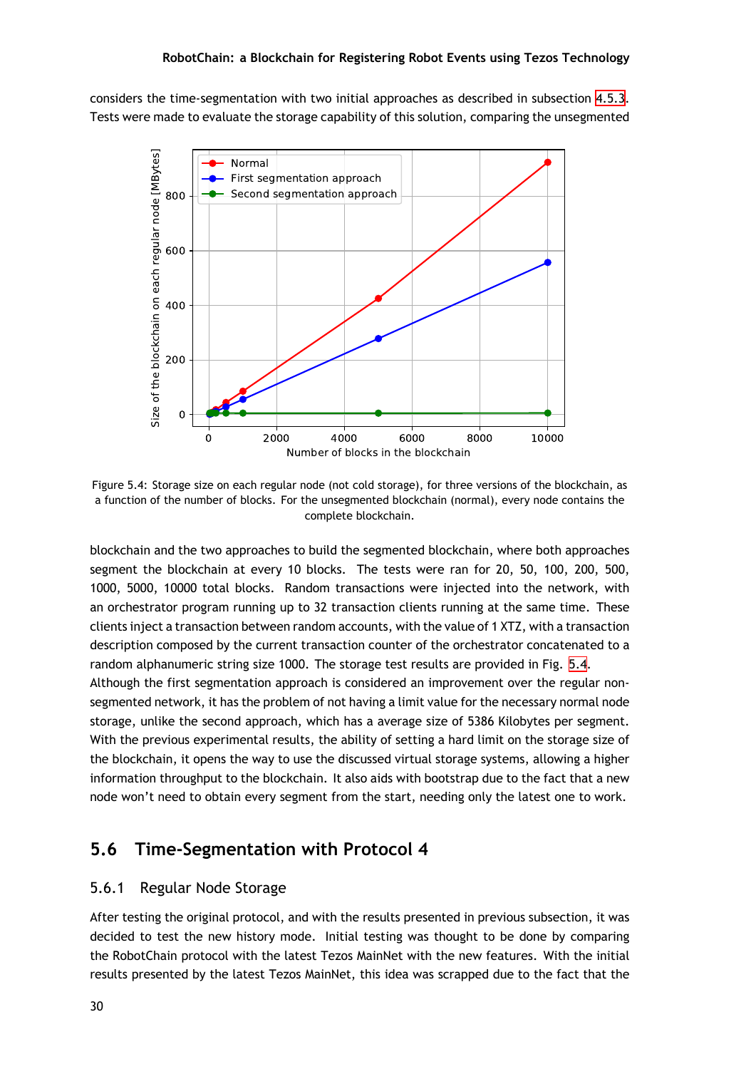considers the time-segmentation with two initial approaches as described in subsection 4.5.3. Tests were made to evaluate the storage capability of this solution, comparing the unsegmented

Figure 5.4: Storage size on each regular node (not cold storage), for three versions of the blockchain, as a function of the number of blocks. For the unsegmented blockchain (normal), every node contains the complete blockchain.

blockchain and the two approaches to build the segmented blockchain, where both approaches segment the blockchain at every 10 blocks. The tests were ran for 20, 50, 100, 200, 500, 1000, 5000, 10000 total blocks. Random transactions were injected into the network, with an orchestrator program running up to 32 transaction clients running at the same time. These clients inject a transaction between random accounts, with the value of 1 XTZ, with a transaction description composed by the current transaction counter of the orchestrator concatenated to a random alphanumeric string size 1000. The storage test results are provided in Fig. 5.4.
Although the first segmentation approach is considered an improvement over the regular non-segmented network, it has the problem of not having a limit value for the necessary node storage, unlike the second approach, which has a average size of 5386 Kilobytes per segment. With the previous experimental results, the ability of setting a hard limit on the storage size of the blockchain, it opens the way to use the discussed virtual storage systems, allowing a higher information throughput to the blockchain. It also aids with bootstrap due to the fact that a new node won't need to obtain every segment from the start, needing only the latest one to work.

## 5.6 Time-Segmentation with Protocol 4

### 5.6.1 Regular Node Storage

After testing the original protocol, and with the results presented in previous subsection, it was decided to test the new history mode. Initial testing was thought to be done by comparing the RobotChain protocol with the latest Tezos MainNet with the new features. With the initial results presented by the latest Tezos MainNet, this idea was scrapped due to the fact that the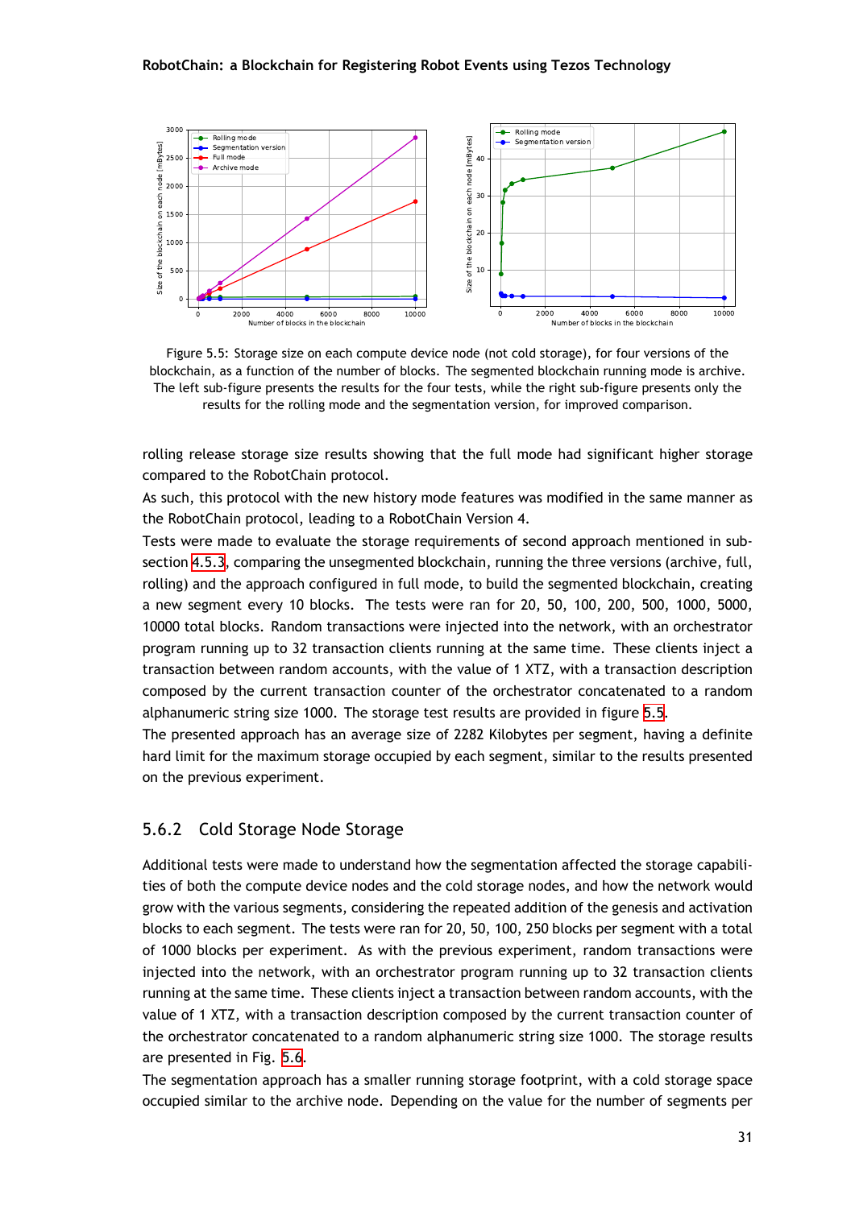Figure 5.5: Storage size on each compute device node (not cold storage), for four versions of the blockchain, as a function of the number of blocks. The segmented blockchain running mode is archive. The left sub-figure presents the results for the four tests, while the right sub-figure presents only the results for the rolling mode and the segmentation version, for improved comparison.

rolling release storage size results showing that the full mode had significant higher storage compared to the RobotChain protocol.

As such, this protocol with the new history mode features was modified in the same manner as the RobotChain protocol, leading to a RobotChain Version 4.

Tests were made to evaluate the storage requirements of second approach mentioned in subsection 4.5.3, comparing the unsegmented blockchain, running the three versions (archive, full, rolling) and the approach configured in full mode, to build the segmented blockchain, creating a new segment every 10 blocks. The tests were ran for 20, 50, 100, 200, 500, 1000, 5000, 10000 total blocks. Random transactions were injected into the network, with an orchestrator program running up to 32 transaction clients running at the same time. These clients inject a transaction between random accounts, with the value of 1 XTZ, with a transaction description composed by the current transaction counter of the orchestrator concatenated to a random alphanumeric string size 1000. The storage test results are provided in figure 5.5.

The presented approach has an average size of 2282 Kilobytes per segment, having a definite hard limit for the maximum storage occupied by each segment, similar to the results presented on the previous experiment.

### 5.6.2 Cold Storage Node Storage

Additional tests were made to understand how the segmentation affected the storage capabilities of both the compute device nodes and the cold storage nodes, and how the network would grow with the various segments, considering the repeated addition of the genesis and activation blocks to each segment. The tests were ran for 20, 50, 100, 250 blocks per segment with a total of 1000 blocks per experiment. As with the previous experiment, random transactions were injected into the network, with an orchestrator program running up to 32 transaction clients running at the same time. These clients inject a transaction between random accounts, with the value of 1 XTZ, with a transaction description composed by the current transaction counter of the orchestrator concatenated to a random alphanumeric string size 1000. The storage results are presented in Fig. 5.6.

The segmentation approach has a smaller running storage footprint, with a cold storage space occupied similar to the archive node. Depending on the value for the number of segments per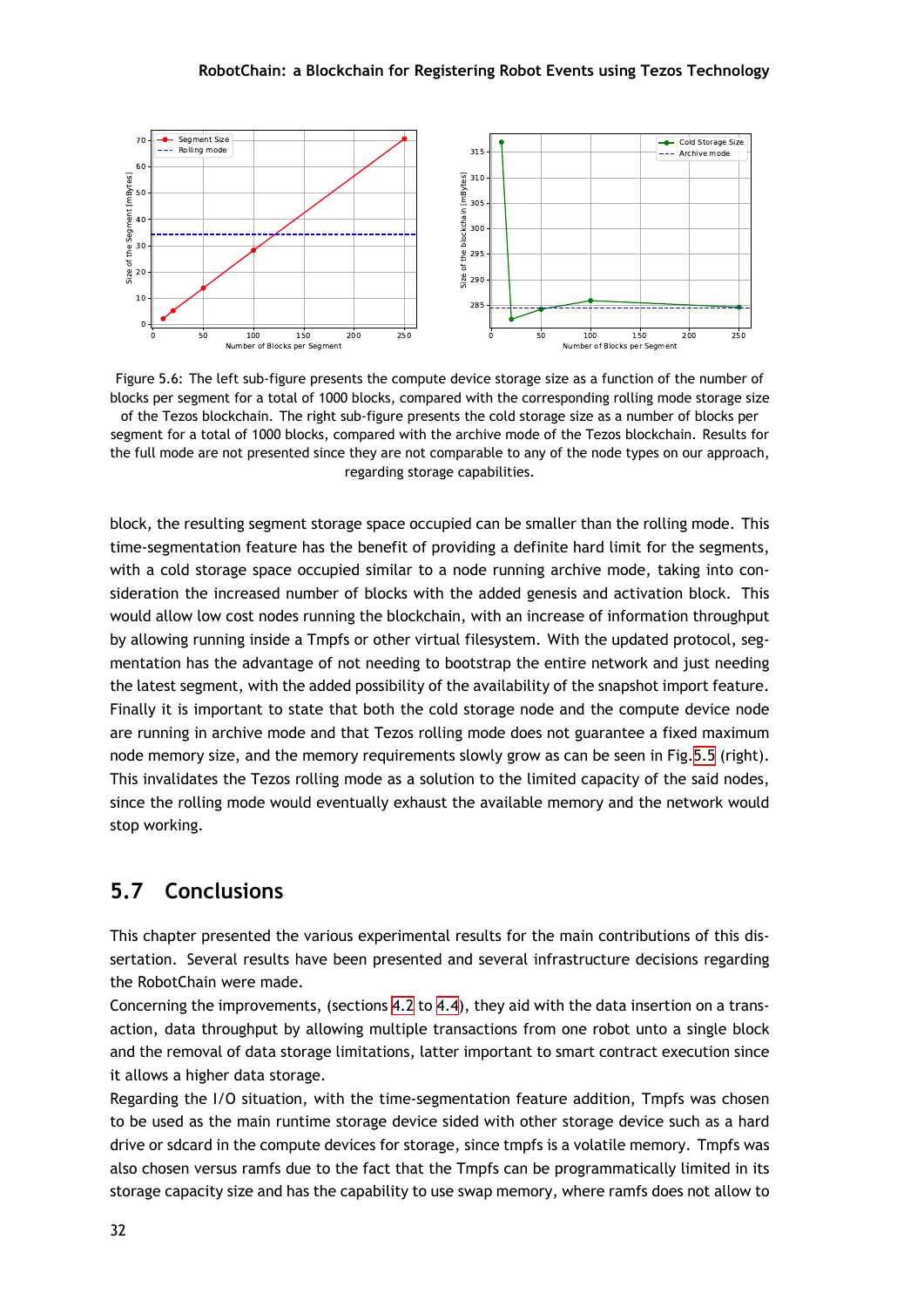Figure 5.6: The left sub-figure presents the compute device storage size as a function of the number of blocks per segment for a total of 1000 blocks, compared with the corresponding rolling mode storage size of the Tezos blockchain. The right sub-figure presents the cold storage size as a number of blocks per segment for a total of 1000 blocks, compared with the archive mode of the Tezos blockchain. Results for the full mode are not presented since they are not comparable to any of the node types on our approach, regarding storage capabilities.

block, the resulting segment storage space occupied can be smaller than the rolling mode. This time-segmentation feature has the benefit of providing a definite hard limit for the segments, with a cold storage space occupied similar to a node running archive mode, taking into consideration the increased number of blocks with the added genesis and activation block. This would allow low cost nodes running the blockchain, with an increase of information throughput by allowing running inside a Tmpfs or other virtual filesystem. With the updated protocol, segmentation has the advantage of not needing to bootstrap the entire network and just needing the latest segment, with the added possibility of the availability of the snapshot import feature. Finally it is important to state that both the cold storage node and the compute device node are running in archive mode and that Tezos rolling mode does not guarantee a fixed maximum node memory size, and the memory requirements slowly grow as can be seen in Fig. 5.5 (right). This invalidates the Tezos rolling mode as a solution to the limited capacity of the said nodes, since the rolling mode would eventually exhaust the available memory and the network would stop working.

## 5.7 Conclusions

This chapter presented the various experimental results for the main contributions of this dissertation. Several results have been presented and several infrastructure decisions regarding the RobotChain were made.

Concerning the improvements, (sections 4.2 to 4.4), they aid with the data insertion on a transaction, data throughput by allowing multiple transactions from one robot unto a single block and the removal of data storage limitations, latter important to smart contract execution since it allows a higher data storage.

Regarding the I/O situation, with the time-segmentation feature addition, Tmpfs was chosen to be used as the main runtime storage device sided with other storage device such as a hard drive or sdcard in the compute devices for storage, since tmpfs is a volatile memory. Tmpfs was also chosen versus ramfs due to the fact that the Tmpfs can be programmatically limited in its storage capacity size and has the capability to use swap memory, where ramfs does not allow to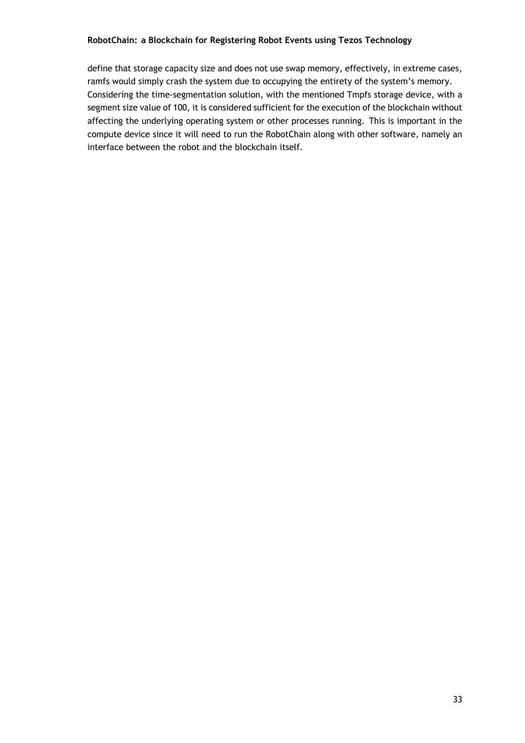define that storage capacity size and does not use swap memory, effectively, in extreme cases, ramfs would simply crash the system due to occupying the entirety of the system's memory. Considering the time-segmentation solution, with the mentioned Tmpfs storage device, with a segment size value of 100, it is considered sufficient for the execution of the blockchain without affecting the underlying operating system or other processes running. This is important in the compute device since it will need to run the RobotChain along with other software, namely an interface between the robot and the blockchain itself.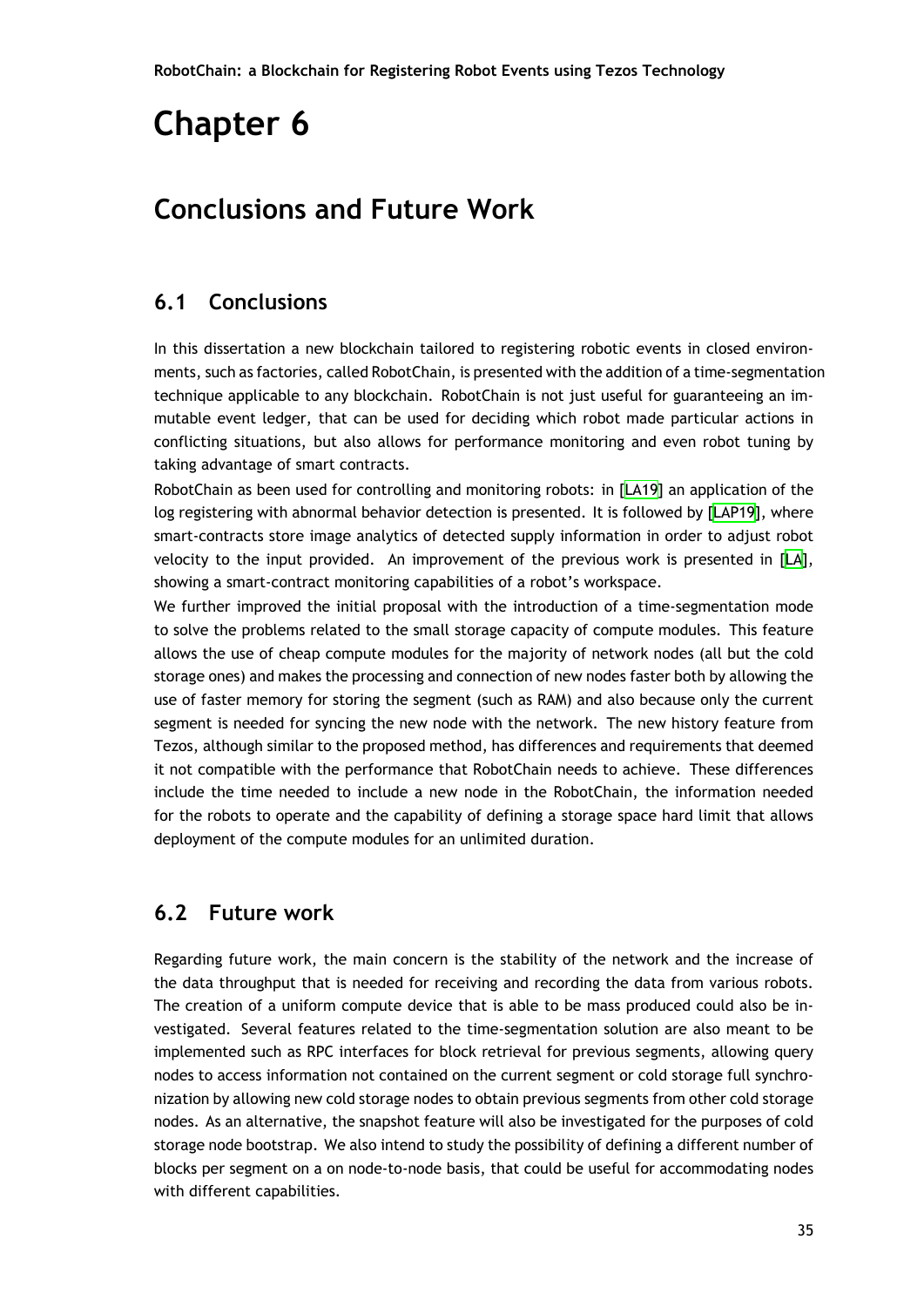# Chapter 6

# Conclusions and Future Work

## 6.1 Conclusions

In this dissertation a new blockchain tailored to registering robotic events in closed environments, such as factories, called RobotChain, is presented with the addition of a time-segmentation technique applicable to any blockchain. RobotChain is not just useful for guaranteeing an immutable event ledger, that can be used for deciding which robot made particular actions in conflicting situations, but also allows for performance monitoring and even robot tuning by taking advantage of smart contracts.

RobotChain as been used for controlling and monitoring robots: in [LA19] an application of the log registering with abnormal behavior detection is presented. It is followed by [LAP19], where smart-contracts store image analytics of detected supply information in order to adjust robot velocity to the input provided. An improvement of the previous work is presented in [LA], showing a smart-contract monitoring capabilities of a robot's workspace.

We further improved the initial proposal with the introduction of a time-segmentation mode to solve the problems related to the small storage capacity of compute modules. This feature allows the use of cheap compute modules for the majority of network nodes (all but the cold storage ones) and makes the processing and connection of new nodes faster both by allowing the use of faster memory for storing the segment (such as RAM) and also because only the current segment is needed for syncing the new node with the network. The new history feature from Tezos, although similar to the proposed method, has differences and requirements that deemed it not compatible with the performance that RobotChain needs to achieve. These differences include the time needed to include a new node in the RobotChain, the information needed for the robots to operate and the capability of defining a storage space hard limit that allows deployment of the compute modules for an unlimited duration.

## 6.2 Future work

Regarding future work, the main concern is the stability of the network and the increase of the data throughput that is needed for receiving and recording the data from various robots. The creation of a uniform compute device that is able to be mass produced could also be investigated. Several features related to the time-segmentation solution are also meant to be implemented such as RPC interfaces for block retrieval for previous segments, allowing query nodes to access information not contained on the current segment or cold storage full synchronization by allowing new cold storage nodes to obtain previous segments from other cold storage nodes. As an alternative, the snapshot feature will also be investigated for the purposes of cold storage node bootstrap. We also intend to study the possibility of defining a different number of blocks per segment on a on node-to-node basis, that could be useful for accommodating nodes with different capabilities.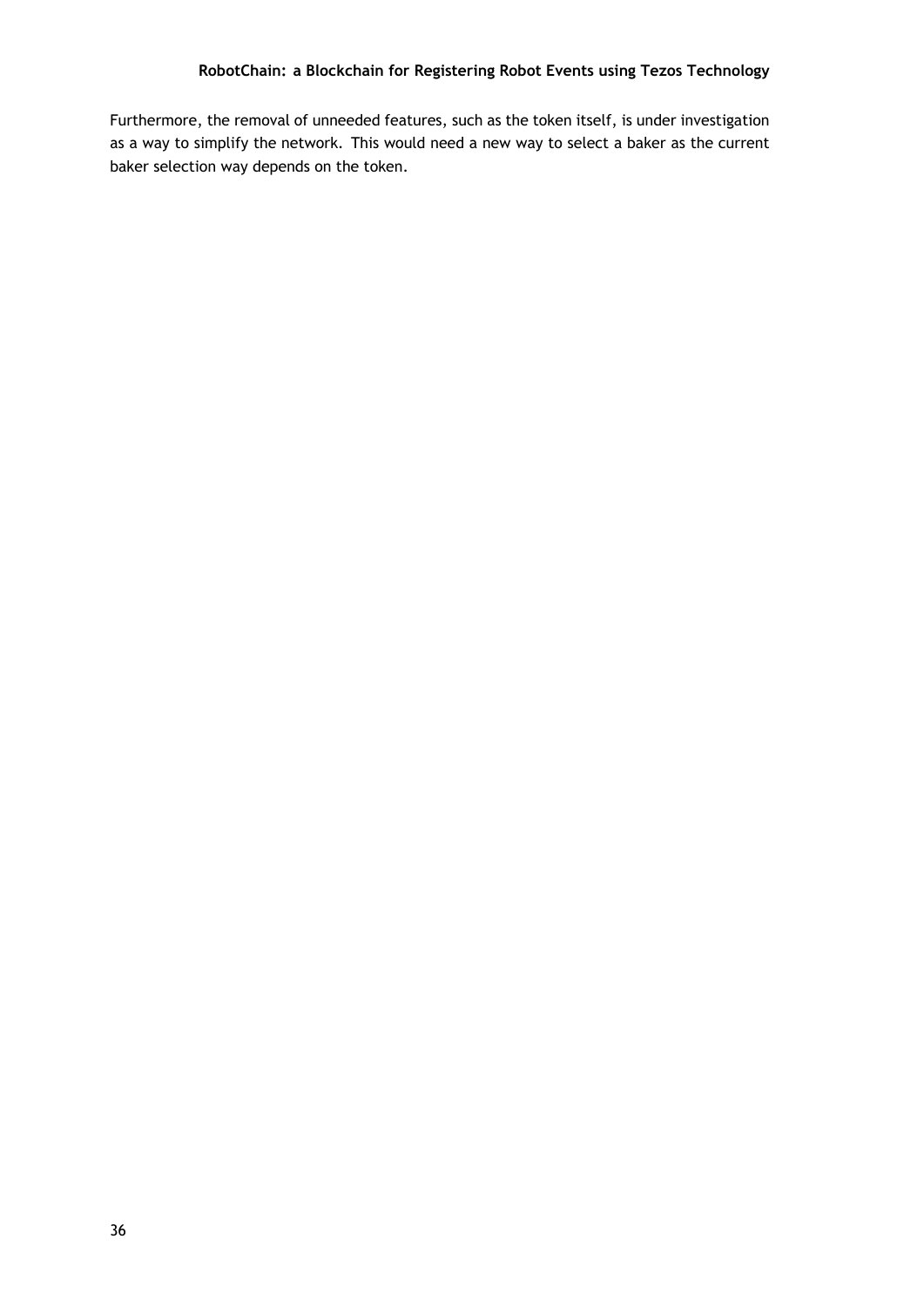Furthermore, the removal of unneeded features, such as the token itself, is under investigation as a way to simplify the network. This would need a new way to select a baker as the current baker selection way depends on the token.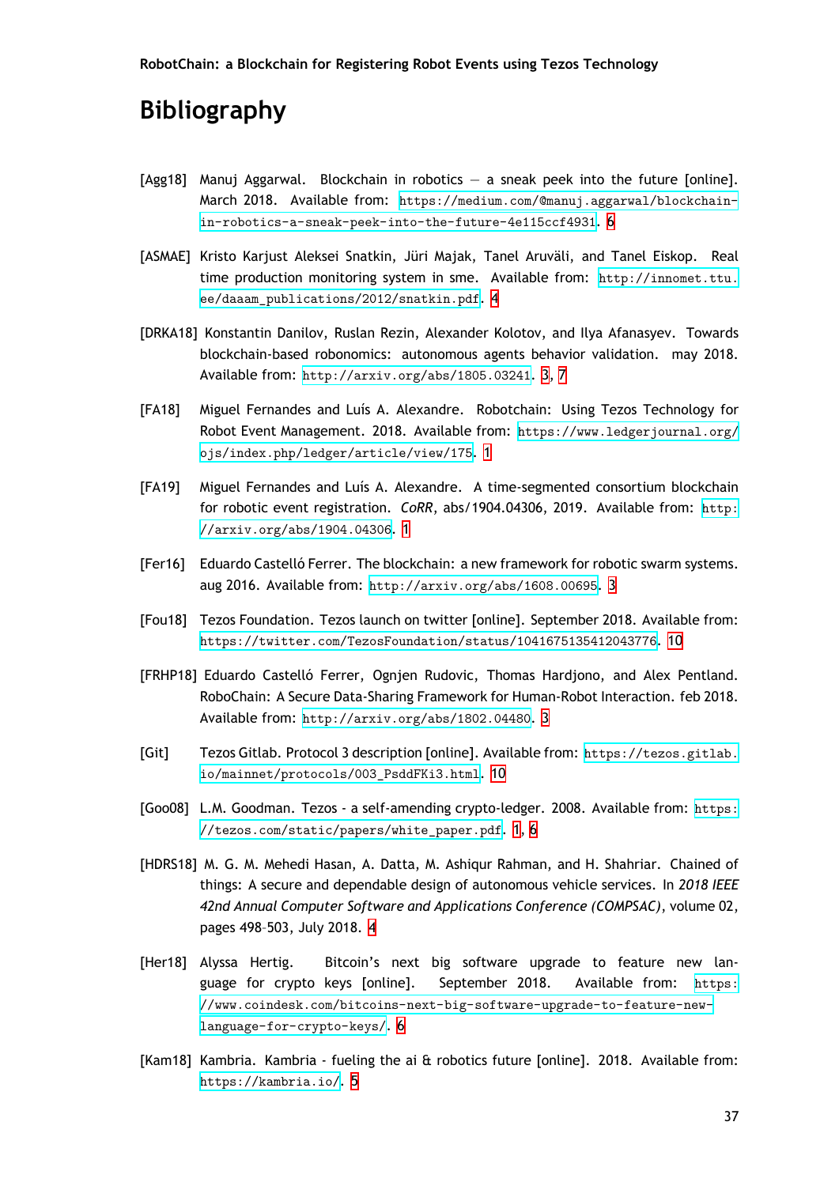# Bibliography

[Agg18] Manuj Aggarwal. Blockchain in robotics — a sneak peek into the future [online]. March 2018. Available from: https://medium.com/@manuj.aggarwal/blockchain-in-robotics-a-sneak-peek-into-the-future-4e115ccf4931. 6

[ASMAE] Kristo Karjust Aleksei Snatkin, Jüri Majak, Tanel Aruväli, and Tanel Eiskop. Real time production monitoring system in sme. Available from: http://innomet.ttu.ee/daaam_publications/2012/snatkin.pdf. 4

[DRKA18] Konstantin Danilov, Ruslan Rezin, Alexander Kolotov, and Ilya Afanasyev. Towards blockchain-based robonomics: autonomous agents behavior validation. may 2018. Available from: http://arxiv.org/abs/1805.03241. 3, 7

[FA18] Miguel Fernandes and Luís A. Alexandre. Robotchain: Using Tezos Technology for Robot Event Management. 2018. Available from: https://www.ledgerjournal.org/ojs/index.php/ledger/article/view/175. 1

[FA19] Miguel Fernandes and Luís A. Alexandre. A time-segmented consortium blockchain for robotic event registration. *CoRR*, abs/1904.04306, 2019. Available from: http://arxiv.org/abs/1904.04306. 1

[Fer16] Eduardo Castelló Ferrer. The blockchain: a new framework for robotic swarm systems. aug 2016. Available from: http://arxiv.org/abs/1608.00695. 3

[Fou18] Tezos Foundation. Tezos launch on twitter [online]. September 2018. Available from: https://twitter.com/TezosFoundation/status/1041675135412043776. 10

[FRHP18] Eduardo Castelló Ferrer, Ognjen Rudovic, Thomas Hardjono, and Alex Pentland. RoboChain: A Secure Data-Sharing Framework for Human-Robot Interaction. feb 2018. Available from: http://arxiv.org/abs/1802.04480. 3

[Git] Tezos Gitlab. Protocol 3 description [online]. Available from: https://tezos.gitlab.io/mainnet/protocols/003_PsddFKi3.html. 10

[Goo08] L.M. Goodman. Tezos - a self-amending crypto-ledger. 2008. Available from: https://tezos.com/static/papers/white_paper.pdf. 1, 6

[HDRS18] M. G. M. Mehedi Hasan, A. Datta, M. Ashiqur Rahman, and H. Shahriar. Chained of things: A secure and dependable design of autonomous vehicle services. In *2018 IEEE 42nd Annual Computer Software and Applications Conference (COMPSAC)*, volume 02, pages 498–503, July 2018. 4

[Her18] Alyssa Hertig. Bitcoin's next big software upgrade to feature new language for crypto keys [online]. September 2018. Available from: https://www.coindesk.com/bitcoins-next-big-software-upgrade-to-feature-new-language-for-crypto-keys/. 6

[Kam18] Kambria. Kambria - fueling the ai & robotics future [online]. 2018. Available from: https://kambria.io/. 5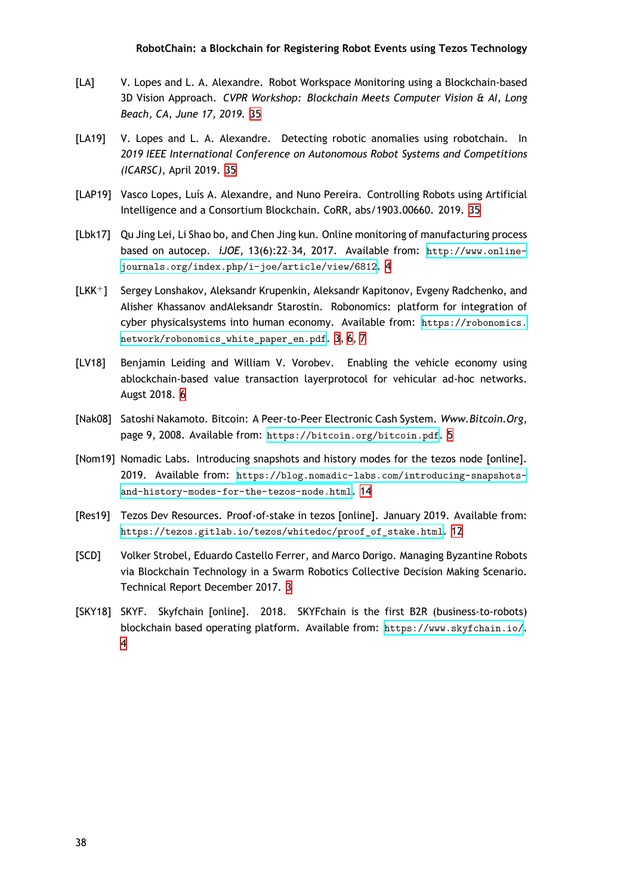[LA] V. Lopes and L. A. Alexandre. Robot Workspace Monitoring using a Blockchain-based 3D Vision Approach. *CVPR Workshop: Blockchain Meets Computer Vision & AI, Long Beach, CA, June 17, 2019.* 35

[LA19] V. Lopes and L. A. Alexandre. Detecting robotic anomalies using robotchain. In *2019 IEEE International Conference on Autonomous Robot Systems and Competitions (ICARSC)*, April 2019. 35

[LAP19] Vasco Lopes, Luís A. Alexandre, and Nuno Pereira. Controlling Robots using Artificial Intelligence and a Consortium Blockchain. CoRR, abs/1903.00660. 2019. 35

[Lbk17] Qu Jing Lei, Li Shao bo, and Chen Jing kun. Online monitoring of manufacturing process based on autocep. *iJOE*, 13(6):22–34, 2017. Available from: http://www.online-journals.org/index.php/i-joe/article/view/6812. 4

[LKK+] Sergey Lonshakov, Aleksandr Krupenkin, Aleksandr Kapitonov, Evgeny Radchenko, and Alisher Khassanov andAleksandr Starostin. Robonomics: platform for integration of cyber physicalsystems into human economy. Available from: https://robonomics.network/robonomics_white_paper_en.pdf. 3, 6, 7

[LV18] Benjamin Leiding and William V. Vorobev. Enabling the vehicle economy using ablockchain-based value transaction layerprotocol for vehicular ad-hoc networks. Augst 2018. 6

[Nak08] Satoshi Nakamoto. Bitcoin: A Peer-to-Peer Electronic Cash System. *Www.Bitcoin.Org*, page 9, 2008. Available from: https://bitcoin.org/bitcoin.pdf. 5

[Nom19] Nomadic Labs. Introducing snapshots and history modes for the tezos node [online]. 2019. Available from: https://blog.nomadic-labs.com/introducing-snapshots-and-history-modes-for-the-tezos-node.html. 14

[Res19] Tezos Dev Resources. Proof-of-stake in tezos [online]. January 2019. Available from: https://tezos.gitlab.io/tezos/whitedoc/proof_of_stake.html. 12

[SCD] Volker Strobel, Eduardo Castello Ferrer, and Marco Dorigo. Managing Byzantine Robots via Blockchain Technology in a Swarm Robotics Collective Decision Making Scenario. Technical Report December 2017. 3

[SKY18] SKYF. Skyfchain [online]. 2018. SKYFchain is the first B2R (business-to-robots) blockchain based operating platform. Available from: https://www.skyfchain.io/. 4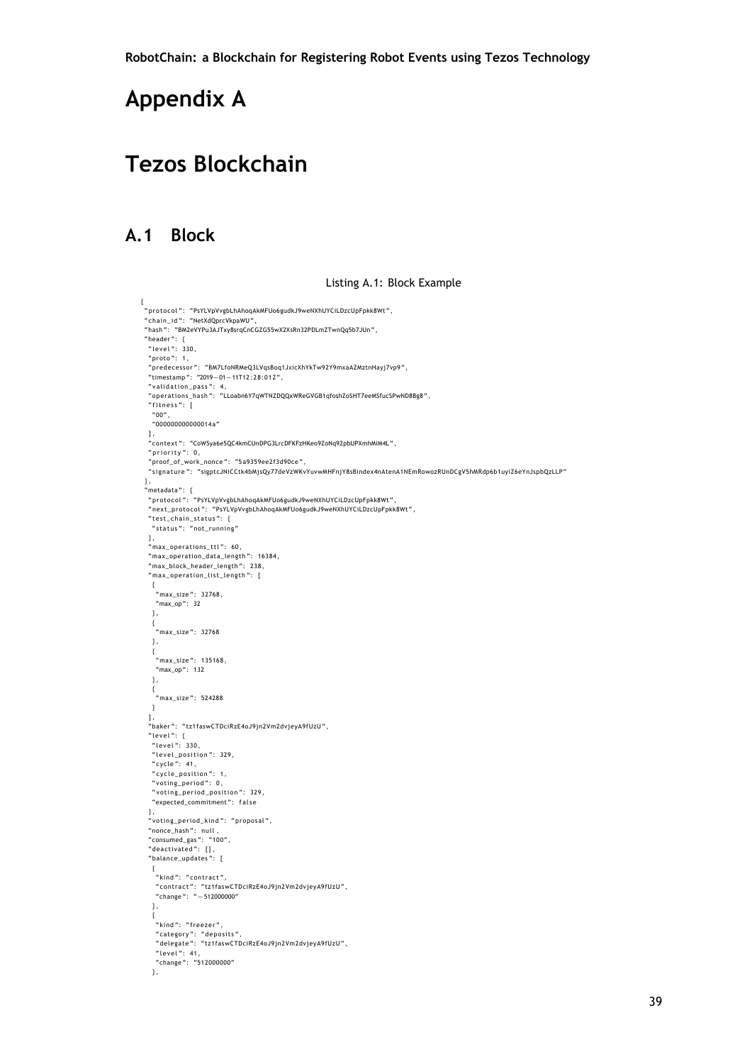# Appendix A

# Tezos Blockchain

## A.1 Block

Listing A.1: Block Example

```
{
 "protocol": "PsYLVpVvgbLhAhoqAkMFUo6gudkJ9weNXhUYCiLDzcUpFpkk8Wt",
 "chain_id": "NetXdQprcVkpaWU",
 "hash": "BM2eVYPu3AJTxy8srqCnCGZG55wX2XsRn32PDLmZTwnQq5b7JUn",
 "header": {
  "level": 330,
  "proto": 1,
  "predecessor": "BM7LfoNRMeQ3LVqsBoq1JxicXhYkTw92Y9mxaAZMztnHayj7vp9",
  "timestamp": "2019-01-11T12:28:01Z",
  "validation_pass": 4,
  "operations_hash": "LLoabn6Y7qWTNZDQQxWReGVGB1qfoshZoSHT7eeMSfucSPwND8Bg8",
  "fitness": [
   "00",
   "000000000000014a"
  ],
  "context": "CoWSya6e5QC4kmCUnDPG3LrcDFKFzHKeo9ZoNq92pbUPXmhMiM4L",
  "priority": 0,
  "proof_of_work_nonce": "5a9359ee2f3d90ce",
  "signature": "sigptcJNiCCtk4bMjsQy77deVzWKvYuvwMHFnjY8sBindex4nAtenA1NEmRowozRUnDCgV5hMRdp6b1uyiZ6eYnJspbQzLLP"
 },
 "metadata": {
  "protocol": "PsYLVpVvgbLhAhoqAkMFUo6gudkJ9weNXhUYCiLDzcUpFpkk8Wt",
  "next_protocol": "PsYLVpVvgbLhAhoqAkMFUo6gudkJ9weNXhUYCiLDzcUpFpkk8Wt",
  "test_chain_status": {
   "status": "not_running"
  },
  "max_operations_ttl": 60,
  "max_operation_data_length": 16384,
  "max_block_header_length": 238,
  "max_operation_list_length": [
   {
    "max_size": 32768,
    "max_op": 32
   },
   {
    "max_size": 32768
   },
   {
    "max_size": 135168,
    "max_op": 132
   },
   {
    "max_size": 524288
   }
  ],
  "baker": "tz1faswCTDciRzE4oJ9jn2Vm2dvjeyA9fUzU",
  "level": {
   "level": 330,
   "level_position": 329,
   "cycle": 41,
   "cycle_position": 1,
   "voting_period": 0,
   "voting_period_position": 329,
   "expected_commitment": false
  },
  "voting_period_kind": "proposal",
  "nonce_hash": null,
  "consumed_gas": "100",
  "deactivated": [],
  "balance_updates": [
   {
    "kind": "contract",
    "contract": "tz1faswCTDciRzE4oJ9jn2Vm2dvjeyA9fUzU",
    "change": "-512000000"
   },
   {
    "kind": "freezer",
    "category": "deposits",
    "delegate": "tz1faswCTDciRzE4oJ9jn2Vm2dvjeyA9fUzU",
    "level": 41,
    "change": "512000000"
   },
```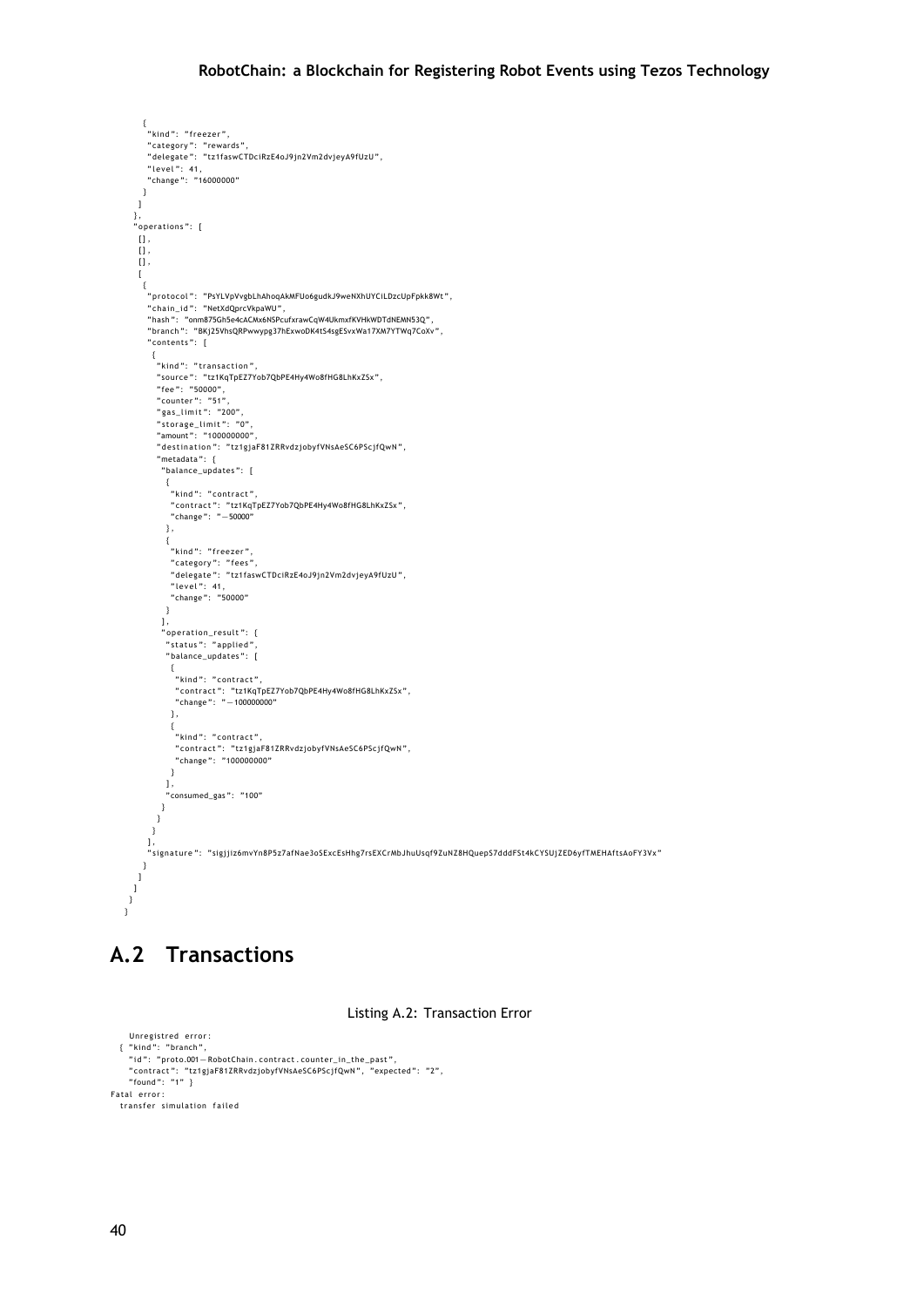```
        {
          "kind": "freezer",
          "category": "rewards",
          "delegate": "tz1faswCTDciRzE4oJ9jn2Vm2dvjeyA9fUzU",
          "level": 41,
          "change": "16000000"
        }
      ]
    },
    "operations": [
      [],
      [],
      [],
      [
        {
          "protocol": "PsYLVpVvgbLhAhoqAkMFUo6gudkJ9weNXhUYCiLDzcUpFpkk8Wt",
          "chain_id": "NetXdQprcVkpaWU",
          "hash": "onm875Gh5e4cACMx6NSPcufxrawCqW4UkmxfKVHkWDTdNEMN53Q",
          "branch": "BKj25VhsQRPwwypg37hExwoDK4tS4sgESvxWa17XM7YTWq7CoXv",
          "contents": [
            {
              "kind": "transaction",
              "source": "tz1KqTpEZ7Yob7QbPE4Hy4Wo8fHG8LhKxZSx",
              "fee": "50000",
              "counter": "51",
              "gas_limit": "200",
              "storage_limit": "0",
              "amount": "100000000",
              "destination": "tz1gjaF81ZRRvdzjobyfVNsAeSC6PScjfQwN",
              "metadata": {
                "balance_updates": [
                  {
                    "kind": "contract",
                    "contract": "tz1KqTpEZ7Yob7QbPE4Hy4Wo8fHG8LhKxZSx",
                    "change": "-50000"
                  },
                  {
                    "kind": "freezer",
                    "category": "fees",
                    "delegate": "tz1faswCTDciRzE4oJ9jn2Vm2dvjeyA9fUzU",
                    "level": 41,
                    "change": "50000"
                  }
                ],
                "operation_result": {
                  "status": "applied",
                  "balance_updates": [
                    {
                      "kind": "contract",
                      "contract": "tz1KqTpEZ7Yob7QbPE4Hy4Wo8fHG8LhKxZSx",
                      "change": "-100000000"
                    },
                    {
                      "kind": "contract",
                      "contract": "tz1gjaF81ZRRvdzjobyfVNsAeSC6PScjfQwN",
                      "change": "100000000"
                    }
                  ],
                  "consumed_gas": "100"
                }
              }
            }
          ],
          "signature": "sigjjiz6mvYn8P5z7afNae3oSExcEsHhg7rsEXCrMbJhuUsqf9ZuNZ8HQuepS7dddFSt4kCYSUjZED6yfTMEHAftsAoFY3Vx"
        }
      ]
    ]
  }
}
```

## A.2 Transactions

Listing A.2: Transaction Error

```
    Unregistred error:
  { "kind": "branch",
    "id": "proto.001-RobotChain.contract.counter_in_the_past",
    "contract": "tz1gjaF81ZRRvdzjobyfVNsAeSC6PScjfQwN", "expected": "2",
    "found": "1" }
Fatal error:
  transfer simulation failed
```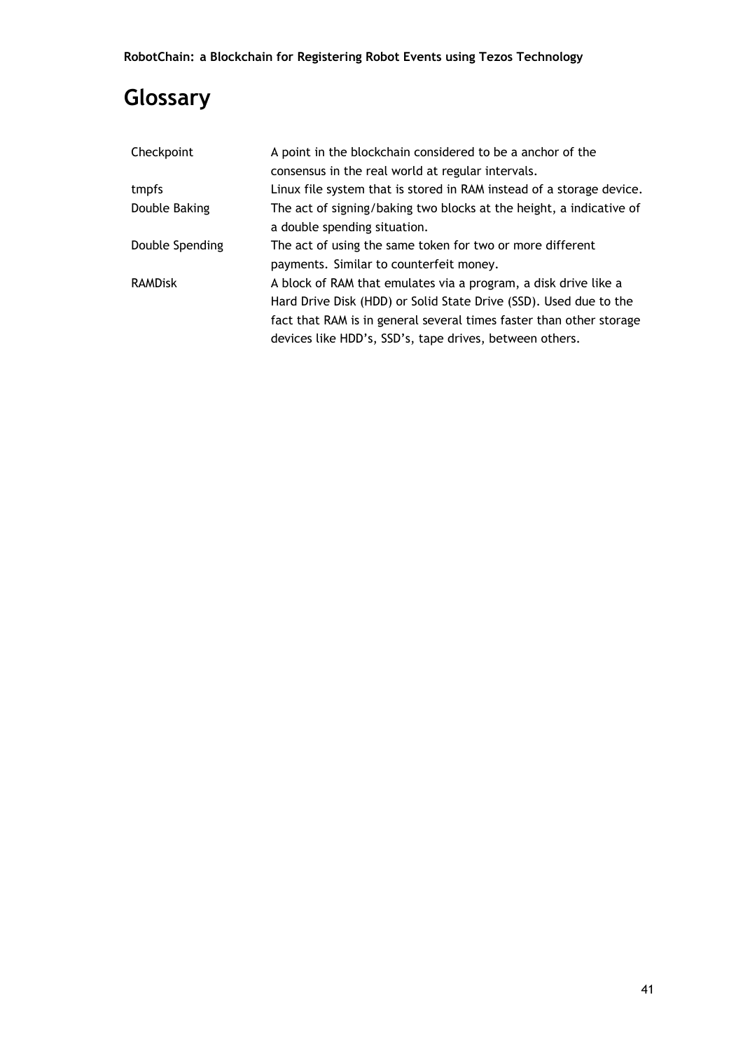# Glossary

| | |
|---|---|
| Checkpoint | A point in the blockchain considered to be a anchor of the consensus in the real world at regular intervals. |
| tmpfs | Linux file system that is stored in RAM instead of a storage device. |
| Double Baking | The act of signing/baking two blocks at the height, a indicative of a double spending situation. |
| Double Spending | The act of using the same token for two or more different payments. Similar to counterfeit money. |
| RAMDisk | A block of RAM that emulates via a program, a disk drive like a Hard Drive Disk (HDD) or Solid State Drive (SSD). Used due to the fact that RAM is in general several times faster than other storage devices like HDD's, SSD's, tape drives, between others. |